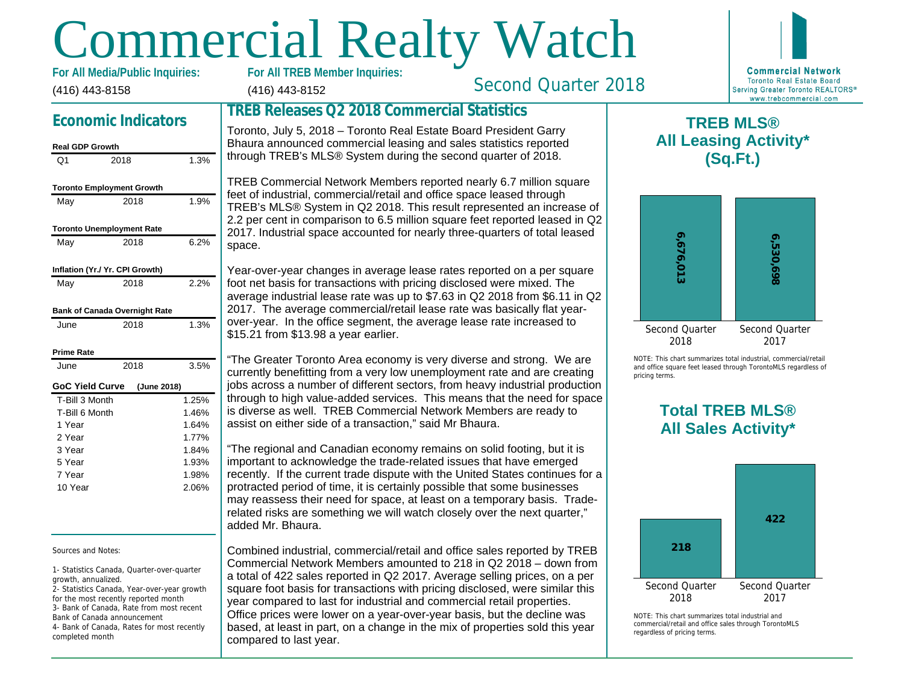# Commercial Realty Watch

**For All Media/Public Inquiries:**
(416) 443-8158

**For All TREB Member Inquiries:**
(416) 443-8152

Second Quarter 2018

**Commercial Network**
Toronto Real Estate Board
Serving Greater Toronto REALTORS®
www.trebcommercial.com

## Economic Indicators

**Real GDP Growth**

| Q1 | 2018 | 1.3% |
|---|---|---|

**Toronto Employment Growth**

| May | 2018 | 1.9% |
|---|---|---|

**Toronto Unemployment Rate**

| May | 2018 | 6.2% |
|---|---|---|

**Inflation (Yr./ Yr. CPI Growth)**

| May | 2018 | 2.2% |
|---|---|---|

**Bank of Canada Overnight Rate**

| June | 2018 | 1.3% |
|---|---|---|

**Prime Rate**

| June | 2018 | 3.5% |
|---|---|---|

**GoC Yield Curve (June 2018)**

| Term | Rate |
|---|---|
| T-Bill 3 Month | 1.25% |
| T-Bill 6 Month | 1.46% |
| 1 Year | 1.64% |
| 2 Year | 1.77% |
| 3 Year | 1.84% |
| 5 Year | 1.93% |
| 7 Year | 1.98% |
| 10 Year | 2.06% |

Sources and Notes:

1- Statistics Canada, Quarter-over-quarter growth, annualized.
2- Statistics Canada, Year-over-year growth for the most recently reported month
3- Bank of Canada, Rate from most recent Bank of Canada announcement
4- Bank of Canada, Rates for most recently completed month

## TREB Releases Q2 2018 Commercial Statistics

Toronto, July 5, 2018 – Toronto Real Estate Board President Garry Bhaura announced commercial leasing and sales statistics reported through TREB's MLS® System during the second quarter of 2018.

TREB Commercial Network Members reported nearly 6.7 million square feet of industrial, commercial/retail and office space leased through TREB's MLS® System in Q2 2018. This result represented an increase of 2.2 per cent in comparison to 6.5 million square feet reported leased in Q2 2017. Industrial space accounted for nearly three-quarters of total leased space.

Year-over-year changes in average lease rates reported on a per square foot net basis for transactions with pricing disclosed were mixed. The average industrial lease rate was up to $7.63 in Q2 2018 from $6.11 in Q2 2017. The average commercial/retail lease rate was basically flat year-over-year. In the office segment, the average lease rate increased to $15.21 from $13.98 a year earlier.

"The Greater Toronto Area economy is very diverse and strong. We are currently benefitting from a very low unemployment rate and are creating jobs across a number of different sectors, from heavy industrial production through to high value-added services. This means that the need for space is diverse as well. TREB Commercial Network Members are ready to assist on either side of a transaction," said Mr Bhaura.

"The regional and Canadian economy remains on solid footing, but it is important to acknowledge the trade-related issues that have emerged recently. If the current trade dispute with the United States continues for a protracted period of time, it is certainly possible that some businesses may reassess their need for space, at least on a temporary basis. Trade-related risks are something we will watch closely over the next quarter," added Mr. Bhaura.

Combined industrial, commercial/retail and office sales reported by TREB Commercial Network Members amounted to 218 in Q2 2018 – down from a total of 422 sales reported in Q2 2017. Average selling prices, on a per square foot basis for transactions with pricing disclosed, were similar this year compared to last for industrial and commercial retail properties. Office prices were lower on a year-over-year basis, but the decline was based, at least in part, on a change in the mix of properties sold this year compared to last year.

## TREB MLS® All Leasing Activity* (Sq.Ft.)

| Second Quarter 2018 | Second Quarter 2017 |
|---|---|
| 6,676,013 | 6,530,698 |

NOTE: This chart summarizes total industrial, commercial/retail and office square feet leased through TorontoMLS regardless of pricing terms.

## Total TREB MLS® All Sales Activity*

| Second Quarter 2018 | Second Quarter 2017 |
|---|---|
| 218 | 422 |

NOTE: This chart summarizes total industrial and commercial/retail and office sales through TorontoMLS regardless of pricing terms.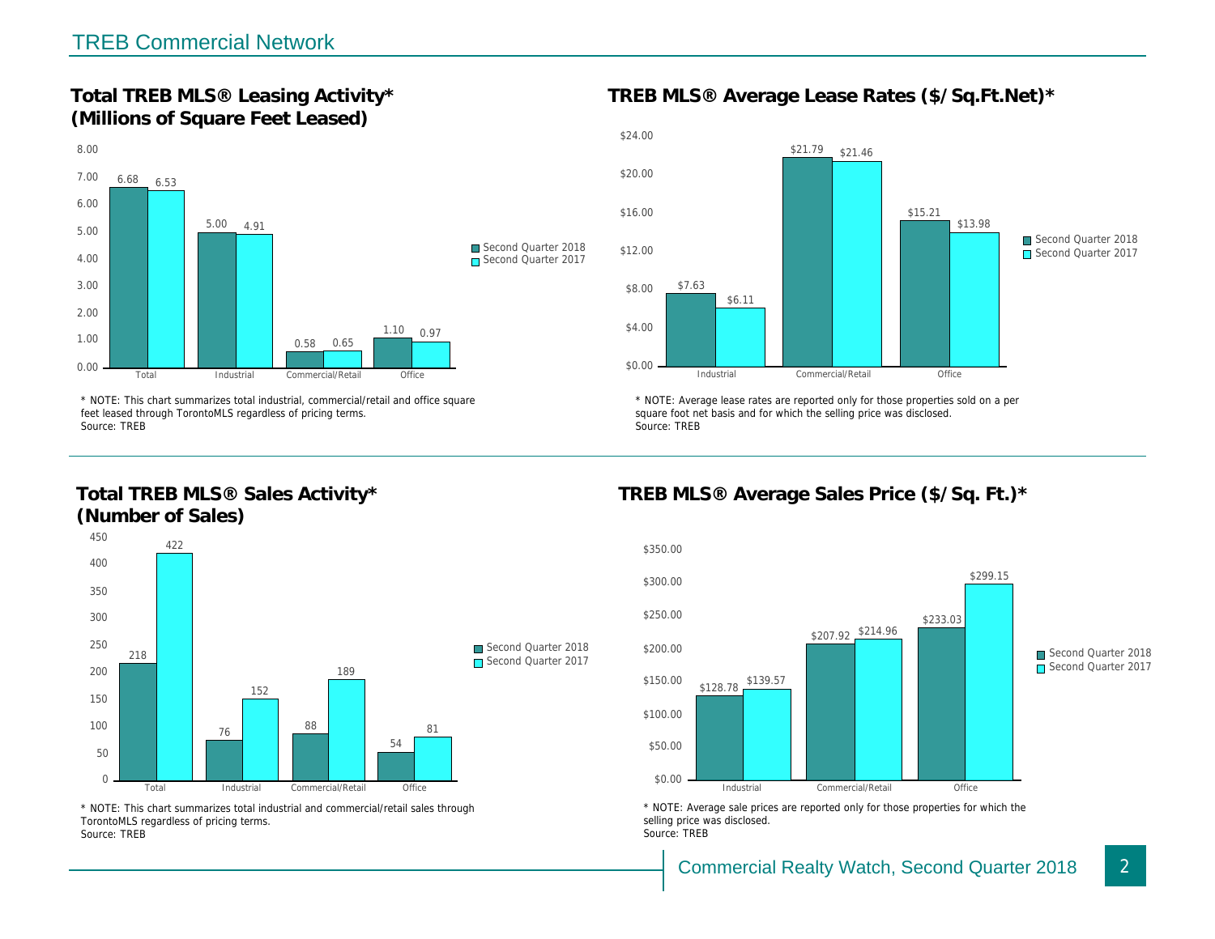## TREB Commercial Network

### Total TREB MLS® Leasing Activity* (Millions of Square Feet Leased)

| | Second Quarter 2018 | Second Quarter 2017 |
|---|---|---|
| Total | 6.68 | 6.53 |
| Industrial | 5.00 | 4.91 |
| Commercial/Retail | 0.58 | 0.65 |
| Office | 1.10 | 0.97 |

* NOTE: This chart summarizes total industrial, commercial/retail and office square feet leased through TorontoMLS regardless of pricing terms.
Source: TREB

### TREB MLS® Average Lease Rates ($/Sq.Ft.Net)*

| | Second Quarter 2018 | Second Quarter 2017 |
|---|---|---|
| Industrial | $7.63 | $6.11 |
| Commercial/Retail | $21.79 | $21.46 |
| Office | $15.21 | $13.98 |

* NOTE: Average lease rates are reported only for those properties sold on a per square foot net basis and for which the selling price was disclosed.
Source: TREB

### Total TREB MLS® Sales Activity* (Number of Sales)

| | Second Quarter 2018 | Second Quarter 2017 |
|---|---|---|
| Total | 218 | 422 |
| Industrial | 76 | 152 |
| Commercial/Retail | 88 | 189 |
| Office | 54 | 81 |

* NOTE: This chart summarizes total industrial and commercial/retail sales through TorontoMLS regardless of pricing terms.
Source: TREB

### TREB MLS® Average Sales Price ($/Sq. Ft.)*

| | Second Quarter 2018 | Second Quarter 2017 |
|---|---|---|
| Industrial | $128.78 | $139.57 |
| Commercial/Retail | $207.92 | $214.96 |
| Office | $233.03 | $299.15 |

* NOTE: Average sale prices are reported only for those properties for which the selling price was disclosed.
Source: TREB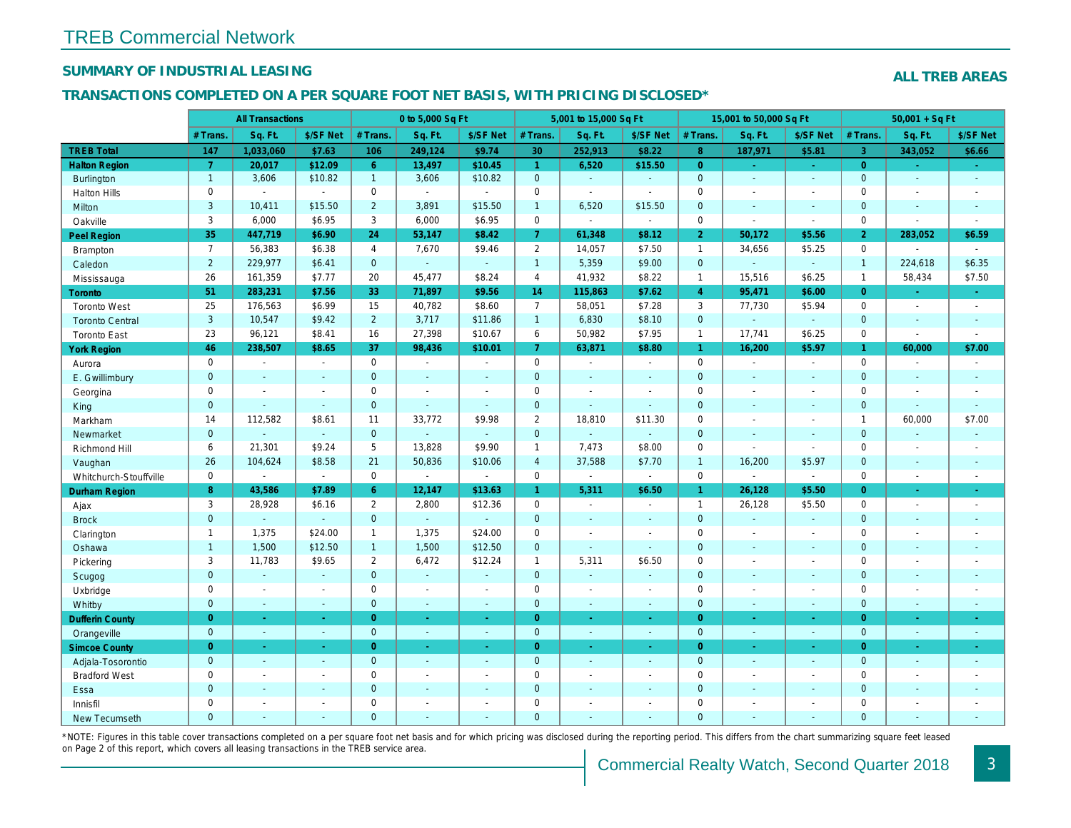# TREB Commercial Network

## SUMMARY OF INDUSTRIAL LEASING

**ALL TREB AREAS**

## TRANSACTIONS COMPLETED ON A PER SQUARE FOOT NET BASIS, WITH PRICING DISCLOSED*

| | All Transactions | | | 0 to 5,000 Sq Ft | | | 5,001 to 15,000 Sq Ft | | | 15,001 to 50,000 Sq Ft | | | 50,001 + Sq Ft | | |
|---|---|---|---|---|---|---|---|---|---|---|---|---|---|---|---|
| | # Trans. | Sq. Ft. | $/SF Net | # Trans. | Sq. Ft. | $/SF Net | # Trans. | Sq. Ft. | $/SF Net | # Trans. | Sq. Ft. | $/SF Net | # Trans. | Sq. Ft. | $/SF Net |
| **TREB Total** | **147** | **1,033,060** | **$7.63** | **106** | **249,124** | **$9.74** | **30** | **252,913** | **$8.22** | **8** | **187,971** | **$5.81** | **3** | **343,052** | **$6.66** |
| **Halton Region** | **7** | **20,017** | **$12.09** | **6** | **13,497** | **$10.45** | **1** | **6,520** | **$15.50** | **0** | **-** | **-** | **0** | **-** | **-** |
| Burlington | 1 | 3,606 | $10.82 | 1 | 3,606 | $10.82 | 0 | - | - | 0 | - | - | 0 | - | - |
| Halton Hills | 0 | - | - | 0 | - | - | 0 | - | - | 0 | - | - | 0 | - | - |
| Milton | 3 | 10,411 | $15.50 | 2 | 3,891 | $15.50 | 1 | 6,520 | $15.50 | 0 | - | - | 0 | - | - |
| Oakville | 3 | 6,000 | $6.95 | 3 | 6,000 | $6.95 | 0 | - | - | 0 | - | - | 0 | - | - |
| **Peel Region** | **35** | **447,719** | **$6.90** | **24** | **53,147** | **$8.42** | **7** | **61,348** | **$8.12** | **2** | **50,172** | **$5.56** | **2** | **283,052** | **$6.59** |
| Brampton | 7 | 56,383 | $6.38 | 4 | 7,670 | $9.46 | 2 | 14,057 | $7.50 | 1 | 34,656 | $5.25 | 0 | - | - |
| Caledon | 2 | 229,977 | $6.41 | 0 | - | - | 1 | 5,359 | $9.00 | 0 | - | - | 1 | 224,618 | $6.35 |
| Mississauga | 26 | 161,359 | $7.77 | 20 | 45,477 | $8.24 | 4 | 41,932 | $8.22 | 1 | 15,516 | $6.25 | 1 | 58,434 | $7.50 |
| **Toronto** | **51** | **283,231** | **$7.56** | **33** | **71,897** | **$9.56** | **14** | **115,863** | **$7.62** | **4** | **95,471** | **$6.00** | **0** | **-** | **-** |
| Toronto West | 25 | 176,563 | $6.99 | 15 | 40,782 | $8.60 | 7 | 58,051 | $7.28 | 3 | 77,730 | $5.94 | 0 | - | - |
| Toronto Central | 3 | 10,547 | $9.42 | 2 | 3,717 | $11.86 | 1 | 6,830 | $8.10 | 0 | - | - | 0 | - | - |
| Toronto East | 23 | 96,121 | $8.41 | 16 | 27,398 | $10.67 | 6 | 50,982 | $7.95 | 1 | 17,741 | $6.25 | 0 | - | - |
| **York Region** | **46** | **238,507** | **$8.65** | **37** | **98,436** | **$10.01** | **7** | **63,871** | **$8.80** | **1** | **16,200** | **$5.97** | **1** | **60,000** | **$7.00** |
| Aurora | 0 | - | - | 0 | - | - | 0 | - | - | 0 | - | - | 0 | - | - |
| E. Gwillimbury | 0 | - | - | 0 | - | - | 0 | - | - | 0 | - | - | 0 | - | - |
| Georgina | 0 | - | - | 0 | - | - | 0 | - | - | 0 | - | - | 0 | - | - |
| King | 0 | - | - | 0 | - | - | 0 | - | - | 0 | - | - | 0 | - | - |
| Markham | 14 | 112,582 | $8.61 | 11 | 33,772 | $9.98 | 2 | 18,810 | $11.30 | 0 | - | - | 1 | 60,000 | $7.00 |
| Newmarket | 0 | - | - | 0 | - | - | 0 | - | - | 0 | - | - | 0 | - | - |
| Richmond Hill | 6 | 21,301 | $9.24 | 5 | 13,828 | $9.90 | 1 | 7,473 | $8.00 | 0 | - | - | 0 | - | - |
| Vaughan | 26 | 104,624 | $8.58 | 21 | 50,836 | $10.06 | 4 | 37,588 | $7.70 | 1 | 16,200 | $5.97 | 0 | - | - |
| Whitchurch-Stouffville | 0 | - | - | 0 | - | - | 0 | - | - | 0 | - | - | 0 | - | - |
| **Durham Region** | **8** | **43,586** | **$7.89** | **6** | **12,147** | **$13.63** | **1** | **5,311** | **$6.50** | **1** | **26,128** | **$5.50** | **0** | **-** | **-** |
| Ajax | 3 | 28,928 | $6.16 | 2 | 2,800 | $12.36 | 0 | - | - | 1 | 26,128 | $5.50 | 0 | - | - |
| Brock | 0 | - | - | 0 | - | - | 0 | - | - | 0 | - | - | 0 | - | - |
| Clarington | 1 | 1,375 | $24.00 | 1 | 1,375 | $24.00 | 0 | - | - | 0 | - | - | 0 | - | - |
| Oshawa | 1 | 1,500 | $12.50 | 1 | 1,500 | $12.50 | 0 | - | - | 0 | - | - | 0 | - | - |
| Pickering | 3 | 11,783 | $9.65 | 2 | 6,472 | $12.24 | 1 | 5,311 | $6.50 | 0 | - | - | 0 | - | - |
| Scugog | 0 | - | - | 0 | - | - | 0 | - | - | 0 | - | - | 0 | - | - |
| Uxbridge | 0 | - | - | 0 | - | - | 0 | - | - | 0 | - | - | 0 | - | - |
| Whitby | 0 | - | - | 0 | - | - | 0 | - | - | 0 | - | - | 0 | - | - |
| **Dufferin County** | **0** | **-** | **-** | **0** | **-** | **-** | **0** | **-** | **-** | **0** | **-** | **-** | **0** | **-** | **-** |
| Orangeville | 0 | - | - | 0 | - | - | 0 | - | - | 0 | - | - | 0 | - | - |
| **Simcoe County** | **0** | **-** | **-** | **0** | **-** | **-** | **0** | **-** | **-** | **0** | **-** | **-** | **0** | **-** | **-** |
| Adjala-Tosorontio | 0 | - | - | 0 | - | - | 0 | - | - | 0 | - | - | 0 | - | - |
| Bradford West | 0 | - | - | 0 | - | - | 0 | - | - | 0 | - | - | 0 | - | - |
| Essa | 0 | - | - | 0 | - | - | 0 | - | - | 0 | - | - | 0 | - | - |
| Innisfil | 0 | - | - | 0 | - | - | 0 | - | - | 0 | - | - | 0 | - | - |
| New Tecumseth | 0 | - | - | 0 | - | - | 0 | - | - | 0 | - | - | 0 | - | - |

*NOTE: Figures in this table cover transactions completed on a per square foot net basis and for which pricing was disclosed during the reporting period. This differs from the chart summarizing square feet leased on Page 2 of this report, which covers all leasing transactions in the TREB service area.

Commercial Realty Watch, Second Quarter 2018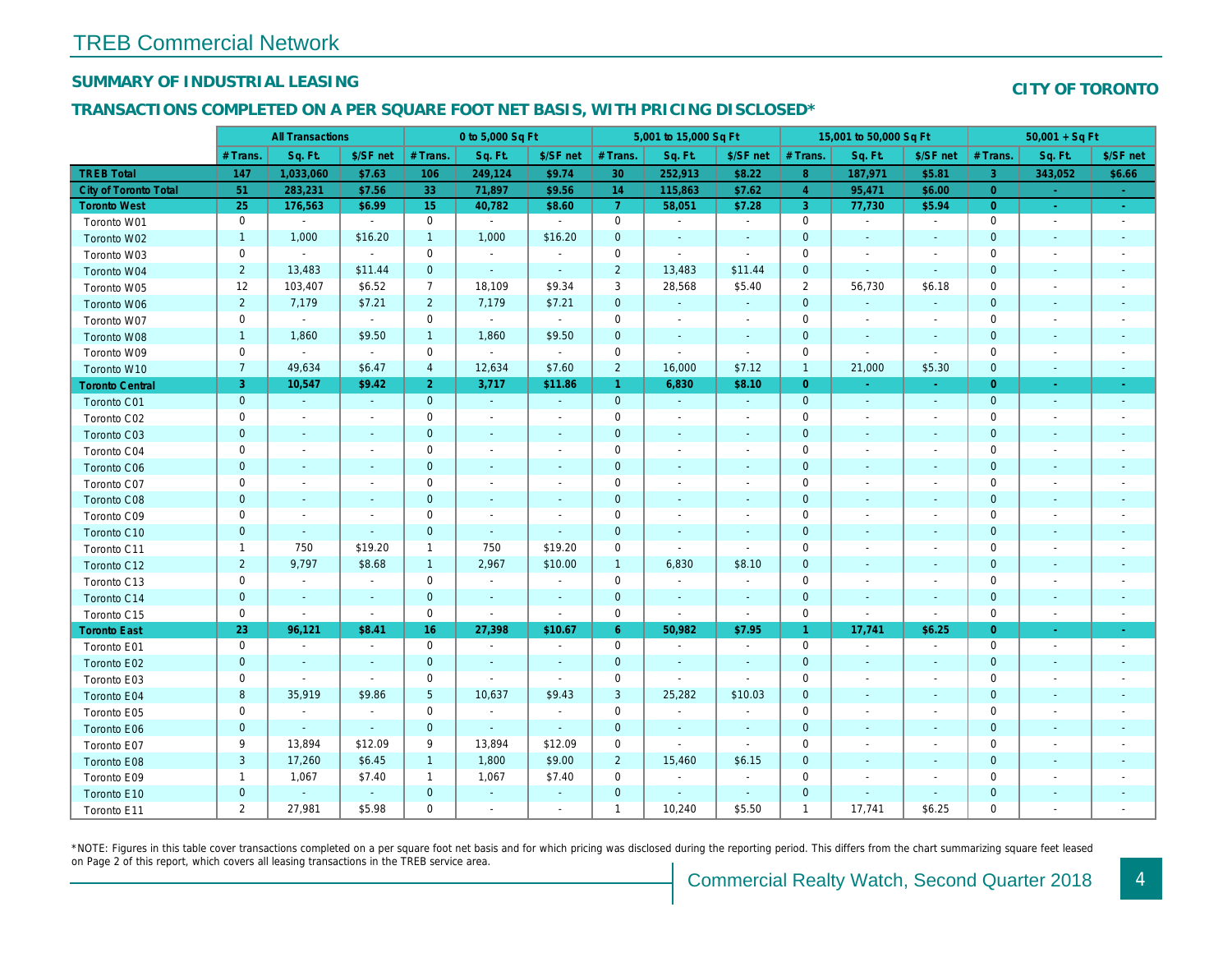# TREB Commercial Network

## SUMMARY OF INDUSTRIAL LEASING

**CITY OF TORONTO**

## TRANSACTIONS COMPLETED ON A PER SQUARE FOOT NET BASIS, WITH PRICING DISCLOSED*

| | All Transactions | | | 0 to 5,000 Sq Ft | | | 5,001 to 15,000 Sq Ft | | | 15,001 to 50,000 Sq Ft | | | 50,001 + Sq Ft | | |
|---|---|---|---|---|---|---|---|---|---|---|---|---|---|---|---|
| | # Trans. | Sq. Ft. | $/SF net | # Trans. | Sq. Ft. | $/SF net | # Trans. | Sq. Ft. | $/SF net | # Trans. | Sq. Ft. | $/SF net | # Trans. | Sq. Ft. | $/SF net |
| **TREB Total** | **147** | **1,033,060** | **$7.63** | **106** | **249,124** | **$9.74** | **30** | **252,913** | **$8.22** | **8** | **187,971** | **$5.81** | **3** | **343,052** | **$6.66** |
| **City of Toronto Total** | **51** | **283,231** | **$7.56** | **33** | **71,897** | **$9.56** | **14** | **115,863** | **$7.62** | **4** | **95,471** | **$6.00** | **0** | **-** | **-** |
| **Toronto West** | **25** | **176,563** | **$6.99** | **15** | **40,782** | **$8.60** | **7** | **58,051** | **$7.28** | **3** | **77,730** | **$5.94** | **0** | **-** | **-** |
| Toronto W01 | 0 | - | - | 0 | - | - | 0 | - | - | 0 | - | - | 0 | - | - |
| Toronto W02 | 1 | 1,000 | $16.20 | 1 | 1,000 | $16.20 | 0 | - | - | 0 | - | - | 0 | - | - |
| Toronto W03 | 0 | - | - | 0 | - | - | 0 | - | - | 0 | - | - | 0 | - | - |
| Toronto W04 | 2 | 13,483 | $11.44 | 0 | - | - | 2 | 13,483 | $11.44 | 0 | - | - | 0 | - | - |
| Toronto W05 | 12 | 103,407 | $6.52 | 7 | 18,109 | $9.34 | 3 | 28,568 | $5.40 | 2 | 56,730 | $6.18 | 0 | - | - |
| Toronto W06 | 2 | 7,179 | $7.21 | 2 | 7,179 | $7.21 | 0 | - | - | 0 | - | - | 0 | - | - |
| Toronto W07 | 0 | - | - | 0 | - | - | 0 | - | - | 0 | - | - | 0 | - | - |
| Toronto W08 | 1 | 1,860 | $9.50 | 1 | 1,860 | $9.50 | 0 | - | - | 0 | - | - | 0 | - | - |
| Toronto W09 | 0 | - | - | 0 | - | - | 0 | - | - | 0 | - | - | 0 | - | - |
| Toronto W10 | 7 | 49,634 | $6.47 | 4 | 12,634 | $7.60 | 2 | 16,000 | $7.12 | 1 | 21,000 | $5.30 | 0 | - | - |
| **Toronto Central** | **3** | **10,547** | **$9.42** | **2** | **3,717** | **$11.86** | **1** | **6,830** | **$8.10** | **0** | **-** | **-** | **0** | **-** | **-** |
| Toronto C01 | 0 | - | - | 0 | - | - | 0 | - | - | 0 | - | - | 0 | - | - |
| Toronto C02 | 0 | - | - | 0 | - | - | 0 | - | - | 0 | - | - | 0 | - | - |
| Toronto C03 | 0 | - | - | 0 | - | - | 0 | - | - | 0 | - | - | 0 | - | - |
| Toronto C04 | 0 | - | - | 0 | - | - | 0 | - | - | 0 | - | - | 0 | - | - |
| Toronto C06 | 0 | - | - | 0 | - | - | 0 | - | - | 0 | - | - | 0 | - | - |
| Toronto C07 | 0 | - | - | 0 | - | - | 0 | - | - | 0 | - | - | 0 | - | - |
| Toronto C08 | 0 | - | - | 0 | - | - | 0 | - | - | 0 | - | - | 0 | - | - |
| Toronto C09 | 0 | - | - | 0 | - | - | 0 | - | - | 0 | - | - | 0 | - | - |
| Toronto C10 | 0 | - | - | 0 | - | - | 0 | - | - | 0 | - | - | 0 | - | - |
| Toronto C11 | 1 | 750 | $19.20 | 1 | 750 | $19.20 | 0 | - | - | 0 | - | - | 0 | - | - |
| Toronto C12 | 2 | 9,797 | $8.68 | 1 | 2,967 | $10.00 | 1 | 6,830 | $8.10 | 0 | - | - | 0 | - | - |
| Toronto C13 | 0 | - | - | 0 | - | - | 0 | - | - | 0 | - | - | 0 | - | - |
| Toronto C14 | 0 | - | - | 0 | - | - | 0 | - | - | 0 | - | - | 0 | - | - |
| Toronto C15 | 0 | - | - | 0 | - | - | 0 | - | - | 0 | - | - | 0 | - | - |
| **Toronto East** | **23** | **96,121** | **$8.41** | **16** | **27,398** | **$10.67** | **6** | **50,982** | **$7.95** | **1** | **17,741** | **$6.25** | **0** | **-** | **-** |
| Toronto E01 | 0 | - | - | 0 | - | - | 0 | - | - | 0 | - | - | 0 | - | - |
| Toronto E02 | 0 | - | - | 0 | - | - | 0 | - | - | 0 | - | - | 0 | - | - |
| Toronto E03 | 0 | - | - | 0 | - | - | 0 | - | - | 0 | - | - | 0 | - | - |
| Toronto E04 | 8 | 35,919 | $9.86 | 5 | 10,637 | $9.43 | 3 | 25,282 | $10.03 | 0 | - | - | 0 | - | - |
| Toronto E05 | 0 | - | - | 0 | - | - | 0 | - | - | 0 | - | - | 0 | - | - |
| Toronto E06 | 0 | - | - | 0 | - | - | 0 | - | - | 0 | - | - | 0 | - | - |
| Toronto E07 | 9 | 13,894 | $12.09 | 9 | 13,894 | $12.09 | 0 | - | - | 0 | - | - | 0 | - | - |
| Toronto E08 | 3 | 17,260 | $6.45 | 1 | 1,800 | $9.00 | 2 | 15,460 | $6.15 | 0 | - | - | 0 | - | - |
| Toronto E09 | 1 | 1,067 | $7.40 | 1 | 1,067 | $7.40 | 0 | - | - | 0 | - | - | 0 | - | - |
| Toronto E10 | 0 | - | - | 0 | - | - | 0 | - | - | 0 | - | - | 0 | - | - |
| Toronto E11 | 2 | 27,981 | $5.98 | 0 | - | - | 1 | 10,240 | $5.50 | 1 | 17,741 | $6.25 | 0 | - | - |

*NOTE: Figures in this table cover transactions completed on a per square foot net basis and for which pricing was disclosed during the reporting period. This differs from the chart summarizing square feet leased on Page 2 of this report, which covers all leasing transactions in the TREB service area.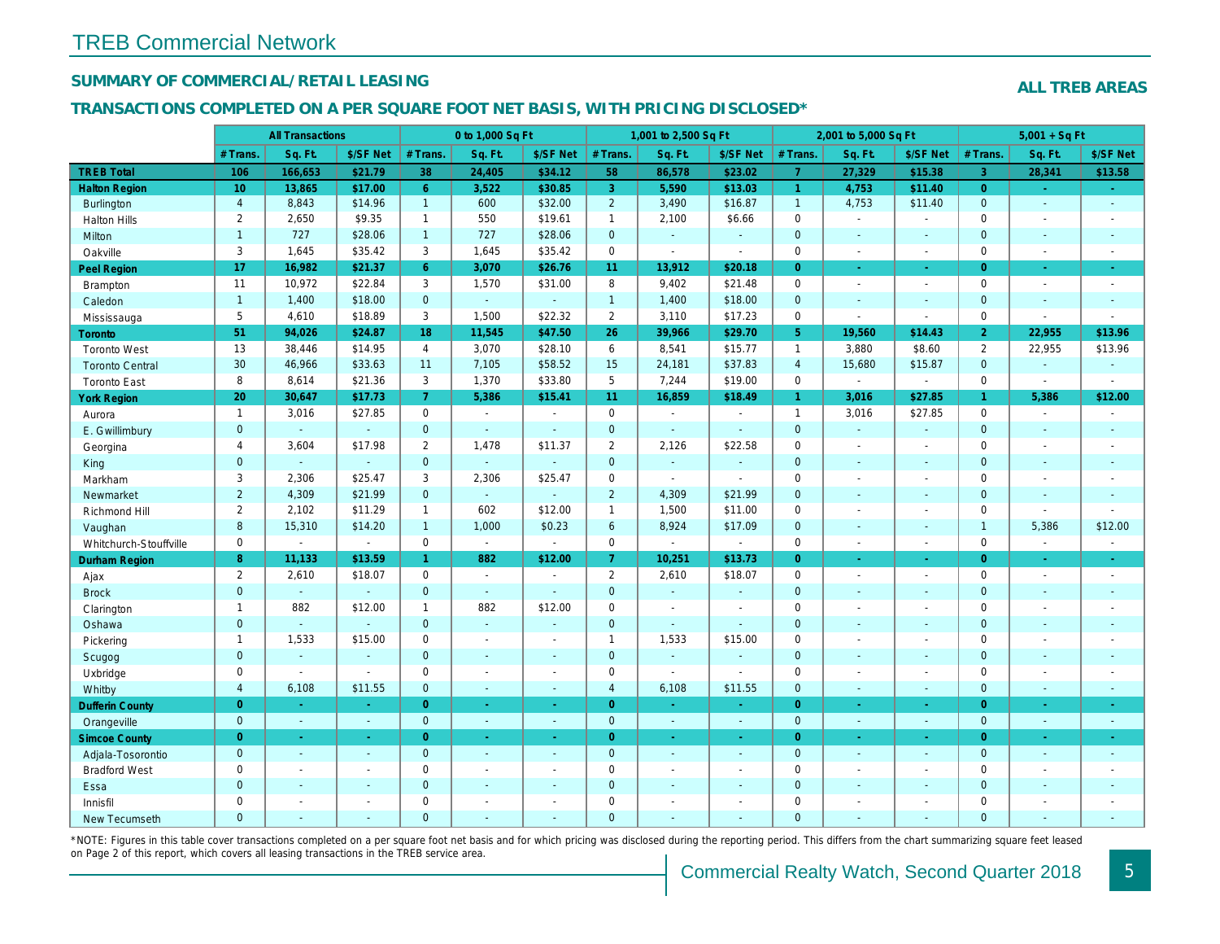# TREB Commercial Network

## SUMMARY OF COMMERCIAL/RETAIL LEASING

**ALL TREB AREAS**

## TRANSACTIONS COMPLETED ON A PER SQUARE FOOT NET BASIS, WITH PRICING DISCLOSED*

| | All Transactions | | | 0 to 1,000 Sq Ft | | | 1,001 to 2,500 Sq Ft | | | 2,001 to 5,000 Sq Ft | | | 5,001 + Sq Ft | | |
|---|---|---|---|---|---|---|---|---|---|---|---|---|---|---|---|
| | # Trans. | Sq. Ft. | $/SF Net | # Trans. | Sq. Ft. | $/SF Net | # Trans. | Sq. Ft. | $/SF Net | # Trans. | Sq. Ft. | $/SF Net | # Trans. | Sq. Ft. | $/SF Net |
| **TREB Total** | **106** | **166,653** | **$21.79** | **38** | **24,405** | **$34.12** | **58** | **86,578** | **$23.02** | **7** | **27,329** | **$15.38** | **3** | **28,341** | **$13.58** |
| **Halton Region** | **10** | **13,865** | **$17.00** | **6** | **3,522** | **$30.85** | **3** | **5,590** | **$13.03** | **1** | **4,753** | **$11.40** | **0** | **-** | **-** |
| Burlington | 4 | 8,843 | $14.96 | 1 | 600 | $32.00 | 2 | 3,490 | $16.87 | 1 | 4,753 | $11.40 | 0 | - | - |
| Halton Hills | 2 | 2,650 | $9.35 | 1 | 550 | $19.61 | 1 | 2,100 | $6.66 | 0 | - | - | 0 | - | - |
| Milton | 1 | 727 | $28.06 | 1 | 727 | $28.06 | 0 | - | - | 0 | - | - | 0 | - | - |
| Oakville | 3 | 1,645 | $35.42 | 3 | 1,645 | $35.42 | 0 | - | - | 0 | - | - | 0 | - | - |
| **Peel Region** | **17** | **16,982** | **$21.37** | **6** | **3,070** | **$26.76** | **11** | **13,912** | **$20.18** | **0** | **-** | **-** | **0** | **-** | **-** |
| Brampton | 11 | 10,972 | $22.84 | 3 | 1,570 | $31.00 | 8 | 9,402 | $21.48 | 0 | - | - | 0 | - | - |
| Caledon | 1 | 1,400 | $18.00 | 0 | - | - | 1 | 1,400 | $18.00 | 0 | - | - | 0 | - | - |
| Mississauga | 5 | 4,610 | $18.89 | 3 | 1,500 | $22.32 | 2 | 3,110 | $17.23 | 0 | - | - | 0 | - | - |
| **Toronto** | **51** | **94,026** | **$24.87** | **18** | **11,545** | **$47.50** | **26** | **39,966** | **$29.70** | **5** | **19,560** | **$14.43** | **2** | **22,955** | **$13.96** |
| Toronto West | 13 | 38,446 | $14.95 | 4 | 3,070 | $28.10 | 6 | 8,541 | $15.77 | 1 | 3,880 | $8.60 | 2 | 22,955 | $13.96 |
| Toronto Central | 30 | 46,966 | $33.63 | 11 | 7,105 | $58.52 | 15 | 24,181 | $37.83 | 4 | 15,680 | $15.87 | 0 | - | - |
| Toronto East | 8 | 8,614 | $21.36 | 3 | 1,370 | $33.80 | 5 | 7,244 | $19.00 | 0 | - | - | 0 | - | - |
| **York Region** | **20** | **30,647** | **$17.73** | **7** | **5,386** | **$15.41** | **11** | **16,859** | **$18.49** | **1** | **3,016** | **$27.85** | **1** | **5,386** | **$12.00** |
| Aurora | 1 | 3,016 | $27.85 | 0 | - | - | 0 | - | - | 1 | 3,016 | $27.85 | 0 | - | - |
| E. Gwillimbury | 0 | - | - | 0 | - | - | 0 | - | - | 0 | - | - | 0 | - | - |
| Georgina | 4 | 3,604 | $17.98 | 2 | 1,478 | $11.37 | 2 | 2,126 | $22.58 | 0 | - | - | 0 | - | - |
| King | 0 | - | - | 0 | - | - | 0 | - | - | 0 | - | - | 0 | - | - |
| Markham | 3 | 2,306 | $25.47 | 3 | 2,306 | $25.47 | 0 | - | - | 0 | - | - | 0 | - | - |
| Newmarket | 2 | 4,309 | $21.99 | 0 | - | - | 2 | 4,309 | $21.99 | 0 | - | - | 0 | - | - |
| Richmond Hill | 2 | 2,102 | $11.29 | 1 | 602 | $12.00 | 1 | 1,500 | $11.00 | 0 | - | - | 0 | - | - |
| Vaughan | 8 | 15,310 | $14.20 | 1 | 1,000 | $0.23 | 6 | 8,924 | $17.09 | 0 | - | - | 1 | 5,386 | $12.00 |
| Whitchurch-Stouffville | 0 | - | - | 0 | - | - | 0 | - | - | 0 | - | - | 0 | - | - |
| **Durham Region** | **8** | **11,133** | **$13.59** | **1** | **882** | **$12.00** | **7** | **10,251** | **$13.73** | **0** | **-** | **-** | **0** | **-** | **-** |
| Ajax | 2 | 2,610 | $18.07 | 0 | - | - | 2 | 2,610 | $18.07 | 0 | - | - | 0 | - | - |
| Brock | 0 | - | - | 0 | - | - | 0 | - | - | 0 | - | - | 0 | - | - |
| Clarington | 1 | 882 | $12.00 | 1 | 882 | $12.00 | 0 | - | - | 0 | - | - | 0 | - | - |
| Oshawa | 0 | - | - | 0 | - | - | 0 | - | - | 0 | - | - | 0 | - | - |
| Pickering | 1 | 1,533 | $15.00 | 0 | - | - | 1 | 1,533 | $15.00 | 0 | - | - | 0 | - | - |
| Scugog | 0 | - | - | 0 | - | - | 0 | - | - | 0 | - | - | 0 | - | - |
| Uxbridge | 0 | - | - | 0 | - | - | 0 | - | - | 0 | - | - | 0 | - | - |
| Whitby | 4 | 6,108 | $11.55 | 0 | - | - | 4 | 6,108 | $11.55 | 0 | - | - | 0 | - | - |
| **Dufferin County** | **0** | **-** | **-** | **0** | **-** | **-** | **0** | **-** | **-** | **0** | **-** | **-** | **0** | **-** | **-** |
| Orangeville | 0 | - | - | 0 | - | - | 0 | - | - | 0 | - | - | 0 | - | - |
| **Simcoe County** | **0** | **-** | **-** | **0** | **-** | **-** | **0** | **-** | **-** | **0** | **-** | **-** | **0** | **-** | **-** |
| Adjala-Tosorontio | 0 | - | - | 0 | - | - | 0 | - | - | 0 | - | - | 0 | - | - |
| Bradford West | 0 | - | - | 0 | - | - | 0 | - | - | 0 | - | - | 0 | - | - |
| Essa | 0 | - | - | 0 | - | - | 0 | - | - | 0 | - | - | 0 | - | - |
| Innisfil | 0 | - | - | 0 | - | - | 0 | - | - | 0 | - | - | 0 | - | - |
| New Tecumseth | 0 | - | - | 0 | - | - | 0 | - | - | 0 | - | - | 0 | - | - |

*NOTE: Figures in this table cover transactions completed on a per square foot net basis and for which pricing was disclosed during the reporting period. This differs from the chart summarizing square feet leased on Page 2 of this report, which covers all leasing transactions in the TREB service area.

Commercial Realty Watch, Second Quarter 2018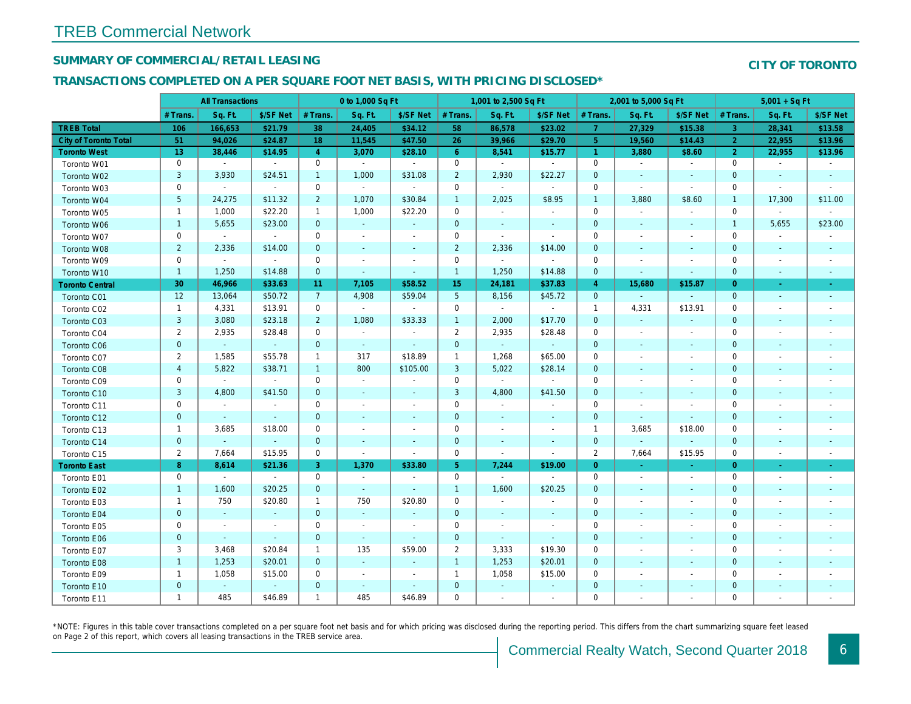# TREB Commercial Network

## SUMMARY OF COMMERCIAL/RETAIL LEASING

**CITY OF TORONTO**

## TRANSACTIONS COMPLETED ON A PER SQUARE FOOT NET BASIS, WITH PRICING DISCLOSED*

| | All Transactions | | | 0 to 1,000 Sq Ft | | | 1,001 to 2,500 Sq Ft | | | 2,001 to 5,000 Sq Ft | | | 5,001 + Sq Ft | | |
|---|---|---|---|---|---|---|---|---|---|---|---|---|---|---|---|
| | # Trans. | Sq. Ft. | $/SF Net | # Trans. | Sq. Ft. | $/SF Net | # Trans. | Sq. Ft. | $/SF Net | # Trans. | Sq. Ft. | $/SF Net | # Trans. | Sq. Ft. | $/SF Net |
| **TREB Total** | **106** | **166,653** | **$21.79** | **38** | **24,405** | **$34.12** | **58** | **86,578** | **$23.02** | **7** | **27,329** | **$15.38** | **3** | **28,341** | **$13.58** |
| **City of Toronto Total** | **51** | **94,026** | **$24.87** | **18** | **11,545** | **$47.50** | **26** | **39,966** | **$29.70** | **5** | **19,560** | **$14.43** | **2** | **22,955** | **$13.96** |
| **Toronto West** | **13** | **38,446** | **$14.95** | **4** | **3,070** | **$28.10** | **6** | **8,541** | **$15.77** | **1** | **3,880** | **$8.60** | **2** | **22,955** | **$13.96** |
| Toronto W01 | 0 | - | - | 0 | - | - | 0 | - | - | 0 | - | - | 0 | - | - |
| Toronto W02 | 3 | 3,930 | $24.51 | 1 | 1,000 | $31.08 | 2 | 2,930 | $22.27 | 0 | - | - | 0 | - | - |
| Toronto W03 | 0 | - | - | 0 | - | - | 0 | - | - | 0 | - | - | 0 | - | - |
| Toronto W04 | 5 | 24,275 | $11.32 | 2 | 1,070 | $30.84 | 1 | 2,025 | $8.95 | 1 | 3,880 | $8.60 | 1 | 17,300 | $11.00 |
| Toronto W05 | 1 | 1,000 | $22.20 | 1 | 1,000 | $22.20 | 0 | - | - | 0 | - | - | 0 | - | - |
| Toronto W06 | 1 | 5,655 | $23.00 | 0 | - | - | 0 | - | - | 0 | - | - | 1 | 5,655 | $23.00 |
| Toronto W07 | 0 | - | - | 0 | - | - | 0 | - | - | 0 | - | - | 0 | - | - |
| Toronto W08 | 2 | 2,336 | $14.00 | 0 | - | - | 2 | 2,336 | $14.00 | 0 | - | - | 0 | - | - |
| Toronto W09 | 0 | - | - | 0 | - | - | 0 | - | - | 0 | - | - | 0 | - | - |
| Toronto W10 | 1 | 1,250 | $14.88 | 0 | - | - | 1 | 1,250 | $14.88 | 0 | - | - | 0 | - | - |
| **Toronto Central** | **30** | **46,966** | **$33.63** | **11** | **7,105** | **$58.52** | **15** | **24,181** | **$37.83** | **4** | **15,680** | **$15.87** | **0** | **-** | **-** |
| Toronto C01 | 12 | 13,064 | $50.72 | 7 | 4,908 | $59.04 | 5 | 8,156 | $45.72 | 0 | - | - | 0 | - | - |
| Toronto C02 | 1 | 4,331 | $13.91 | 0 | - | - | 0 | - | - | 1 | 4,331 | $13.91 | 0 | - | - |
| Toronto C03 | 3 | 3,080 | $23.18 | 2 | 1,080 | $33.33 | 1 | 2,000 | $17.70 | 0 | - | - | 0 | - | - |
| Toronto C04 | 2 | 2,935 | $28.48 | 0 | - | - | 2 | 2,935 | $28.48 | 0 | - | - | 0 | - | - |
| Toronto C06 | 0 | - | - | 0 | - | - | 0 | - | - | 0 | - | - | 0 | - | - |
| Toronto C07 | 2 | 1,585 | $55.78 | 1 | 317 | $18.89 | 1 | 1,268 | $65.00 | 0 | - | - | 0 | - | - |
| Toronto C08 | 4 | 5,822 | $38.71 | 1 | 800 | $105.00 | 3 | 5,022 | $28.14 | 0 | - | - | 0 | - | - |
| Toronto C09 | 0 | - | - | 0 | - | - | 0 | - | - | 0 | - | - | 0 | - | - |
| Toronto C10 | 3 | 4,800 | $41.50 | 0 | - | - | 3 | 4,800 | $41.50 | 0 | - | - | 0 | - | - |
| Toronto C11 | 0 | - | - | 0 | - | - | 0 | - | - | 0 | - | - | 0 | - | - |
| Toronto C12 | 0 | - | - | 0 | - | - | 0 | - | - | 0 | - | - | 0 | - | - |
| Toronto C13 | 1 | 3,685 | $18.00 | 0 | - | - | 0 | - | - | 1 | 3,685 | $18.00 | 0 | - | - |
| Toronto C14 | 0 | - | - | 0 | - | - | 0 | - | - | 0 | - | - | 0 | - | - |
| Toronto C15 | 2 | 7,664 | $15.95 | 0 | - | - | 0 | - | - | 2 | 7,664 | $15.95 | 0 | - | - |
| **Toronto East** | **8** | **8,614** | **$21.36** | **3** | **1,370** | **$33.80** | **5** | **7,244** | **$19.00** | **0** | **-** | **-** | **0** | **-** | **-** |
| Toronto E01 | 0 | - | - | 0 | - | - | 0 | - | - | 0 | - | - | 0 | - | - |
| Toronto E02 | 1 | 1,600 | $20.25 | 0 | - | - | 1 | 1,600 | $20.25 | 0 | - | - | 0 | - | - |
| Toronto E03 | 1 | 750 | $20.80 | 1 | 750 | $20.80 | 0 | - | - | 0 | - | - | 0 | - | - |
| Toronto E04 | 0 | - | - | 0 | - | - | 0 | - | - | 0 | - | - | 0 | - | - |
| Toronto E05 | 0 | - | - | 0 | - | - | 0 | - | - | 0 | - | - | 0 | - | - |
| Toronto E06 | 0 | - | - | 0 | - | - | 0 | - | - | 0 | - | - | 0 | - | - |
| Toronto E07 | 3 | 3,468 | $20.84 | 1 | 135 | $59.00 | 2 | 3,333 | $19.30 | 0 | - | - | 0 | - | - |
| Toronto E08 | 1 | 1,253 | $20.01 | 0 | - | - | 1 | 1,253 | $20.01 | 0 | - | - | 0 | - | - |
| Toronto E09 | 1 | 1,058 | $15.00 | 0 | - | - | 1 | 1,058 | $15.00 | 0 | - | - | 0 | - | - |
| Toronto E10 | 0 | - | - | 0 | - | - | 0 | - | - | 0 | - | - | 0 | - | - |
| Toronto E11 | 1 | 485 | $46.89 | 1 | 485 | $46.89 | 0 | - | - | 0 | - | - | 0 | - | - |

*NOTE: Figures in this table cover transactions completed on a per square foot net basis and for which pricing was disclosed during the reporting period. This differs from the chart summarizing square feet leased on Page 2 of this report, which covers all leasing transactions in the TREB service area.

Commercial Realty Watch, Second Quarter 2018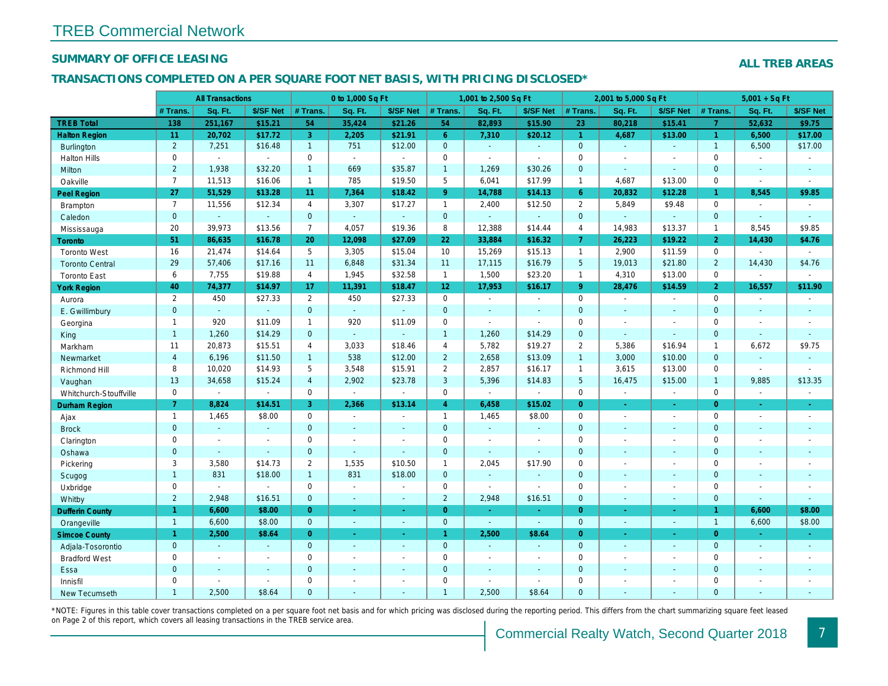# TREB Commercial Network

## SUMMARY OF OFFICE LEASING

**ALL TREB AREAS**

## TRANSACTIONS COMPLETED ON A PER SQUARE FOOT NET BASIS, WITH PRICING DISCLOSED*

| | All Transactions | | | 0 to 1,000 Sq Ft | | | 1,001 to 2,500 Sq Ft | | | 2,001 to 5,000 Sq Ft | | | 5,001 + Sq Ft | | |
|---|---|---|---|---|---|---|---|---|---|---|---|---|---|---|---|
| | # Trans. | Sq. Ft. | $/SF Net | # Trans. | Sq. Ft. | $/SF Net | # Trans. | Sq. Ft. | $/SF Net | # Trans. | Sq. Ft. | $/SF Net | # Trans. | Sq. Ft. | $/SF Net |
| **TREB Total** | **138** | **251,167** | **$15.21** | **54** | **35,424** | **$21.26** | **54** | **82,893** | **$15.90** | **23** | **80,218** | **$15.41** | **7** | **52,632** | **$9.75** |
| **Halton Region** | **11** | **20,702** | **$17.72** | **3** | **2,205** | **$21.91** | **6** | **7,310** | **$20.12** | **1** | **4,687** | **$13.00** | **1** | **6,500** | **$17.00** |
| Burlington | 2 | 7,251 | $16.48 | 1 | 751 | $12.00 | 0 | - | - | 0 | - | - | 1 | 6,500 | $17.00 |
| Halton Hills | 0 | - | - | 0 | - | - | 0 | - | - | 0 | - | - | 0 | - | - |
| Milton | 2 | 1,938 | $32.20 | 1 | 669 | $35.87 | 1 | 1,269 | $30.26 | 0 | - | - | 0 | - | - |
| Oakville | 7 | 11,513 | $16.06 | 1 | 785 | $19.50 | 5 | 6,041 | $17.99 | 1 | 4,687 | $13.00 | 0 | - | - |
| **Peel Region** | **27** | **51,529** | **$13.28** | **11** | **7,364** | **$18.42** | **9** | **14,788** | **$14.13** | **6** | **20,832** | **$12.28** | **1** | **8,545** | **$9.85** |
| Brampton | 7 | 11,556 | $12.34 | 4 | 3,307 | $17.27 | 1 | 2,400 | $12.50 | 2 | 5,849 | $9.48 | 0 | - | - |
| Caledon | 0 | - | - | 0 | - | - | 0 | - | - | 0 | - | - | 0 | - | - |
| Mississauga | 20 | 39,973 | $13.56 | 7 | 4,057 | $19.36 | 8 | 12,388 | $14.44 | 4 | 14,983 | $13.37 | 1 | 8,545 | $9.85 |
| **Toronto** | **51** | **86,635** | **$16.78** | **20** | **12,098** | **$27.09** | **22** | **33,884** | **$16.32** | **7** | **26,223** | **$19.22** | **2** | **14,430** | **$4.76** |
| Toronto West | 16 | 21,474 | $14.64 | 5 | 3,305 | $15.04 | 10 | 15,269 | $15.13 | 1 | 2,900 | $11.59 | 0 | - | - |
| Toronto Central | 29 | 57,406 | $17.16 | 11 | 6,848 | $31.34 | 11 | 17,115 | $16.79 | 5 | 19,013 | $21.80 | 2 | 14,430 | $4.76 |
| Toronto East | 6 | 7,755 | $19.88 | 4 | 1,945 | $32.58 | 1 | 1,500 | $23.20 | 1 | 4,310 | $13.00 | 0 | - | - |
| **York Region** | **40** | **74,377** | **$14.97** | **17** | **11,391** | **$18.47** | **12** | **17,953** | **$16.17** | **9** | **28,476** | **$14.59** | **2** | **16,557** | **$11.90** |
| Aurora | 2 | 450 | $27.33 | 2 | 450 | $27.33 | 0 | - | - | 0 | - | - | 0 | - | - |
| E. Gwillimbury | 0 | - | - | 0 | - | - | 0 | - | - | 0 | - | - | 0 | - | - |
| Georgina | 1 | 920 | $11.09 | 1 | 920 | $11.09 | 0 | - | - | 0 | - | - | 0 | - | - |
| King | 1 | 1,260 | $14.29 | 0 | - | - | 1 | 1,260 | $14.29 | 0 | - | - | 0 | - | - |
| Markham | 11 | 20,873 | $15.51 | 4 | 3,033 | $18.46 | 4 | 5,782 | $19.27 | 2 | 5,386 | $16.94 | 1 | 6,672 | $9.75 |
| Newmarket | 4 | 6,196 | $11.50 | 1 | 538 | $12.00 | 2 | 2,658 | $13.09 | 1 | 3,000 | $10.00 | 0 | - | - |
| Richmond Hill | 8 | 10,020 | $14.93 | 5 | 3,548 | $15.91 | 2 | 2,857 | $16.17 | 1 | 3,615 | $13.00 | 0 | - | - |
| Vaughan | 13 | 34,658 | $15.24 | 4 | 2,902 | $23.78 | 3 | 5,396 | $14.83 | 5 | 16,475 | $15.00 | 1 | 9,885 | $13.35 |
| Whitchurch-Stouffville | 0 | - | - | 0 | - | - | 0 | - | - | 0 | - | - | 0 | - | - |
| **Durham Region** | **7** | **8,824** | **$14.51** | **3** | **2,366** | **$13.14** | **4** | **6,458** | **$15.02** | **0** | **-** | **-** | **0** | **-** | **-** |
| Ajax | 1 | 1,465 | $8.00 | 0 | - | - | 1 | 1,465 | $8.00 | 0 | - | - | 0 | - | - |
| Brock | 0 | - | - | 0 | - | - | 0 | - | - | 0 | - | - | 0 | - | - |
| Clarington | 0 | - | - | 0 | - | - | 0 | - | - | 0 | - | - | 0 | - | - |
| Oshawa | 0 | - | - | 0 | - | - | 0 | - | - | 0 | - | - | 0 | - | - |
| Pickering | 3 | 3,580 | $14.73 | 2 | 1,535 | $10.50 | 1 | 2,045 | $17.90 | 0 | - | - | 0 | - | - |
| Scugog | 1 | 831 | $18.00 | 1 | 831 | $18.00 | 0 | - | - | 0 | - | - | 0 | - | - |
| Uxbridge | 0 | - | - | 0 | - | - | 0 | - | - | 0 | - | - | 0 | - | - |
| Whitby | 2 | 2,948 | $16.51 | 0 | - | - | 2 | 2,948 | $16.51 | 0 | - | - | 0 | - | - |
| **Dufferin County** | **1** | **6,600** | **$8.00** | **0** | **-** | **-** | **0** | **-** | **-** | **0** | **-** | **-** | **1** | **6,600** | **$8.00** |
| Orangeville | 1 | 6,600 | $8.00 | 0 | - | - | 0 | - | - | 0 | - | - | 1 | 6,600 | $8.00 |
| **Simcoe County** | **1** | **2,500** | **$8.64** | **0** | **-** | **-** | **1** | **2,500** | **$8.64** | **0** | **-** | **-** | **0** | **-** | **-** |
| Adjala-Tosorontio | 0 | - | - | 0 | - | - | 0 | - | - | 0 | - | - | 0 | - | - |
| Bradford West | 0 | - | - | 0 | - | - | 0 | - | - | 0 | - | - | 0 | - | - |
| Essa | 0 | - | - | 0 | - | - | 0 | - | - | 0 | - | - | 0 | - | - |
| Innisfil | 0 | - | - | 0 | - | - | 0 | - | - | 0 | - | - | 0 | - | - |
| New Tecumseth | 1 | 2,500 | $8.64 | 0 | - | - | 1 | 2,500 | $8.64 | 0 | - | - | 0 | - | - |

*NOTE: Figures in this table cover transactions completed on a per square foot net basis and for which pricing was disclosed during the reporting period. This differs from the chart summarizing square feet leased on Page 2 of this report, which covers all leasing transactions in the TREB service area.

Commercial Realty Watch, Second Quarter 2018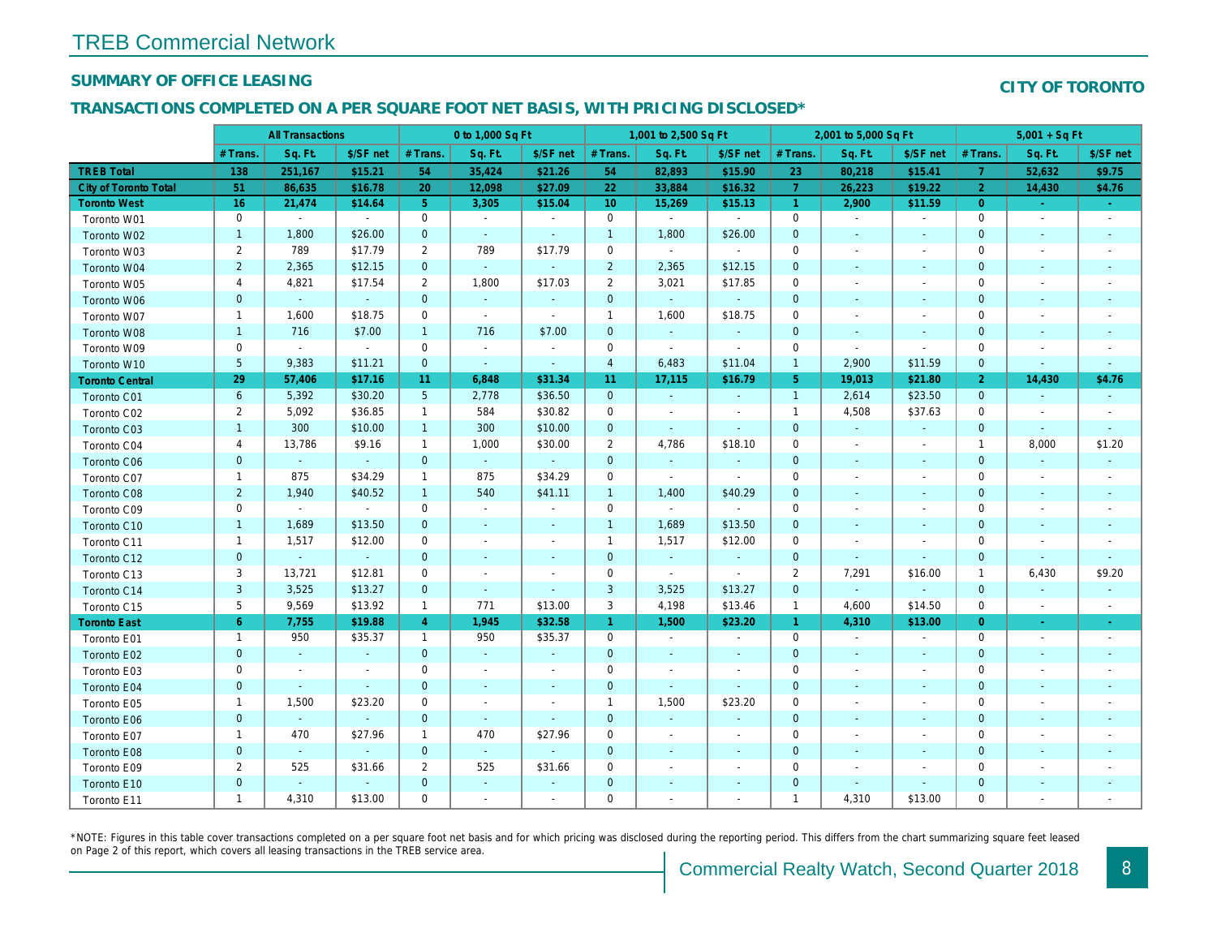# TREB Commercial Network

## SUMMARY OF OFFICE LEASING

## CITY OF TORONTO

### TRANSACTIONS COMPLETED ON A PER SQUARE FOOT NET BASIS, WITH PRICING DISCLOSED*

| | All Transactions | | | 0 to 1,000 Sq Ft | | | 1,001 to 2,500 Sq Ft | | | 2,001 to 5,000 Sq Ft | | | 5,001 + Sq Ft | | |
|---|---|---|---|---|---|---|---|---|---|---|---|---|---|---|---|
| | # Trans. | Sq. Ft. | $/SF net | # Trans. | Sq. Ft. | $/SF net | # Trans. | Sq. Ft. | $/SF net | # Trans. | Sq. Ft. | $/SF net | # Trans. | Sq. Ft. | $/SF net |
| **TREB Total** | **138** | **251,167** | **$15.21** | **54** | **35,424** | **$21.26** | **54** | **82,893** | **$15.90** | **23** | **80,218** | **$15.41** | **7** | **52,632** | **$9.75** |
| **City of Toronto Total** | **51** | **86,635** | **$16.78** | **20** | **12,098** | **$27.09** | **22** | **33,884** | **$16.32** | **7** | **26,223** | **$19.22** | **2** | **14,430** | **$4.76** |
| **Toronto West** | **16** | **21,474** | **$14.64** | **5** | **3,305** | **$15.04** | **10** | **15,269** | **$15.13** | **1** | **2,900** | **$11.59** | **0** | **-** | **-** |
| Toronto W01 | 0 | - | - | 0 | - | - | 0 | - | - | 0 | - | - | 0 | - | - |
| Toronto W02 | 1 | 1,800 | $26.00 | 0 | - | - | 1 | 1,800 | $26.00 | 0 | - | - | 0 | - | - |
| Toronto W03 | 2 | 789 | $17.79 | 2 | 789 | $17.79 | 0 | - | - | 0 | - | - | 0 | - | - |
| Toronto W04 | 2 | 2,365 | $12.15 | 0 | - | - | 2 | 2,365 | $12.15 | 0 | - | - | 0 | - | - |
| Toronto W05 | 4 | 4,821 | $17.54 | 2 | 1,800 | $17.03 | 2 | 3,021 | $17.85 | 0 | - | - | 0 | - | - |
| Toronto W06 | 0 | - | - | 0 | - | - | 0 | - | - | 0 | - | - | 0 | - | - |
| Toronto W07 | 1 | 1,600 | $18.75 | 0 | - | - | 1 | 1,600 | $18.75 | 0 | - | - | 0 | - | - |
| Toronto W08 | 1 | 716 | $7.00 | 1 | 716 | $7.00 | 0 | - | - | 0 | - | - | 0 | - | - |
| Toronto W09 | 0 | - | - | 0 | - | - | 0 | - | - | 0 | - | - | 0 | - | - |
| Toronto W10 | 5 | 9,383 | $11.21 | 0 | - | - | 4 | 6,483 | $11.04 | 1 | 2,900 | $11.59 | 0 | - | - |
| **Toronto Central** | **29** | **57,406** | **$17.16** | **11** | **6,848** | **$31.34** | **11** | **17,115** | **$16.79** | **5** | **19,013** | **$21.80** | **2** | **14,430** | **$4.76** |
| Toronto C01 | 6 | 5,392 | $30.20 | 5 | 2,778 | $36.50 | 0 | - | - | 1 | 2,614 | $23.50 | 0 | - | - |
| Toronto C02 | 2 | 5,092 | $36.85 | 1 | 584 | $30.82 | 0 | - | - | 1 | 4,508 | $37.63 | 0 | - | - |
| Toronto C03 | 1 | 300 | $10.00 | 1 | 300 | $10.00 | 0 | - | - | 0 | - | - | 0 | - | - |
| Toronto C04 | 4 | 13,786 | $9.16 | 1 | 1,000 | $30.00 | 2 | 4,786 | $18.10 | 0 | - | - | 1 | 8,000 | $1.20 |
| Toronto C06 | 0 | - | - | 0 | - | - | 0 | - | - | 0 | - | - | 0 | - | - |
| Toronto C07 | 1 | 875 | $34.29 | 1 | 875 | $34.29 | 0 | - | - | 0 | - | - | 0 | - | - |
| Toronto C08 | 2 | 1,940 | $40.52 | 1 | 540 | $41.11 | 1 | 1,400 | $40.29 | 0 | - | - | 0 | - | - |
| Toronto C09 | 0 | - | - | 0 | - | - | 0 | - | - | 0 | - | - | 0 | - | - |
| Toronto C10 | 1 | 1,689 | $13.50 | 0 | - | - | 1 | 1,689 | $13.50 | 0 | - | - | 0 | - | - |
| Toronto C11 | 1 | 1,517 | $12.00 | 0 | - | - | 1 | 1,517 | $12.00 | 0 | - | - | 0 | - | - |
| Toronto C12 | 0 | - | - | 0 | - | - | 0 | - | - | 0 | - | - | 0 | - | - |
| Toronto C13 | 3 | 13,721 | $12.81 | 0 | - | - | 0 | - | - | 2 | 7,291 | $16.00 | 1 | 6,430 | $9.20 |
| Toronto C14 | 3 | 3,525 | $13.27 | 0 | - | - | 3 | 3,525 | $13.27 | 0 | - | - | 0 | - | - |
| Toronto C15 | 5 | 9,569 | $13.92 | 1 | 771 | $13.00 | 3 | 4,198 | $13.46 | 1 | 4,600 | $14.50 | 0 | - | - |
| **Toronto East** | **6** | **7,755** | **$19.88** | **4** | **1,945** | **$32.58** | **1** | **1,500** | **$23.20** | **1** | **4,310** | **$13.00** | **0** | **-** | **-** |
| Toronto E01 | 1 | 950 | $35.37 | 1 | 950 | $35.37 | 0 | - | - | 0 | - | - | 0 | - | - |
| Toronto E02 | 0 | - | - | 0 | - | - | 0 | - | - | 0 | - | - | 0 | - | - |
| Toronto E03 | 0 | - | - | 0 | - | - | 0 | - | - | 0 | - | - | 0 | - | - |
| Toronto E04 | 0 | - | - | 0 | - | - | 0 | - | - | 0 | - | - | 0 | - | - |
| Toronto E05 | 1 | 1,500 | $23.20 | 0 | - | - | 1 | 1,500 | $23.20 | 0 | - | - | 0 | - | - |
| Toronto E06 | 0 | - | - | 0 | - | - | 0 | - | - | 0 | - | - | 0 | - | - |
| Toronto E07 | 1 | 470 | $27.96 | 1 | 470 | $27.96 | 0 | - | - | 0 | - | - | 0 | - | - |
| Toronto E08 | 0 | - | - | 0 | - | - | 0 | - | - | 0 | - | - | 0 | - | - |
| Toronto E09 | 2 | 525 | $31.66 | 2 | 525 | $31.66 | 0 | - | - | 0 | - | - | 0 | - | - |
| Toronto E10 | 0 | - | - | 0 | - | - | 0 | - | - | 0 | - | - | 0 | - | - |
| Toronto E11 | 1 | 4,310 | $13.00 | 0 | - | - | 0 | - | - | 1 | 4,310 | $13.00 | 0 | - | - |

*NOTE: Figures in this table cover transactions completed on a per square foot net basis and for which pricing was disclosed during the reporting period. This differs from the chart summarizing square feet leased on Page 2 of this report, which covers all leasing transactions in the TREB service area.

Commercial Realty Watch, Second Quarter 2018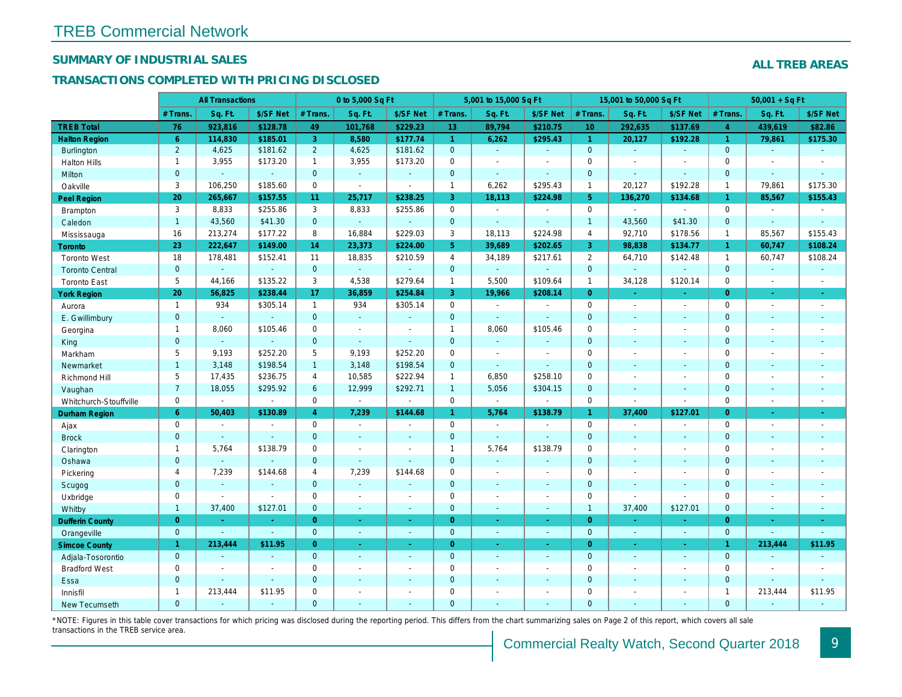# TREB Commercial Network

## SUMMARY OF INDUSTRIAL SALES

## TRANSACTIONS COMPLETED WITH PRICING DISCLOSED

**ALL TREB AREAS**

| | All Transactions | | | 0 to 5,000 Sq Ft | | | 5,001 to 15,000 Sq Ft | | | 15,001 to 50,000 Sq Ft | | | 50,001 + Sq Ft | | |
|---|---|---|---|---|---|---|---|---|---|---|---|---|---|---|---|
| | # Trans. | Sq. Ft. | $/SF Net | # Trans. | Sq. Ft. | $/SF Net | # Trans. | Sq. Ft. | $/SF Net | # Trans. | Sq. Ft. | $/SF Net | # Trans. | Sq. Ft. | $/SF Net |
| **TREB Total** | **76** | **923,816** | **$128.78** | **49** | **101,768** | **$229.23** | **13** | **89,794** | **$210.75** | **10** | **292,635** | **$137.69** | **4** | **439,619** | **$82.86** |
| **Halton Region** | **6** | **114,830** | **$185.01** | **3** | **8,580** | **$177.74** | **1** | **6,262** | **$295.43** | **1** | **20,127** | **$192.28** | **1** | **79,861** | **$175.30** |
| Burlington | 2 | 4,625 | $181.62 | 2 | 4,625 | $181.62 | 0 | - | - | 0 | - | - | 0 | - | - |
| Halton Hills | 1 | 3,955 | $173.20 | 1 | 3,955 | $173.20 | 0 | - | - | 0 | - | - | 0 | - | - |
| Milton | 0 | - | - | 0 | - | - | 0 | - | - | 0 | - | - | 0 | - | - |
| Oakville | 3 | 106,250 | $185.60 | 0 | - | - | 1 | 6,262 | $295.43 | 1 | 20,127 | $192.28 | 1 | 79,861 | $175.30 |
| **Peel Region** | **20** | **265,667** | **$157.55** | **11** | **25,717** | **$238.25** | **3** | **18,113** | **$224.98** | **5** | **136,270** | **$134.68** | **1** | **85,567** | **$155.43** |
| Brampton | 3 | 8,833 | $255.86 | 3 | 8,833 | $255.86 | 0 | - | - | 0 | - | - | 0 | - | - |
| Caledon | 1 | 43,560 | $41.30 | 0 | - | - | 0 | - | - | 1 | 43,560 | $41.30 | 0 | - | - |
| Mississauga | 16 | 213,274 | $177.22 | 8 | 16,884 | $229.03 | 3 | 18,113 | $224.98 | 4 | 92,710 | $178.56 | 1 | 85,567 | $155.43 |
| **Toronto** | **23** | **222,647** | **$149.00** | **14** | **23,373** | **$224.00** | **5** | **39,689** | **$202.65** | **3** | **98,838** | **$134.77** | **1** | **60,747** | **$108.24** |
| Toronto West | 18 | 178,481 | $152.41 | 11 | 18,835 | $210.59 | 4 | 34,189 | $217.61 | 2 | 64,710 | $142.48 | 1 | 60,747 | $108.24 |
| Toronto Central | 0 | - | - | 0 | - | - | 0 | - | - | 0 | - | - | 0 | - | - |
| Toronto East | 5 | 44,166 | $135.22 | 3 | 4,538 | $279.64 | 1 | 5,500 | $109.64 | 1 | 34,128 | $120.14 | 0 | - | - |
| **York Region** | **20** | **56,825** | **$238.44** | **17** | **36,859** | **$254.84** | **3** | **19,966** | **$208.14** | **0** | **-** | **-** | **0** | **-** | **-** |
| Aurora | 1 | 934 | $305.14 | 1 | 934 | $305.14 | 0 | - | - | 0 | - | - | 0 | - | - |
| E. Gwillimbury | 0 | - | - | 0 | - | - | 0 | - | - | 0 | - | - | 0 | - | - |
| Georgina | 1 | 8,060 | $105.46 | 0 | - | - | 1 | 8,060 | $105.46 | 0 | - | - | 0 | - | - |
| King | 0 | - | - | 0 | - | - | 0 | - | - | 0 | - | - | 0 | - | - |
| Markham | 5 | 9,193 | $252.20 | 5 | 9,193 | $252.20 | 0 | - | - | 0 | - | - | 0 | - | - |
| Newmarket | 1 | 3,148 | $198.54 | 1 | 3,148 | $198.54 | 0 | - | - | 0 | - | - | 0 | - | - |
| Richmond Hill | 5 | 17,435 | $236.75 | 4 | 10,585 | $222.94 | 1 | 6,850 | $258.10 | 0 | - | - | 0 | - | - |
| Vaughan | 7 | 18,055 | $295.92 | 6 | 12,999 | $292.71 | 1 | 5,056 | $304.15 | 0 | - | - | 0 | - | - |
| Whitchurch-Stouffville | 0 | - | - | 0 | - | - | 0 | - | - | 0 | - | - | 0 | - | - |
| **Durham Region** | **6** | **50,403** | **$130.89** | **4** | **7,239** | **$144.68** | **1** | **5,764** | **$138.79** | **1** | **37,400** | **$127.01** | **0** | **-** | **-** |
| Ajax | 0 | - | - | 0 | - | - | 0 | - | - | 0 | - | - | 0 | - | - |
| Brock | 0 | - | - | 0 | - | - | 0 | - | - | 0 | - | - | 0 | - | - |
| Clarington | 1 | 5,764 | $138.79 | 0 | - | - | 1 | 5,764 | $138.79 | 0 | - | - | 0 | - | - |
| Oshawa | 0 | - | - | 0 | - | - | 0 | - | - | 0 | - | - | 0 | - | - |
| Pickering | 4 | 7,239 | $144.68 | 4 | 7,239 | $144.68 | 0 | - | - | 0 | - | - | 0 | - | - |
| Scugog | 0 | - | - | 0 | - | - | 0 | - | - | 0 | - | - | 0 | - | - |
| Uxbridge | 0 | - | - | 0 | - | - | 0 | - | - | 0 | - | - | 0 | - | - |
| Whitby | 1 | 37,400 | $127.01 | 0 | - | - | 0 | - | - | 1 | 37,400 | $127.01 | 0 | - | - |
| **Dufferin County** | **0** | **-** | **-** | **0** | **-** | **-** | **0** | **-** | **-** | **0** | **-** | **-** | **0** | **-** | **-** |
| Orangeville | 0 | - | - | 0 | - | - | 0 | - | - | 0 | - | - | 0 | - | - |
| **Simcoe County** | **1** | **213,444** | **$11.95** | **0** | **-** | **-** | **0** | **-** | **-** | **0** | **-** | **-** | **1** | **213,444** | **$11.95** |
| Adjala-Tosorontio | 0 | - | - | 0 | - | - | 0 | - | - | 0 | - | - | 0 | - | - |
| Bradford West | 0 | - | - | 0 | - | - | 0 | - | - | 0 | - | - | 0 | - | - |
| Essa | 0 | - | - | 0 | - | - | 0 | - | - | 0 | - | - | 0 | - | - |
| Innisfil | 1 | 213,444 | $11.95 | 0 | - | - | 0 | - | - | 0 | - | - | 1 | 213,444 | $11.95 |
| New Tecumseth | 0 | - | - | 0 | - | - | 0 | - | - | 0 | - | - | 0 | - | - |

*NOTE: Figures in this table cover transactions for which pricing was disclosed during the reporting period. This differs from the chart summarizing sales on Page 2 of this report, which covers all sale transactions in the TREB service area.

Commercial Realty Watch, Second Quarter 2018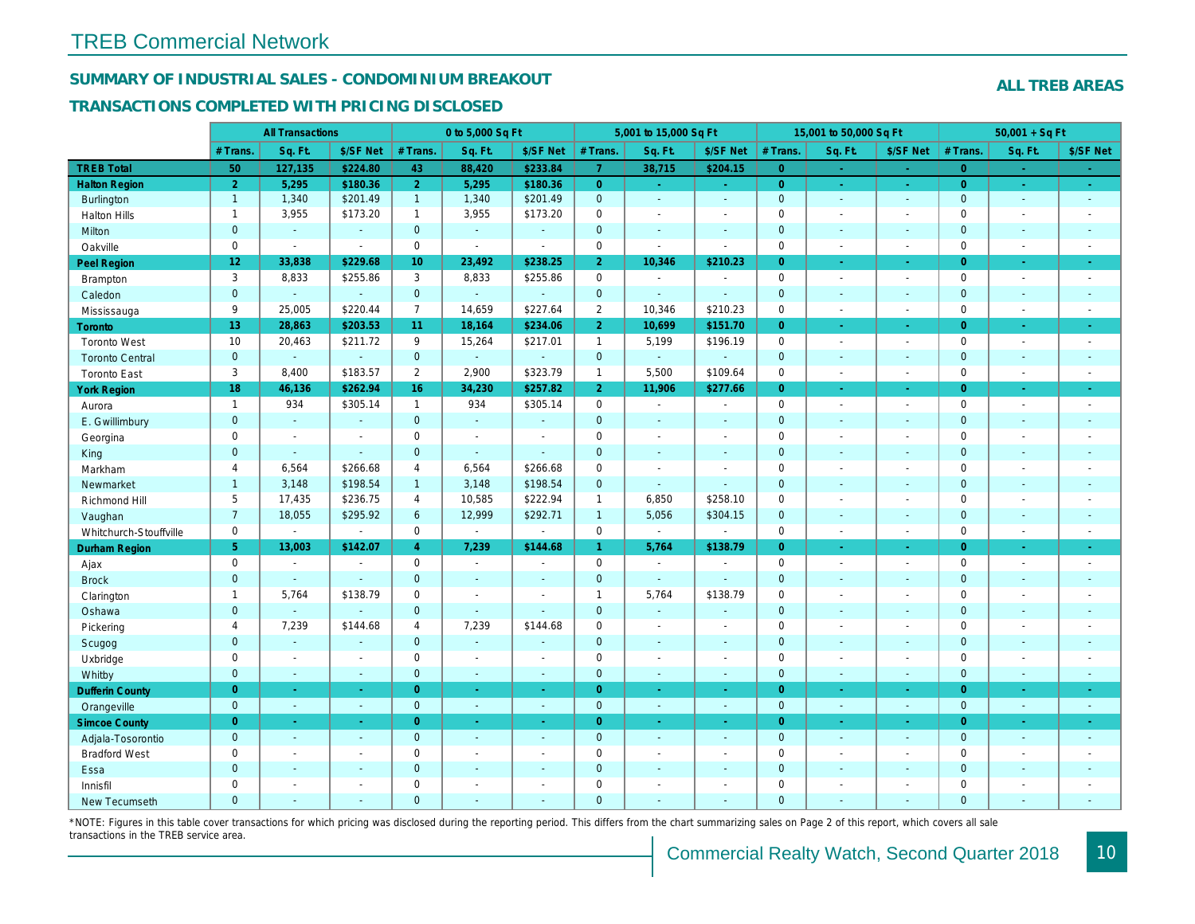## TREB Commercial Network

### SUMMARY OF INDUSTRIAL SALES - CONDOMINIUM BREAKOUT

### TRANSACTIONS COMPLETED WITH PRICING DISCLOSED

**ALL TREB AREAS**

| | All Transactions | | | 0 to 5,000 Sq Ft | | | 5,001 to 15,000 Sq Ft | | | 15,001 to 50,000 Sq Ft | | | 50,001 + Sq Ft | | |
|---|---|---|---|---|---|---|---|---|---|---|---|---|---|---|---|
| | # Trans. | Sq. Ft. | $/SF Net | # Trans. | Sq. Ft. | $/SF Net | # Trans. | Sq. Ft. | $/SF Net | # Trans. | Sq. Ft. | $/SF Net | # Trans. | Sq. Ft. | $/SF Net |
| **TREB Total** | **50** | **127,135** | **$224.80** | **43** | **88,420** | **$233.84** | **7** | **38,715** | **$204.15** | **0** | **-** | **-** | **0** | **-** | **-** |
| **Halton Region** | **2** | **5,295** | **$180.36** | **2** | **5,295** | **$180.36** | **0** | **-** | **-** | **0** | **-** | **-** | **0** | **-** | **-** |
| Burlington | 1 | 1,340 | $201.49 | 1 | 1,340 | $201.49 | 0 | - | - | 0 | - | - | 0 | - | - |
| Halton Hills | 1 | 3,955 | $173.20 | 1 | 3,955 | $173.20 | 0 | - | - | 0 | - | - | 0 | - | - |
| Milton | 0 | - | - | 0 | - | - | 0 | - | - | 0 | - | - | 0 | - | - |
| Oakville | 0 | - | - | 0 | - | - | 0 | - | - | 0 | - | - | 0 | - | - |
| **Peel Region** | **12** | **33,838** | **$229.68** | **10** | **23,492** | **$238.25** | **2** | **10,346** | **$210.23** | **0** | **-** | **-** | **0** | **-** | **-** |
| Brampton | 3 | 8,833 | $255.86 | 3 | 8,833 | $255.86 | 0 | - | - | 0 | - | - | 0 | - | - |
| Caledon | 0 | - | - | 0 | - | - | 0 | - | - | 0 | - | - | 0 | - | - |
| Mississauga | 9 | 25,005 | $220.44 | 7 | 14,659 | $227.64 | 2 | 10,346 | $210.23 | 0 | - | - | 0 | - | - |
| **Toronto** | **13** | **28,863** | **$203.53** | **11** | **18,164** | **$234.06** | **2** | **10,699** | **$151.70** | **0** | **-** | **-** | **0** | **-** | **-** |
| Toronto West | 10 | 20,463 | $211.72 | 9 | 15,264 | $217.01 | 1 | 5,199 | $196.19 | 0 | - | - | 0 | - | - |
| Toronto Central | 0 | - | - | 0 | - | - | 0 | - | - | 0 | - | - | 0 | - | - |
| Toronto East | 3 | 8,400 | $183.57 | 2 | 2,900 | $323.79 | 1 | 5,500 | $109.64 | 0 | - | - | 0 | - | - |
| **York Region** | **18** | **46,136** | **$262.94** | **16** | **34,230** | **$257.82** | **2** | **11,906** | **$277.66** | **0** | **-** | **-** | **0** | **-** | **-** |
| Aurora | 1 | 934 | $305.14 | 1 | 934 | $305.14 | 0 | - | - | 0 | - | - | 0 | - | - |
| E. Gwillimbury | 0 | - | - | 0 | - | - | 0 | - | - | 0 | - | - | 0 | - | - |
| Georgina | 0 | - | - | 0 | - | - | 0 | - | - | 0 | - | - | 0 | - | - |
| King | 0 | - | - | 0 | - | - | 0 | - | - | 0 | - | - | 0 | - | - |
| Markham | 4 | 6,564 | $266.68 | 4 | 6,564 | $266.68 | 0 | - | - | 0 | - | - | 0 | - | - |
| Newmarket | 1 | 3,148 | $198.54 | 1 | 3,148 | $198.54 | 0 | - | - | 0 | - | - | 0 | - | - |
| Richmond Hill | 5 | 17,435 | $236.75 | 4 | 10,585 | $222.94 | 1 | 6,850 | $258.10 | 0 | - | - | 0 | - | - |
| Vaughan | 7 | 18,055 | $295.92 | 6 | 12,999 | $292.71 | 1 | 5,056 | $304.15 | 0 | - | - | 0 | - | - |
| Whitchurch-Stouffville | 0 | - | - | 0 | - | - | 0 | - | - | 0 | - | - | 0 | - | - |
| **Durham Region** | **5** | **13,003** | **$142.07** | **4** | **7,239** | **$144.68** | **1** | **5,764** | **$138.79** | **0** | **-** | **-** | **0** | **-** | **-** |
| Ajax | 0 | - | - | 0 | - | - | 0 | - | - | 0 | - | - | 0 | - | - |
| Brock | 0 | - | - | 0 | - | - | 0 | - | - | 0 | - | - | 0 | - | - |
| Clarington | 1 | 5,764 | $138.79 | 0 | - | - | 1 | 5,764 | $138.79 | 0 | - | - | 0 | - | - |
| Oshawa | 0 | - | - | 0 | - | - | 0 | - | - | 0 | - | - | 0 | - | - |
| Pickering | 4 | 7,239 | $144.68 | 4 | 7,239 | $144.68 | 0 | - | - | 0 | - | - | 0 | - | - |
| Scugog | 0 | - | - | 0 | - | - | 0 | - | - | 0 | - | - | 0 | - | - |
| Uxbridge | 0 | - | - | 0 | - | - | 0 | - | - | 0 | - | - | 0 | - | - |
| Whitby | 0 | - | - | 0 | - | - | 0 | - | - | 0 | - | - | 0 | - | - |
| **Dufferin County** | **0** | **-** | **-** | **0** | **-** | **-** | **0** | **-** | **-** | **0** | **-** | **-** | **0** | **-** | **-** |
| Orangeville | 0 | - | - | 0 | - | - | 0 | - | - | 0 | - | - | 0 | - | - |
| **Simcoe County** | **0** | **-** | **-** | **0** | **-** | **-** | **0** | **-** | **-** | **0** | **-** | **-** | **0** | **-** | **-** |
| Adjala-Tosorontio | 0 | - | - | 0 | - | - | 0 | - | - | 0 | - | - | 0 | - | - |
| Bradford West | 0 | - | - | 0 | - | - | 0 | - | - | 0 | - | - | 0 | - | - |
| Essa | 0 | - | - | 0 | - | - | 0 | - | - | 0 | - | - | 0 | - | - |
| Innisfil | 0 | - | - | 0 | - | - | 0 | - | - | 0 | - | - | 0 | - | - |
| New Tecumseth | 0 | - | - | 0 | - | - | 0 | - | - | 0 | - | - | 0 | - | - |

*NOTE: Figures in this table cover transactions for which pricing was disclosed during the reporting period. This differs from the chart summarizing sales on Page 2 of this report, which covers all sale transactions in the TREB service area.

Commercial Realty Watch, Second Quarter 2018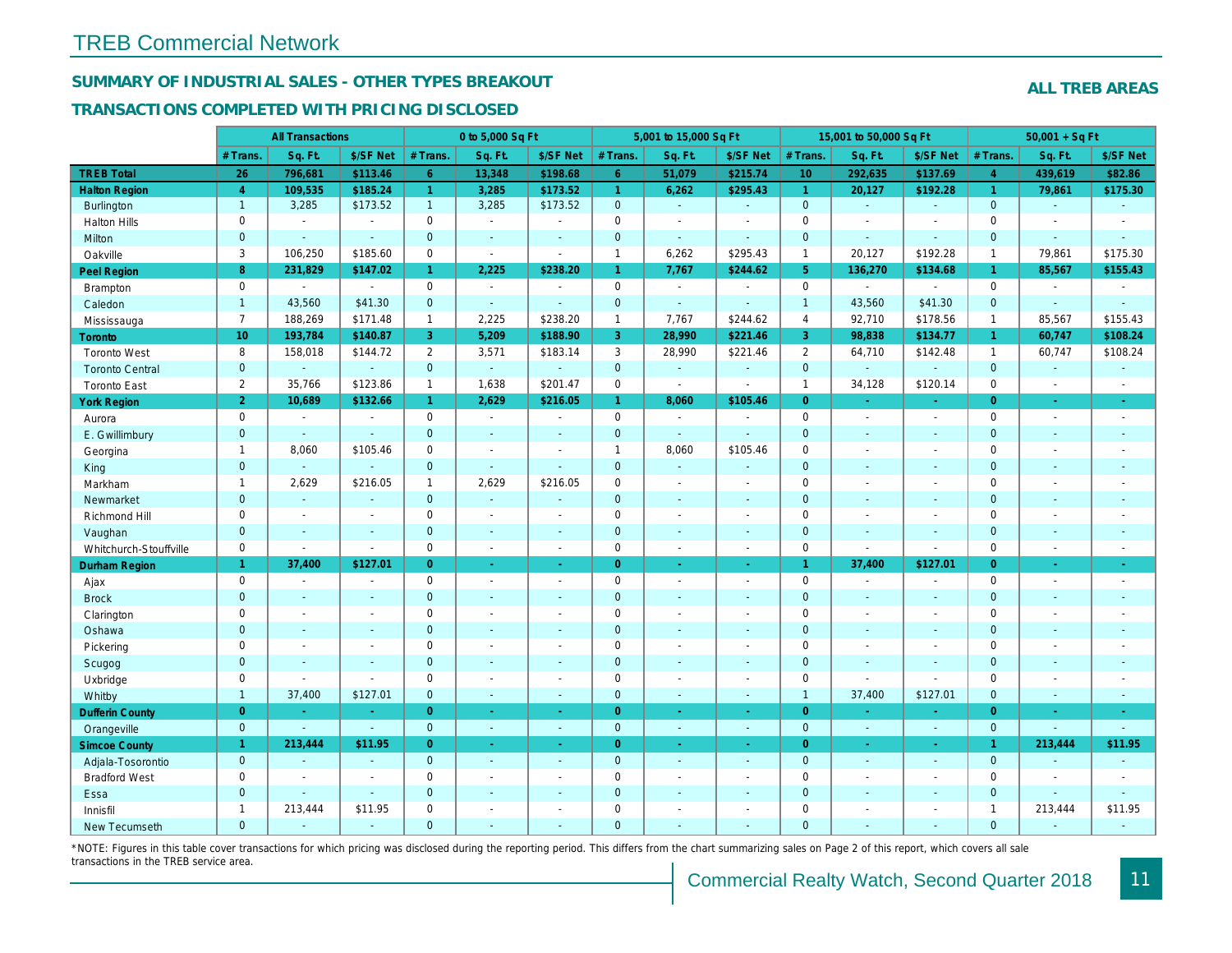# TREB Commercial Network

## SUMMARY OF INDUSTRIAL SALES - OTHER TYPES BREAKOUT

## TRANSACTIONS COMPLETED WITH PRICING DISCLOSED

**ALL TREB AREAS**

| | All Transactions | | | 0 to 5,000 Sq Ft | | | 5,001 to 15,000 Sq Ft | | | 15,001 to 50,000 Sq Ft | | | 50,001 + Sq Ft | | |
|---|---|---|---|---|---|---|---|---|---|---|---|---|---|---|---|
| | # Trans. | Sq. Ft. | $/SF Net | # Trans. | Sq. Ft. | $/SF Net | # Trans. | Sq. Ft. | $/SF Net | # Trans. | Sq. Ft. | $/SF Net | # Trans. | Sq. Ft. | $/SF Net |
| **TREB Total** | **26** | **796,681** | **$113.46** | **6** | **13,348** | **$198.68** | **6** | **51,079** | **$215.74** | **10** | **292,635** | **$137.69** | **4** | **439,619** | **$82.86** |
| **Halton Region** | **4** | **109,535** | **$185.24** | **1** | **3,285** | **$173.52** | **1** | **6,262** | **$295.43** | **1** | **20,127** | **$192.28** | **1** | **79,861** | **$175.30** |
| Burlington | 1 | 3,285 | $173.52 | 1 | 3,285 | $173.52 | 0 | - | - | 0 | - | - | 0 | - | - |
| Halton Hills | 0 | - | - | 0 | - | - | 0 | - | - | 0 | - | - | 0 | - | - |
| Milton | 0 | - | - | 0 | - | - | 0 | - | - | 0 | - | - | 0 | - | - |
| Oakville | 3 | 106,250 | $185.60 | 0 | - | - | 1 | 6,262 | $295.43 | 1 | 20,127 | $192.28 | 1 | 79,861 | $175.30 |
| **Peel Region** | **8** | **231,829** | **$147.02** | **1** | **2,225** | **$238.20** | **1** | **7,767** | **$244.62** | **5** | **136,270** | **$134.68** | **1** | **85,567** | **$155.43** |
| Brampton | 0 | - | - | 0 | - | - | 0 | - | - | 0 | - | - | 0 | - | - |
| Caledon | 1 | 43,560 | $41.30 | 0 | - | - | 0 | - | - | 1 | 43,560 | $41.30 | 0 | - | - |
| Mississauga | 7 | 188,269 | $171.48 | 1 | 2,225 | $238.20 | 1 | 7,767 | $244.62 | 4 | 92,710 | $178.56 | 1 | 85,567 | $155.43 |
| **Toronto** | **10** | **193,784** | **$140.87** | **3** | **5,209** | **$188.90** | **3** | **28,990** | **$221.46** | **3** | **98,838** | **$134.77** | **1** | **60,747** | **$108.24** |
| Toronto West | 8 | 158,018 | $144.72 | 2 | 3,571 | $183.14 | 3 | 28,990 | $221.46 | 2 | 64,710 | $142.48 | 1 | 60,747 | $108.24 |
| Toronto Central | 0 | - | - | 0 | - | - | 0 | - | - | 0 | - | - | 0 | - | - |
| Toronto East | 2 | 35,766 | $123.86 | 1 | 1,638 | $201.47 | 0 | - | - | 1 | 34,128 | $120.14 | 0 | - | - |
| **York Region** | **2** | **10,689** | **$132.66** | **1** | **2,629** | **$216.05** | **1** | **8,060** | **$105.46** | **0** | **-** | **-** | **0** | **-** | **-** |
| Aurora | 0 | - | - | 0 | - | - | 0 | - | - | 0 | - | - | 0 | - | - |
| E. Gwillimbury | 0 | - | - | 0 | - | - | 0 | - | - | 0 | - | - | 0 | - | - |
| Georgina | 1 | 8,060 | $105.46 | 0 | - | - | 1 | 8,060 | $105.46 | 0 | - | - | 0 | - | - |
| King | 0 | - | - | 0 | - | - | 0 | - | - | 0 | - | - | 0 | - | - |
| Markham | 1 | 2,629 | $216.05 | 1 | 2,629 | $216.05 | 0 | - | - | 0 | - | - | 0 | - | - |
| Newmarket | 0 | - | - | 0 | - | - | 0 | - | - | 0 | - | - | 0 | - | - |
| Richmond Hill | 0 | - | - | 0 | - | - | 0 | - | - | 0 | - | - | 0 | - | - |
| Vaughan | 0 | - | - | 0 | - | - | 0 | - | - | 0 | - | - | 0 | - | - |
| Whitchurch-Stouffville | 0 | - | - | 0 | - | - | 0 | - | - | 0 | - | - | 0 | - | - |
| **Durham Region** | **1** | **37,400** | **$127.01** | **0** | **-** | **-** | **0** | **-** | **-** | **1** | **37,400** | **$127.01** | **0** | **-** | **-** |
| Ajax | 0 | - | - | 0 | - | - | 0 | - | - | 0 | - | - | 0 | - | - |
| Brock | 0 | - | - | 0 | - | - | 0 | - | - | 0 | - | - | 0 | - | - |
| Clarington | 0 | - | - | 0 | - | - | 0 | - | - | 0 | - | - | 0 | - | - |
| Oshawa | 0 | - | - | 0 | - | - | 0 | - | - | 0 | - | - | 0 | - | - |
| Pickering | 0 | - | - | 0 | - | - | 0 | - | - | 0 | - | - | 0 | - | - |
| Scugog | 0 | - | - | 0 | - | - | 0 | - | - | 0 | - | - | 0 | - | - |
| Uxbridge | 0 | - | - | 0 | - | - | 0 | - | - | 0 | - | - | 0 | - | - |
| Whitby | 1 | 37,400 | $127.01 | 0 | - | - | 0 | - | - | 1 | 37,400 | $127.01 | 0 | - | - |
| **Dufferin County** | **0** | **-** | **-** | **0** | **-** | **-** | **0** | **-** | **-** | **0** | **-** | **-** | **0** | **-** | **-** |
| Orangeville | 0 | - | - | 0 | - | - | 0 | - | - | 0 | - | - | 0 | - | - |
| **Simcoe County** | **1** | **213,444** | **$11.95** | **0** | **-** | **-** | **0** | **-** | **-** | **0** | **-** | **-** | **1** | **213,444** | **$11.95** |
| Adjala-Tosorontio | 0 | - | - | 0 | - | - | 0 | - | - | 0 | - | - | 0 | - | - |
| Bradford West | 0 | - | - | 0 | - | - | 0 | - | - | 0 | - | - | 0 | - | - |
| Essa | 0 | - | - | 0 | - | - | 0 | - | - | 0 | - | - | 0 | - | - |
| Innisfil | 1 | 213,444 | $11.95 | 0 | - | - | 0 | - | - | 0 | - | - | 1 | 213,444 | $11.95 |
| New Tecumseth | 0 | - | - | 0 | - | - | 0 | - | - | 0 | - | - | 0 | - | - |

*NOTE: Figures in this table cover transactions for which pricing was disclosed during the reporting period. This differs from the chart summarizing sales on Page 2 of this report, which covers all sale transactions in the TREB service area.

Commercial Realty Watch, Second Quarter 2018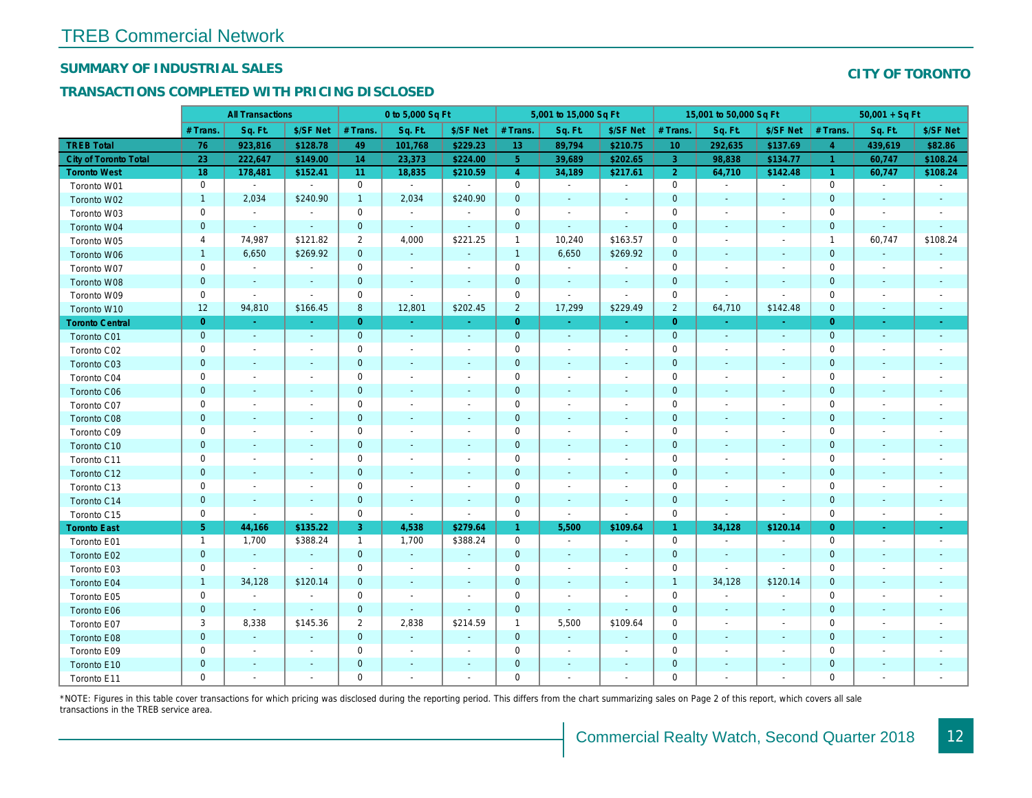# TREB Commercial Network

## SUMMARY OF INDUSTRIAL SALES

## TRANSACTIONS COMPLETED WITH PRICING DISCLOSED

**CITY OF TORONTO**

| | All Transactions | | | 0 to 5,000 Sq Ft | | | 5,001 to 15,000 Sq Ft | | | 15,001 to 50,000 Sq Ft | | | 50,001 + Sq Ft | | |
|---|---|---|---|---|---|---|---|---|---|---|---|---|---|---|---|
| | # Trans. | Sq. Ft. | $/SF Net | # Trans. | Sq. Ft. | $/SF Net | # Trans. | Sq. Ft. | $/SF Net | # Trans. | Sq. Ft. | $/SF Net | # Trans. | Sq. Ft. | $/SF Net |
| **TREB Total** | **76** | **923,816** | **$128.78** | **49** | **101,768** | **$229.23** | **13** | **89,794** | **$210.75** | **10** | **292,635** | **$137.69** | **4** | **439,619** | **$82.86** |
| **City of Toronto Total** | **23** | **222,647** | **$149.00** | **14** | **23,373** | **$224.00** | **5** | **39,689** | **$202.65** | **3** | **98,838** | **$134.77** | **1** | **60,747** | **$108.24** |
| **Toronto West** | **18** | **178,481** | **$152.41** | **11** | **18,835** | **$210.59** | **4** | **34,189** | **$217.61** | **2** | **64,710** | **$142.48** | **1** | **60,747** | **$108.24** |
| Toronto W01 | 0 | - | - | 0 | - | - | 0 | - | - | 0 | - | - | 0 | - | - |
| Toronto W02 | 1 | 2,034 | $240.90 | 1 | 2,034 | $240.90 | 0 | - | - | 0 | - | - | 0 | - | - |
| Toronto W03 | 0 | - | - | 0 | - | - | 0 | - | - | 0 | - | - | 0 | - | - |
| Toronto W04 | 0 | - | - | 0 | - | - | 0 | - | - | 0 | - | - | 0 | - | - |
| Toronto W05 | 4 | 74,987 | $121.82 | 2 | 4,000 | $221.25 | 1 | 10,240 | $163.57 | 0 | - | - | 1 | 60,747 | $108.24 |
| Toronto W06 | 1 | 6,650 | $269.92 | 0 | - | - | 1 | 6,650 | $269.92 | 0 | - | - | 0 | - | - |
| Toronto W07 | 0 | - | - | 0 | - | - | 0 | - | - | 0 | - | - | 0 | - | - |
| Toronto W08 | 0 | - | - | 0 | - | - | 0 | - | - | 0 | - | - | 0 | - | - |
| Toronto W09 | 0 | - | - | 0 | - | - | 0 | - | - | 0 | - | - | 0 | - | - |
| Toronto W10 | 12 | 94,810 | $166.45 | 8 | 12,801 | $202.45 | 2 | 17,299 | $229.49 | 2 | 64,710 | $142.48 | 0 | - | - |
| **Toronto Central** | **0** | **-** | **-** | **0** | **-** | **-** | **0** | **-** | **-** | **0** | **-** | **-** | **0** | **-** | **-** |
| Toronto C01 | 0 | - | - | 0 | - | - | 0 | - | - | 0 | - | - | 0 | - | - |
| Toronto C02 | 0 | - | - | 0 | - | - | 0 | - | - | 0 | - | - | 0 | - | - |
| Toronto C03 | 0 | - | - | 0 | - | - | 0 | - | - | 0 | - | - | 0 | - | - |
| Toronto C04 | 0 | - | - | 0 | - | - | 0 | - | - | 0 | - | - | 0 | - | - |
| Toronto C06 | 0 | - | - | 0 | - | - | 0 | - | - | 0 | - | - | 0 | - | - |
| Toronto C07 | 0 | - | - | 0 | - | - | 0 | - | - | 0 | - | - | 0 | - | - |
| Toronto C08 | 0 | - | - | 0 | - | - | 0 | - | - | 0 | - | - | 0 | - | - |
| Toronto C09 | 0 | - | - | 0 | - | - | 0 | - | - | 0 | - | - | 0 | - | - |
| Toronto C10 | 0 | - | - | 0 | - | - | 0 | - | - | 0 | - | - | 0 | - | - |
| Toronto C11 | 0 | - | - | 0 | - | - | 0 | - | - | 0 | - | - | 0 | - | - |
| Toronto C12 | 0 | - | - | 0 | - | - | 0 | - | - | 0 | - | - | 0 | - | - |
| Toronto C13 | 0 | - | - | 0 | - | - | 0 | - | - | 0 | - | - | 0 | - | - |
| Toronto C14 | 0 | - | - | 0 | - | - | 0 | - | - | 0 | - | - | 0 | - | - |
| Toronto C15 | 0 | - | - | 0 | - | - | 0 | - | - | 0 | - | - | 0 | - | - |
| **Toronto East** | **5** | **44,166** | **$135.22** | **3** | **4,538** | **$279.64** | **1** | **5,500** | **$109.64** | **1** | **34,128** | **$120.14** | **0** | **-** | **-** |
| Toronto E01 | 1 | 1,700 | $388.24 | 1 | 1,700 | $388.24 | 0 | - | - | 0 | - | - | 0 | - | - |
| Toronto E02 | 0 | - | - | 0 | - | - | 0 | - | - | 0 | - | - | 0 | - | - |
| Toronto E03 | 0 | - | - | 0 | - | - | 0 | - | - | 0 | - | - | 0 | - | - |
| Toronto E04 | 1 | 34,128 | $120.14 | 0 | - | - | 0 | - | - | 1 | 34,128 | $120.14 | 0 | - | - |
| Toronto E05 | 0 | - | - | 0 | - | - | 0 | - | - | 0 | - | - | 0 | - | - |
| Toronto E06 | 0 | - | - | 0 | - | - | 0 | - | - | 0 | - | - | 0 | - | - |
| Toronto E07 | 3 | 8,338 | $145.36 | 2 | 2,838 | $214.59 | 1 | 5,500 | $109.64 | 0 | - | - | 0 | - | - |
| Toronto E08 | 0 | - | - | 0 | - | - | 0 | - | - | 0 | - | - | 0 | - | - |
| Toronto E09 | 0 | - | - | 0 | - | - | 0 | - | - | 0 | - | - | 0 | - | - |
| Toronto E10 | 0 | - | - | 0 | - | - | 0 | - | - | 0 | - | - | 0 | - | - |
| Toronto E11 | 0 | - | - | 0 | - | - | 0 | - | - | 0 | - | - | 0 | - | - |

*NOTE: Figures in this table cover transactions for which pricing was disclosed during the reporting period. This differs from the chart summarizing sales on Page 2 of this report, which covers all sale transactions in the TREB service area.

Commercial Realty Watch, Second Quarter 2018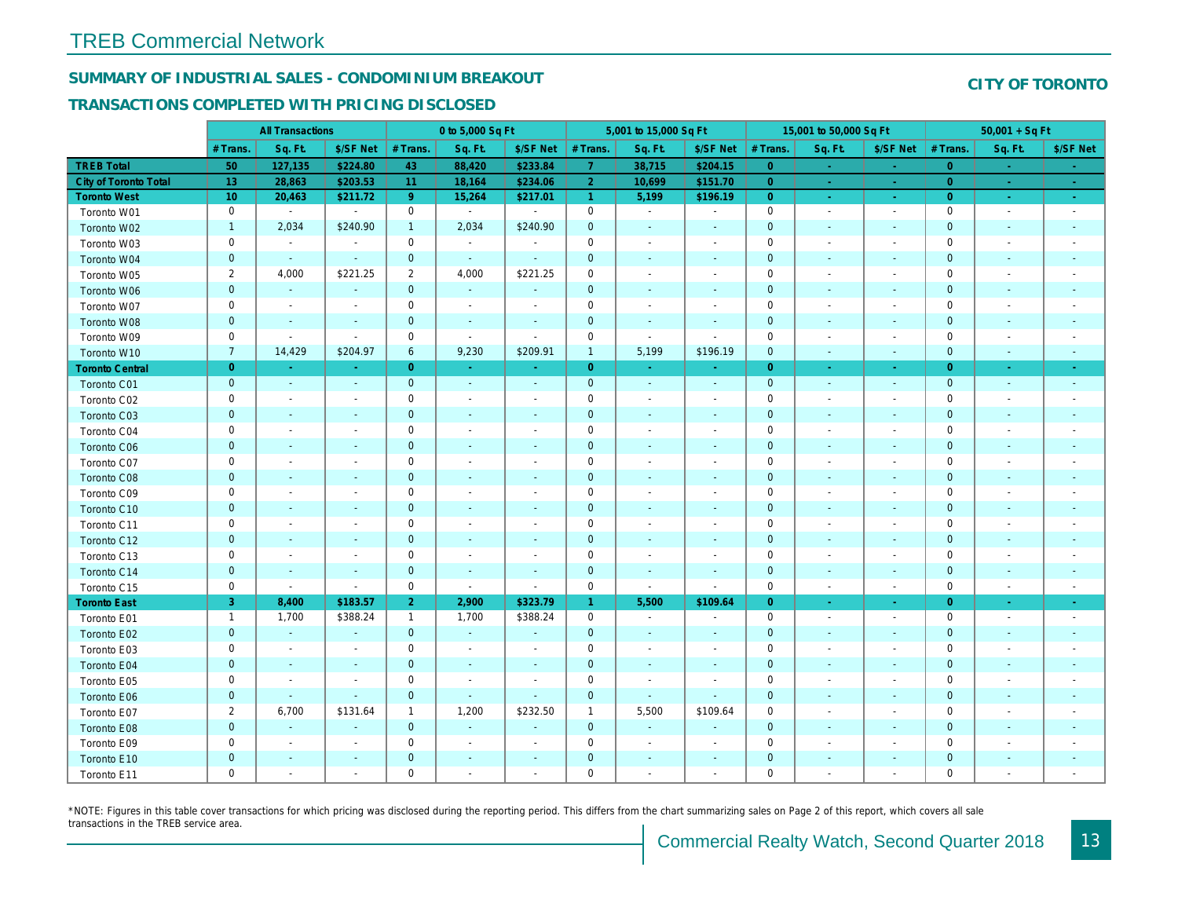# TREB Commercial Network

## SUMMARY OF INDUSTRIAL SALES - CONDOMINIUM BREAKOUT

## TRANSACTIONS COMPLETED WITH PRICING DISCLOSED

**CITY OF TORONTO**

| | All Transactions | | | 0 to 5,000 Sq Ft | | | 5,001 to 15,000 Sq Ft | | | 15,001 to 50,000 Sq Ft | | | 50,001 + Sq Ft | | |
|---|---|---|---|---|---|---|---|---|---|---|---|---|---|---|---|
| | # Trans. | Sq. Ft. | $/SF Net | # Trans. | Sq. Ft. | $/SF Net | # Trans. | Sq. Ft. | $/SF Net | # Trans. | Sq. Ft. | $/SF Net | # Trans. | Sq. Ft. | $/SF Net |
| **TREB Total** | **50** | **127,135** | **$224.80** | **43** | **88,420** | **$233.84** | **7** | **38,715** | **$204.15** | **0** | **-** | **-** | **0** | **-** | **-** |
| **City of Toronto Total** | **13** | **28,863** | **$203.53** | **11** | **18,164** | **$234.06** | **2** | **10,699** | **$151.70** | **0** | **-** | **-** | **0** | **-** | **-** |
| **Toronto West** | **10** | **20,463** | **$211.72** | **9** | **15,264** | **$217.01** | **1** | **5,199** | **$196.19** | **0** | **-** | **-** | **0** | **-** | **-** |
| Toronto W01 | 0 | - | - | 0 | - | - | 0 | - | - | 0 | - | - | 0 | - | - |
| Toronto W02 | 1 | 2,034 | $240.90 | 1 | 2,034 | $240.90 | 0 | - | - | 0 | - | - | 0 | - | - |
| Toronto W03 | 0 | - | - | 0 | - | - | 0 | - | - | 0 | - | - | 0 | - | - |
| Toronto W04 | 0 | - | - | 0 | - | - | 0 | - | - | 0 | - | - | 0 | - | - |
| Toronto W05 | 2 | 4,000 | $221.25 | 2 | 4,000 | $221.25 | 0 | - | - | 0 | - | - | 0 | - | - |
| Toronto W06 | 0 | - | - | 0 | - | - | 0 | - | - | 0 | - | - | 0 | - | - |
| Toronto W07 | 0 | - | - | 0 | - | - | 0 | - | - | 0 | - | - | 0 | - | - |
| Toronto W08 | 0 | - | - | 0 | - | - | 0 | - | - | 0 | - | - | 0 | - | - |
| Toronto W09 | 0 | - | - | 0 | - | - | 0 | - | - | 0 | - | - | 0 | - | - |
| Toronto W10 | 7 | 14,429 | $204.97 | 6 | 9,230 | $209.91 | 1 | 5,199 | $196.19 | 0 | - | - | 0 | - | - |
| **Toronto Central** | **0** | **-** | **-** | **0** | **-** | **-** | **0** | **-** | **-** | **0** | **-** | **-** | **0** | **-** | **-** |
| Toronto C01 | 0 | - | - | 0 | - | - | 0 | - | - | 0 | - | - | 0 | - | - |
| Toronto C02 | 0 | - | - | 0 | - | - | 0 | - | - | 0 | - | - | 0 | - | - |
| Toronto C03 | 0 | - | - | 0 | - | - | 0 | - | - | 0 | - | - | 0 | - | - |
| Toronto C04 | 0 | - | - | 0 | - | - | 0 | - | - | 0 | - | - | 0 | - | - |
| Toronto C06 | 0 | - | - | 0 | - | - | 0 | - | - | 0 | - | - | 0 | - | - |
| Toronto C07 | 0 | - | - | 0 | - | - | 0 | - | - | 0 | - | - | 0 | - | - |
| Toronto C08 | 0 | - | - | 0 | - | - | 0 | - | - | 0 | - | - | 0 | - | - |
| Toronto C09 | 0 | - | - | 0 | - | - | 0 | - | - | 0 | - | - | 0 | - | - |
| Toronto C10 | 0 | - | - | 0 | - | - | 0 | - | - | 0 | - | - | 0 | - | - |
| Toronto C11 | 0 | - | - | 0 | - | - | 0 | - | - | 0 | - | - | 0 | - | - |
| Toronto C12 | 0 | - | - | 0 | - | - | 0 | - | - | 0 | - | - | 0 | - | - |
| Toronto C13 | 0 | - | - | 0 | - | - | 0 | - | - | 0 | - | - | 0 | - | - |
| Toronto C14 | 0 | - | - | 0 | - | - | 0 | - | - | 0 | - | - | 0 | - | - |
| Toronto C15 | 0 | - | - | 0 | - | - | 0 | - | - | 0 | - | - | 0 | - | - |
| **Toronto East** | **3** | **8,400** | **$183.57** | **2** | **2,900** | **$323.79** | **1** | **5,500** | **$109.64** | **0** | **-** | **-** | **0** | **-** | **-** |
| Toronto E01 | 1 | 1,700 | $388.24 | 1 | 1,700 | $388.24 | 0 | - | - | 0 | - | - | 0 | - | - |
| Toronto E02 | 0 | - | - | 0 | - | - | 0 | - | - | 0 | - | - | 0 | - | - |
| Toronto E03 | 0 | - | - | 0 | - | - | 0 | - | - | 0 | - | - | 0 | - | - |
| Toronto E04 | 0 | - | - | 0 | - | - | 0 | - | - | 0 | - | - | 0 | - | - |
| Toronto E05 | 0 | - | - | 0 | - | - | 0 | - | - | 0 | - | - | 0 | - | - |
| Toronto E06 | 0 | - | - | 0 | - | - | 0 | - | - | 0 | - | - | 0 | - | - |
| Toronto E07 | 2 | 6,700 | $131.64 | 1 | 1,200 | $232.50 | 1 | 5,500 | $109.64 | 0 | - | - | 0 | - | - |
| Toronto E08 | 0 | - | - | 0 | - | - | 0 | - | - | 0 | - | - | 0 | - | - |
| Toronto E09 | 0 | - | - | 0 | - | - | 0 | - | - | 0 | - | - | 0 | - | - |
| Toronto E10 | 0 | - | - | 0 | - | - | 0 | - | - | 0 | - | - | 0 | - | - |
| Toronto E11 | 0 | - | - | 0 | - | - | 0 | - | - | 0 | - | - | 0 | - | - |

*NOTE: Figures in this table cover transactions for which pricing was disclosed during the reporting period. This differs from the chart summarizing sales on Page 2 of this report, which covers all sale transactions in the TREB service area.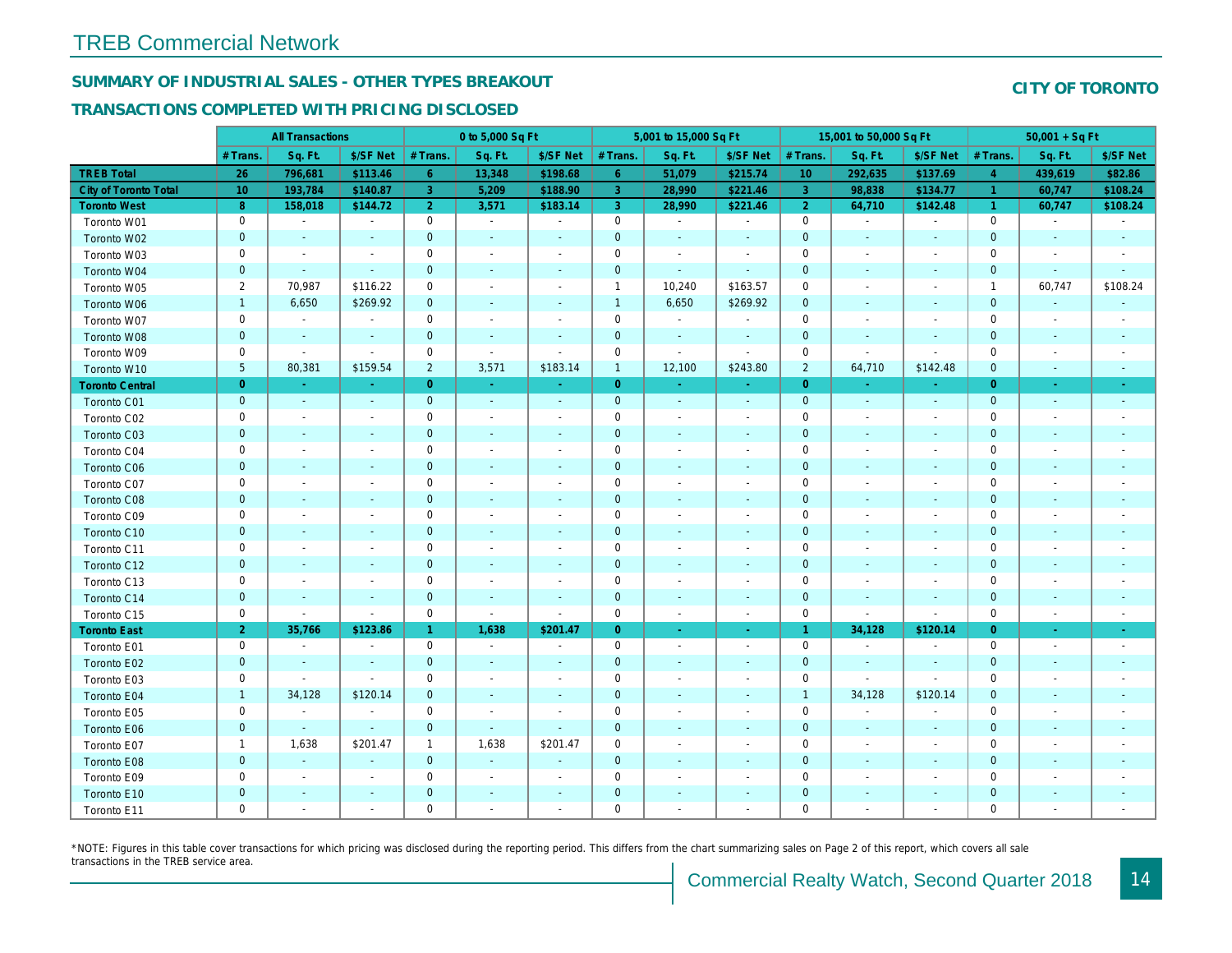# TREB Commercial Network

## SUMMARY OF INDUSTRIAL SALES - OTHER TYPES BREAKOUT

## TRANSACTIONS COMPLETED WITH PRICING DISCLOSED

**CITY OF TORONTO**

| | All Transactions | | | 0 to 5,000 Sq Ft | | | 5,001 to 15,000 Sq Ft | | | 15,001 to 50,000 Sq Ft | | | 50,001 + Sq Ft | | |
|---|---|---|---|---|---|---|---|---|---|---|---|---|---|---|---|
| | # Trans. | Sq. Ft. | $/SF Net | # Trans. | Sq. Ft. | $/SF Net | # Trans. | Sq. Ft. | $/SF Net | # Trans. | Sq. Ft. | $/SF Net | # Trans. | Sq. Ft. | $/SF Net |
| **TREB Total** | **26** | **796,681** | **$113.46** | **6** | **13,348** | **$198.68** | **6** | **51,079** | **$215.74** | **10** | **292,635** | **$137.69** | **4** | **439,619** | **$82.86** |
| **City of Toronto Total** | **10** | **193,784** | **$140.87** | **3** | **5,209** | **$188.90** | **3** | **28,990** | **$221.46** | **3** | **98,838** | **$134.77** | **1** | **60,747** | **$108.24** |
| **Toronto West** | **8** | **158,018** | **$144.72** | **2** | **3,571** | **$183.14** | **3** | **28,990** | **$221.46** | **2** | **64,710** | **$142.48** | **1** | **60,747** | **$108.24** |
| Toronto W01 | 0 | - | - | 0 | - | - | 0 | - | - | 0 | - | - | 0 | - | - |
| Toronto W02 | 0 | - | - | 0 | - | - | 0 | - | - | 0 | - | - | 0 | - | - |
| Toronto W03 | 0 | - | - | 0 | - | - | 0 | - | - | 0 | - | - | 0 | - | - |
| Toronto W04 | 0 | - | - | 0 | - | - | 0 | - | - | 0 | - | - | 0 | - | - |
| Toronto W05 | 2 | 70,987 | $116.22 | 0 | - | - | 1 | 10,240 | $163.57 | 0 | - | - | 1 | 60,747 | $108.24 |
| Toronto W06 | 1 | 6,650 | $269.92 | 0 | - | - | 1 | 6,650 | $269.92 | 0 | - | - | 0 | - | - |
| Toronto W07 | 0 | - | - | 0 | - | - | 0 | - | - | 0 | - | - | 0 | - | - |
| Toronto W08 | 0 | - | - | 0 | - | - | 0 | - | - | 0 | - | - | 0 | - | - |
| Toronto W09 | 0 | - | - | 0 | - | - | 0 | - | - | 0 | - | - | 0 | - | - |
| Toronto W10 | 5 | 80,381 | $159.54 | 2 | 3,571 | $183.14 | 1 | 12,100 | $243.80 | 2 | 64,710 | $142.48 | 0 | - | - |
| **Toronto Central** | **0** | **-** | **-** | **0** | **-** | **-** | **0** | **-** | **-** | **0** | **-** | **-** | **0** | **-** | **-** |
| Toronto C01 | 0 | - | - | 0 | - | - | 0 | - | - | 0 | - | - | 0 | - | - |
| Toronto C02 | 0 | - | - | 0 | - | - | 0 | - | - | 0 | - | - | 0 | - | - |
| Toronto C03 | 0 | - | - | 0 | - | - | 0 | - | - | 0 | - | - | 0 | - | - |
| Toronto C04 | 0 | - | - | 0 | - | - | 0 | - | - | 0 | - | - | 0 | - | - |
| Toronto C06 | 0 | - | - | 0 | - | - | 0 | - | - | 0 | - | - | 0 | - | - |
| Toronto C07 | 0 | - | - | 0 | - | - | 0 | - | - | 0 | - | - | 0 | - | - |
| Toronto C08 | 0 | - | - | 0 | - | - | 0 | - | - | 0 | - | - | 0 | - | - |
| Toronto C09 | 0 | - | - | 0 | - | - | 0 | - | - | 0 | - | - | 0 | - | - |
| Toronto C10 | 0 | - | - | 0 | - | - | 0 | - | - | 0 | - | - | 0 | - | - |
| Toronto C11 | 0 | - | - | 0 | - | - | 0 | - | - | 0 | - | - | 0 | - | - |
| Toronto C12 | 0 | - | - | 0 | - | - | 0 | - | - | 0 | - | - | 0 | - | - |
| Toronto C13 | 0 | - | - | 0 | - | - | 0 | - | - | 0 | - | - | 0 | - | - |
| Toronto C14 | 0 | - | - | 0 | - | - | 0 | - | - | 0 | - | - | 0 | - | - |
| Toronto C15 | 0 | - | - | 0 | - | - | 0 | - | - | 0 | - | - | 0 | - | - |
| **Toronto East** | **2** | **35,766** | **$123.86** | **1** | **1,638** | **$201.47** | **0** | **-** | **-** | **1** | **34,128** | **$120.14** | **0** | **-** | **-** |
| Toronto E01 | 0 | - | - | 0 | - | - | 0 | - | - | 0 | - | - | 0 | - | - |
| Toronto E02 | 0 | - | - | 0 | - | - | 0 | - | - | 0 | - | - | 0 | - | - |
| Toronto E03 | 0 | - | - | 0 | - | - | 0 | - | - | 0 | - | - | 0 | - | - |
| Toronto E04 | 1 | 34,128 | $120.14 | 0 | - | - | 0 | - | - | 1 | 34,128 | $120.14 | 0 | - | - |
| Toronto E05 | 0 | - | - | 0 | - | - | 0 | - | - | 0 | - | - | 0 | - | - |
| Toronto E06 | 0 | - | - | 0 | - | - | 0 | - | - | 0 | - | - | 0 | - | - |
| Toronto E07 | 1 | 1,638 | $201.47 | 1 | 1,638 | $201.47 | 0 | - | - | 0 | - | - | 0 | - | - |
| Toronto E08 | 0 | - | - | 0 | - | - | 0 | - | - | 0 | - | - | 0 | - | - |
| Toronto E09 | 0 | - | - | 0 | - | - | 0 | - | - | 0 | - | - | 0 | - | - |
| Toronto E10 | 0 | - | - | 0 | - | - | 0 | - | - | 0 | - | - | 0 | - | - |
| Toronto E11 | 0 | - | - | 0 | - | - | 0 | - | - | 0 | - | - | 0 | - | - |

*NOTE: Figures in this table cover transactions for which pricing was disclosed during the reporting period. This differs from the chart summarizing sales on Page 2 of this report, which covers all sale transactions in the TREB service area.

Commercial Realty Watch, Second Quarter 2018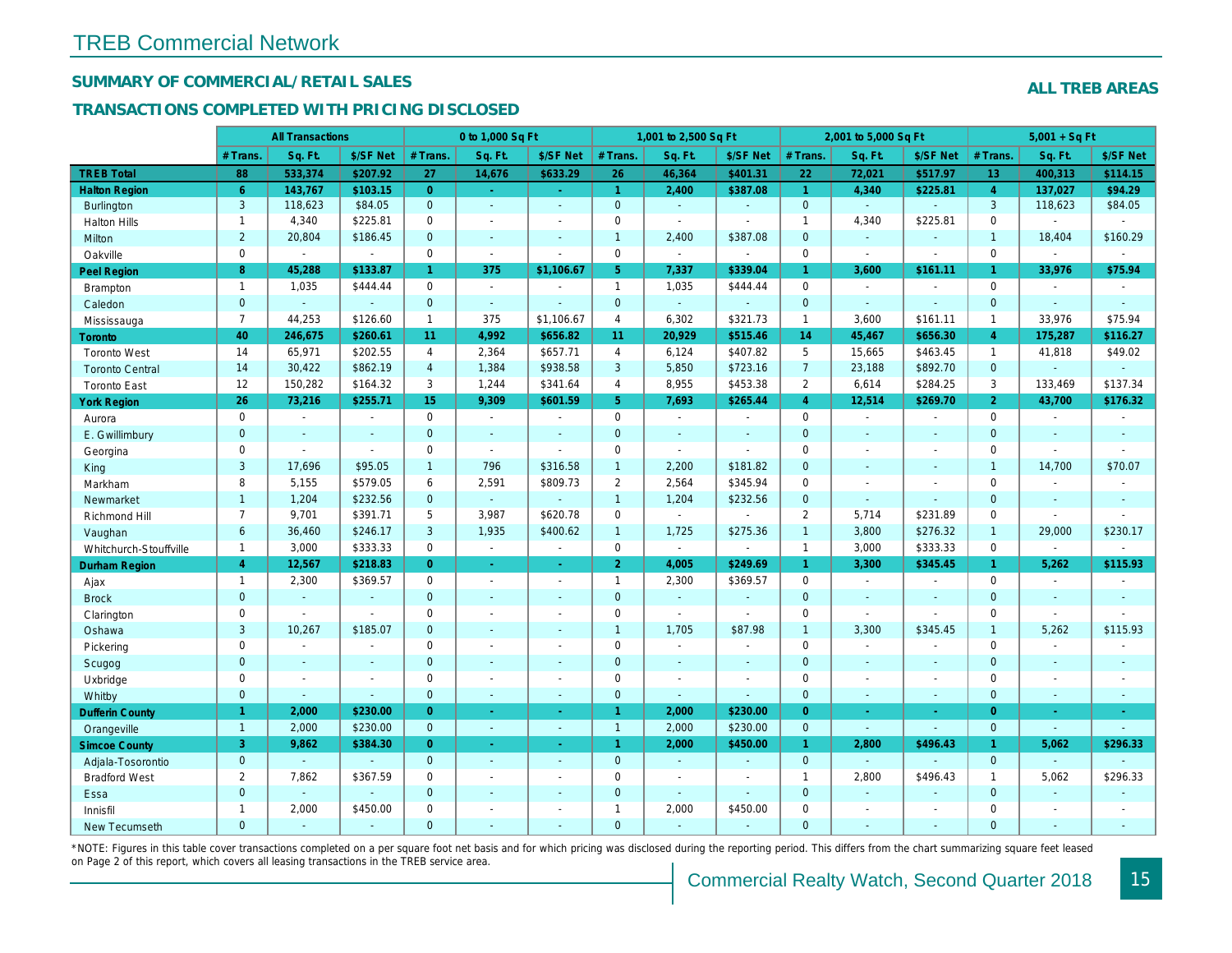# TREB Commercial Network

## SUMMARY OF COMMERCIAL/RETAIL SALES

## TRANSACTIONS COMPLETED WITH PRICING DISCLOSED

**ALL TREB AREAS**

| | All Transactions | | | 0 to 1,000 Sq Ft | | | 1,001 to 2,500 Sq Ft | | | 2,001 to 5,000 Sq Ft | | | 5,001 + Sq Ft | | |
|---|---|---|---|---|---|---|---|---|---|---|---|---|---|---|---|
| | # Trans. | Sq. Ft. | $/SF Net | # Trans. | Sq. Ft. | $/SF Net | # Trans. | Sq. Ft. | $/SF Net | # Trans. | Sq. Ft. | $/SF Net | # Trans. | Sq. Ft. | $/SF Net |
| **TREB Total** | **88** | **533,374** | **$207.92** | **27** | **14,676** | **$633.29** | **26** | **46,364** | **$401.31** | **22** | **72,021** | **$517.97** | **13** | **400,313** | **$114.15** |
| **Halton Region** | **6** | **143,767** | **$103.15** | **0** | **-** | **-** | **1** | **2,400** | **$387.08** | **1** | **4,340** | **$225.81** | **4** | **137,027** | **$94.29** |
| Burlington | 3 | 118,623 | $84.05 | 0 | - | - | 0 | - | - | 0 | - | - | 3 | 118,623 | $84.05 |
| Halton Hills | 1 | 4,340 | $225.81 | 0 | - | - | 0 | - | - | 1 | 4,340 | $225.81 | 0 | - | - |
| Milton | 2 | 20,804 | $186.45 | 0 | - | - | 1 | 2,400 | $387.08 | 0 | - | - | 1 | 18,404 | $160.29 |
| Oakville | 0 | - | - | 0 | - | - | 0 | - | - | 0 | - | - | 0 | - | - |
| **Peel Region** | **8** | **45,288** | **$133.87** | **1** | **375** | **$1,106.67** | **5** | **7,337** | **$339.04** | **1** | **3,600** | **$161.11** | **1** | **33,976** | **$75.94** |
| Brampton | 1 | 1,035 | $444.44 | 0 | - | - | 1 | 1,035 | $444.44 | 0 | - | - | 0 | - | - |
| Caledon | 0 | - | - | 0 | - | - | 0 | - | - | 0 | - | - | 0 | - | - |
| Mississauga | 7 | 44,253 | $126.60 | 1 | 375 | $1,106.67 | 4 | 6,302 | $321.73 | 1 | 3,600 | $161.11 | 1 | 33,976 | $75.94 |
| **Toronto** | **40** | **246,675** | **$260.61** | **11** | **4,992** | **$656.82** | **11** | **20,929** | **$515.46** | **14** | **45,467** | **$656.30** | **4** | **175,287** | **$116.27** |
| Toronto West | 14 | 65,971 | $202.55 | 4 | 2,364 | $657.71 | 4 | 6,124 | $407.82 | 5 | 15,665 | $463.45 | 1 | 41,818 | $49.02 |
| Toronto Central | 14 | 30,422 | $862.19 | 4 | 1,384 | $938.58 | 3 | 5,850 | $723.16 | 7 | 23,188 | $892.70 | 0 | - | - |
| Toronto East | 12 | 150,282 | $164.32 | 3 | 1,244 | $341.64 | 4 | 8,955 | $453.38 | 2 | 6,614 | $284.25 | 3 | 133,469 | $137.34 |
| **York Region** | **26** | **73,216** | **$255.71** | **15** | **9,309** | **$601.59** | **5** | **7,693** | **$265.44** | **4** | **12,514** | **$269.70** | **2** | **43,700** | **$176.32** |
| Aurora | 0 | - | - | 0 | - | - | 0 | - | - | 0 | - | - | 0 | - | - |
| E. Gwillimbury | 0 | - | - | 0 | - | - | 0 | - | - | 0 | - | - | 0 | - | - |
| Georgina | 0 | - | - | 0 | - | - | 0 | - | - | 0 | - | - | 0 | - | - |
| King | 3 | 17,696 | $95.05 | 1 | 796 | $316.58 | 1 | 2,200 | $181.82 | 0 | - | - | 1 | 14,700 | $70.07 |
| Markham | 8 | 5,155 | $579.05 | 6 | 2,591 | $809.73 | 2 | 2,564 | $345.94 | 0 | - | - | 0 | - | - |
| Newmarket | 1 | 1,204 | $232.56 | 0 | - | - | 1 | 1,204 | $232.56 | 0 | - | - | 0 | - | - |
| Richmond Hill | 7 | 9,701 | $391.71 | 5 | 3,987 | $620.78 | 0 | - | - | 2 | 5,714 | $231.89 | 0 | - | - |
| Vaughan | 6 | 36,460 | $246.17 | 3 | 1,935 | $400.62 | 1 | 1,725 | $275.36 | 1 | 3,800 | $276.32 | 1 | 29,000 | $230.17 |
| Whitchurch-Stouffville | 1 | 3,000 | $333.33 | 0 | - | - | 0 | - | - | 1 | 3,000 | $333.33 | 0 | - | - |
| **Durham Region** | **4** | **12,567** | **$218.83** | **0** | **-** | **-** | **2** | **4,005** | **$249.69** | **1** | **3,300** | **$345.45** | **1** | **5,262** | **$115.93** |
| Ajax | 1 | 2,300 | $369.57 | 0 | - | - | 1 | 2,300 | $369.57 | 0 | - | - | 0 | - | - |
| Brock | 0 | - | - | 0 | - | - | 0 | - | - | 0 | - | - | 0 | - | - |
| Clarington | 0 | - | - | 0 | - | - | 0 | - | - | 0 | - | - | 0 | - | - |
| Oshawa | 3 | 10,267 | $185.07 | 0 | - | - | 1 | 1,705 | $87.98 | 1 | 3,300 | $345.45 | 1 | 5,262 | $115.93 |
| Pickering | 0 | - | - | 0 | - | - | 0 | - | - | 0 | - | - | 0 | - | - |
| Scugog | 0 | - | - | 0 | - | - | 0 | - | - | 0 | - | - | 0 | - | - |
| Uxbridge | 0 | - | - | 0 | - | - | 0 | - | - | 0 | - | - | 0 | - | - |
| Whitby | 0 | - | - | 0 | - | - | 0 | - | - | 0 | - | - | 0 | - | - |
| **Dufferin County** | **1** | **2,000** | **$230.00** | **0** | **-** | **-** | **1** | **2,000** | **$230.00** | **0** | **-** | **-** | **0** | **-** | **-** |
| Orangeville | 1 | 2,000 | $230.00 | 0 | - | - | 1 | 2,000 | $230.00 | 0 | - | - | 0 | - | - |
| **Simcoe County** | **3** | **9,862** | **$384.30** | **0** | **-** | **-** | **1** | **2,000** | **$450.00** | **1** | **2,800** | **$496.43** | **1** | **5,062** | **$296.33** |
| Adjala-Tosorontio | 0 | - | - | 0 | - | - | 0 | - | - | 0 | - | - | 0 | - | - |
| Bradford West | 2 | 7,862 | $367.59 | 0 | - | - | 0 | - | - | 1 | 2,800 | $496.43 | 1 | 5,062 | $296.33 |
| Essa | 0 | - | - | 0 | - | - | 0 | - | - | 0 | - | - | 0 | - | - |
| Innisfil | 1 | 2,000 | $450.00 | 0 | - | - | 1 | 2,000 | $450.00 | 0 | - | - | 0 | - | - |
| New Tecumseth | 0 | - | - | 0 | - | - | 0 | - | - | 0 | - | - | 0 | - | - |

*NOTE: Figures in this table cover transactions completed on a per square foot net basis and for which pricing was disclosed during the reporting period. This differs from the chart summarizing square feet leased on Page 2 of this report, which covers all leasing transactions in the TREB service area.

Commercial Realty Watch, Second Quarter 2018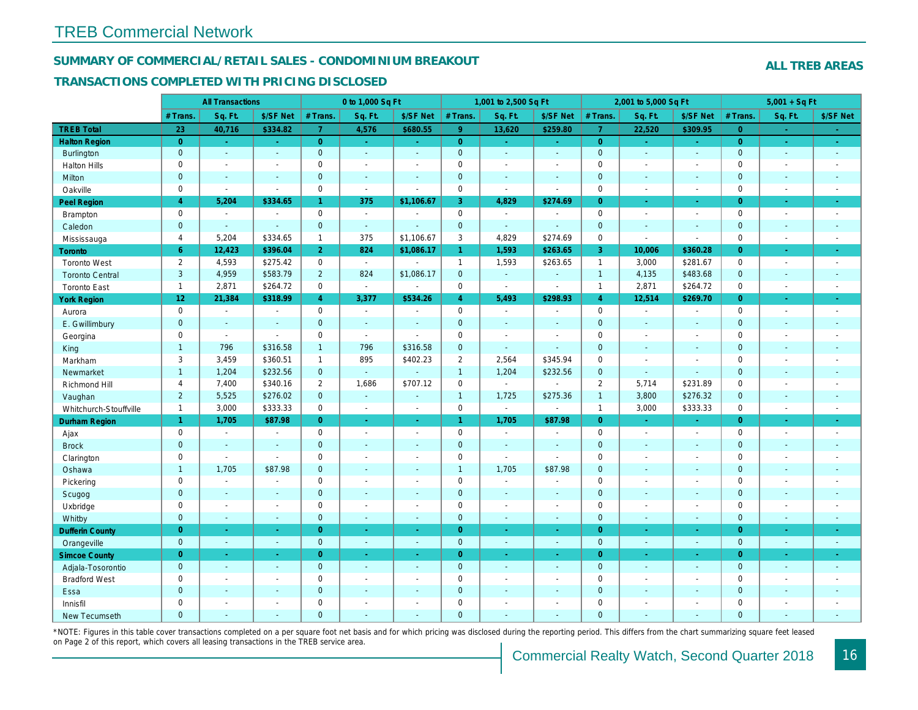# TREB Commercial Network

## SUMMARY OF COMMERCIAL/RETAIL SALES - CONDOMINIUM BREAKOUT

### TRANSACTIONS COMPLETED WITH PRICING DISCLOSED

**ALL TREB AREAS**

| | All Transactions | | | 0 to 1,000 Sq Ft | | | 1,001 to 2,500 Sq Ft | | | 2,001 to 5,000 Sq Ft | | | 5,001 + Sq Ft | | |
|---|---|---|---|---|---|---|---|---|---|---|---|---|---|---|---|
| | # Trans. | Sq. Ft. | $/SF Net | # Trans. | Sq. Ft. | $/SF Net | # Trans. | Sq. Ft. | $/SF Net | # Trans. | Sq. Ft. | $/SF Net | # Trans. | Sq. Ft. | $/SF Net |
| **TREB Total** | 23 | 40,716 | $334.82 | 7 | 4,576 | $680.55 | 9 | 13,620 | $259.80 | 7 | 22,520 | $309.95 | 0 | - | - |
| **Halton Region** | 0 | - | - | 0 | - | - | 0 | - | - | 0 | - | - | 0 | - | - |
| Burlington | 0 | - | - | 0 | - | - | 0 | - | - | 0 | - | - | 0 | - | - |
| Halton Hills | 0 | - | - | 0 | - | - | 0 | - | - | 0 | - | - | 0 | - | - |
| Milton | 0 | - | - | 0 | - | - | 0 | - | - | 0 | - | - | 0 | - | - |
| Oakville | 0 | - | - | 0 | - | - | 0 | - | - | 0 | - | - | 0 | - | - |
| **Peel Region** | 4 | 5,204 | $334.65 | 1 | 375 | $1,106.67 | 3 | 4,829 | $274.69 | 0 | - | - | 0 | - | - |
| Brampton | 0 | - | - | 0 | - | - | 0 | - | - | 0 | - | - | 0 | - | - |
| Caledon | 0 | - | - | 0 | - | - | 0 | - | - | 0 | - | - | 0 | - | - |
| Mississauga | 4 | 5,204 | $334.65 | 1 | 375 | $1,106.67 | 3 | 4,829 | $274.69 | 0 | - | - | 0 | - | - |
| **Toronto** | 6 | 12,423 | $396.04 | 2 | 824 | $1,086.17 | 1 | 1,593 | $263.65 | 3 | 10,006 | $360.28 | 0 | - | - |
| Toronto West | 2 | 4,593 | $275.42 | 0 | - | - | 1 | 1,593 | $263.65 | 1 | 3,000 | $281.67 | 0 | - | - |
| Toronto Central | 3 | 4,959 | $583.79 | 2 | 824 | $1,086.17 | 0 | - | - | 1 | 4,135 | $483.68 | 0 | - | - |
| Toronto East | 1 | 2,871 | $264.72 | 0 | - | - | 0 | - | - | 1 | 2,871 | $264.72 | 0 | - | - |
| **York Region** | 12 | 21,384 | $318.99 | 4 | 3,377 | $534.26 | 4 | 5,493 | $298.93 | 4 | 12,514 | $269.70 | 0 | - | - |
| Aurora | 0 | - | - | 0 | - | - | 0 | - | - | 0 | - | - | 0 | - | - |
| E. Gwillimbury | 0 | - | - | 0 | - | - | 0 | - | - | 0 | - | - | 0 | - | - |
| Georgina | 0 | - | - | 0 | - | - | 0 | - | - | 0 | - | - | 0 | - | - |
| King | 1 | 796 | $316.58 | 1 | 796 | $316.58 | 0 | - | - | 0 | - | - | 0 | - | - |
| Markham | 3 | 3,459 | $360.51 | 1 | 895 | $402.23 | 2 | 2,564 | $345.94 | 0 | - | - | 0 | - | - |
| Newmarket | 1 | 1,204 | $232.56 | 0 | - | - | 1 | 1,204 | $232.56 | 0 | - | - | 0 | - | - |
| Richmond Hill | 4 | 7,400 | $340.16 | 2 | 1,686 | $707.12 | 0 | - | - | 2 | 5,714 | $231.89 | 0 | - | - |
| Vaughan | 2 | 5,525 | $276.02 | 0 | - | - | 1 | 1,725 | $275.36 | 1 | 3,800 | $276.32 | 0 | - | - |
| Whitchurch-Stouffville | 1 | 3,000 | $333.33 | 0 | - | - | 0 | - | - | 1 | 3,000 | $333.33 | 0 | - | - |
| **Durham Region** | 1 | 1,705 | $87.98 | 0 | - | - | 1 | 1,705 | $87.98 | 0 | - | - | 0 | - | - |
| Ajax | 0 | - | - | 0 | - | - | 0 | - | - | 0 | - | - | 0 | - | - |
| Brock | 0 | - | - | 0 | - | - | 0 | - | - | 0 | - | - | 0 | - | - |
| Clarington | 0 | - | - | 0 | - | - | 0 | - | - | 0 | - | - | 0 | - | - |
| Oshawa | 1 | 1,705 | $87.98 | 0 | - | - | 1 | 1,705 | $87.98 | 0 | - | - | 0 | - | - |
| Pickering | 0 | - | - | 0 | - | - | 0 | - | - | 0 | - | - | 0 | - | - |
| Scugog | 0 | - | - | 0 | - | - | 0 | - | - | 0 | - | - | 0 | - | - |
| Uxbridge | 0 | - | - | 0 | - | - | 0 | - | - | 0 | - | - | 0 | - | - |
| Whitby | 0 | - | - | 0 | - | - | 0 | - | - | 0 | - | - | 0 | - | - |
| **Dufferin County** | 0 | - | - | 0 | - | - | 0 | - | - | 0 | - | - | 0 | - | - |
| Orangeville | 0 | - | - | 0 | - | - | 0 | - | - | 0 | - | - | 0 | - | - |
| **Simcoe County** | 0 | - | - | 0 | - | - | 0 | - | - | 0 | - | - | 0 | - | - |
| Adjala-Tosorontio | 0 | - | - | 0 | - | - | 0 | - | - | 0 | - | - | 0 | - | - |
| Bradford West | 0 | - | - | 0 | - | - | 0 | - | - | 0 | - | - | 0 | - | - |
| Essa | 0 | - | - | 0 | - | - | 0 | - | - | 0 | - | - | 0 | - | - |
| Innisfil | 0 | - | - | 0 | - | - | 0 | - | - | 0 | - | - | 0 | - | - |
| New Tecumseth | 0 | - | - | 0 | - | - | 0 | - | - | 0 | - | - | 0 | - | - |

*NOTE: Figures in this table cover transactions completed on a per square foot net basis and for which pricing was disclosed during the reporting period. This differs from the chart summarizing square feet leased on Page 2 of this report, which covers all leasing transactions in the TREB service area.

Commercial Realty Watch, Second Quarter 2018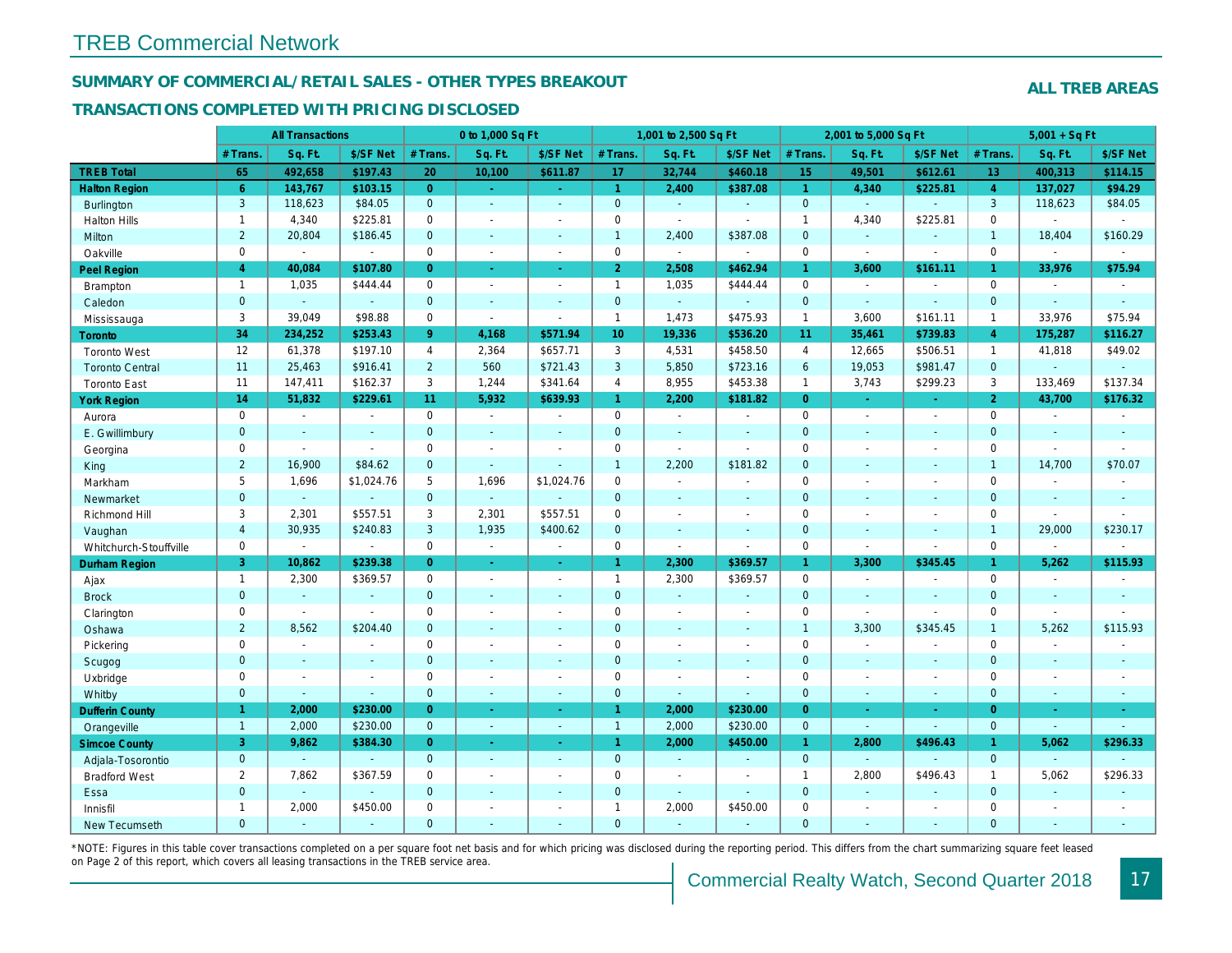## TREB Commercial Network

### SUMMARY OF COMMERCIAL/RETAIL SALES - OTHER TYPES BREAKOUT

### TRANSACTIONS COMPLETED WITH PRICING DISCLOSED

**ALL TREB AREAS**

| | All Transactions | | | 0 to 1,000 Sq Ft | | | 1,001 to 2,500 Sq Ft | | | 2,001 to 5,000 Sq Ft | | | 5,001 + Sq Ft | | |
|---|---|---|---|---|---|---|---|---|---|---|---|---|---|---|---|
| | # Trans. | Sq. Ft. | $/SF Net | # Trans. | Sq. Ft. | $/SF Net | # Trans. | Sq. Ft. | $/SF Net | # Trans. | Sq. Ft. | $/SF Net | # Trans. | Sq. Ft. | $/SF Net |
| **TREB Total** | **65** | **492,658** | **$197.43** | **20** | **10,100** | **$611.87** | **17** | **32,744** | **$460.18** | **15** | **49,501** | **$612.61** | **13** | **400,313** | **$114.15** |
| **Halton Region** | **6** | **143,767** | **$103.15** | **0** | **-** | **-** | **1** | **2,400** | **$387.08** | **1** | **4,340** | **$225.81** | **4** | **137,027** | **$94.29** |
| Burlington | 3 | 118,623 | $84.05 | 0 | - | - | 0 | - | - | 0 | - | - | 3 | 118,623 | $84.05 |
| Halton Hills | 1 | 4,340 | $225.81 | 0 | - | - | 0 | - | - | 1 | 4,340 | $225.81 | 0 | - | - |
| Milton | 2 | 20,804 | $186.45 | 0 | - | - | 1 | 2,400 | $387.08 | 0 | - | - | 1 | 18,404 | $160.29 |
| Oakville | 0 | - | - | 0 | - | - | 0 | - | - | 0 | - | - | 0 | - | - |
| **Peel Region** | **4** | **40,084** | **$107.80** | **0** | **-** | **-** | **2** | **2,508** | **$462.94** | **1** | **3,600** | **$161.11** | **1** | **33,976** | **$75.94** |
| Brampton | 1 | 1,035 | $444.44 | 0 | - | - | 1 | 1,035 | $444.44 | 0 | - | - | 0 | - | - |
| Caledon | 0 | - | - | 0 | - | - | 0 | - | - | 0 | - | - | 0 | - | - |
| Mississauga | 3 | 39,049 | $98.88 | 0 | - | - | 1 | 1,473 | $475.93 | 1 | 3,600 | $161.11 | 1 | 33,976 | $75.94 |
| **Toronto** | **34** | **234,252** | **$253.43** | **9** | **4,168** | **$571.94** | **10** | **19,336** | **$536.20** | **11** | **35,461** | **$739.83** | **4** | **175,287** | **$116.27** |
| Toronto West | 12 | 61,378 | $197.10 | 4 | 2,364 | $657.71 | 3 | 4,531 | $458.50 | 4 | 12,665 | $506.51 | 1 | 41,818 | $49.02 |
| Toronto Central | 11 | 25,463 | $916.41 | 2 | 560 | $721.43 | 3 | 5,850 | $723.16 | 6 | 19,053 | $981.47 | 0 | - | - |
| Toronto East | 11 | 147,411 | $162.37 | 3 | 1,244 | $341.64 | 4 | 8,955 | $453.38 | 1 | 3,743 | $299.23 | 3 | 133,469 | $137.34 |
| **York Region** | **14** | **51,832** | **$229.61** | **11** | **5,932** | **$639.93** | **1** | **2,200** | **$181.82** | **0** | **-** | **-** | **2** | **43,700** | **$176.32** |
| Aurora | 0 | - | - | 0 | - | - | 0 | - | - | 0 | - | - | 0 | - | - |
| E. Gwillimbury | 0 | - | - | 0 | - | - | 0 | - | - | 0 | - | - | 0 | - | - |
| Georgina | 0 | - | - | 0 | - | - | 0 | - | - | 0 | - | - | 0 | - | - |
| King | 2 | 16,900 | $84.62 | 0 | - | - | 1 | 2,200 | $181.82 | 0 | - | - | 1 | 14,700 | $70.07 |
| Markham | 5 | 1,696 | $1,024.76 | 5 | 1,696 | $1,024.76 | 0 | - | - | 0 | - | - | 0 | - | - |
| Newmarket | 0 | - | - | 0 | - | - | 0 | - | - | 0 | - | - | 0 | - | - |
| Richmond Hill | 3 | 2,301 | $557.51 | 3 | 2,301 | $557.51 | 0 | - | - | 0 | - | - | 0 | - | - |
| Vaughan | 4 | 30,935 | $240.83 | 3 | 1,935 | $400.62 | 0 | - | - | 0 | - | - | 1 | 29,000 | $230.17 |
| Whitchurch-Stouffville | 0 | - | - | 0 | - | - | 0 | - | - | 0 | - | - | 0 | - | - |
| **Durham Region** | **3** | **10,862** | **$239.38** | **0** | **-** | **-** | **1** | **2,300** | **$369.57** | **1** | **3,300** | **$345.45** | **1** | **5,262** | **$115.93** |
| Ajax | 1 | 2,300 | $369.57 | 0 | - | - | 1 | 2,300 | $369.57 | 0 | - | - | 0 | - | - |
| Brock | 0 | - | - | 0 | - | - | 0 | - | - | 0 | - | - | 0 | - | - |
| Clarington | 0 | - | - | 0 | - | - | 0 | - | - | 0 | - | - | 0 | - | - |
| Oshawa | 2 | 8,562 | $204.40 | 0 | - | - | 0 | - | - | 1 | 3,300 | $345.45 | 1 | 5,262 | $115.93 |
| Pickering | 0 | - | - | 0 | - | - | 0 | - | - | 0 | - | - | 0 | - | - |
| Scugog | 0 | - | - | 0 | - | - | 0 | - | - | 0 | - | - | 0 | - | - |
| Uxbridge | 0 | - | - | 0 | - | - | 0 | - | - | 0 | - | - | 0 | - | - |
| Whitby | 0 | - | - | 0 | - | - | 0 | - | - | 0 | - | - | 0 | - | - |
| **Dufferin County** | **1** | **2,000** | **$230.00** | **0** | **-** | **-** | **1** | **2,000** | **$230.00** | **0** | **-** | **-** | **0** | **-** | **-** |
| Orangeville | 1 | 2,000 | $230.00 | 0 | - | - | 1 | 2,000 | $230.00 | 0 | - | - | 0 | - | - |
| **Simcoe County** | **3** | **9,862** | **$384.30** | **0** | **-** | **-** | **1** | **2,000** | **$450.00** | **1** | **2,800** | **$496.43** | **1** | **5,062** | **$296.33** |
| Adjala-Tosorontio | 0 | - | - | 0 | - | - | 0 | - | - | 0 | - | - | 0 | - | - |
| Bradford West | 2 | 7,862 | $367.59 | 0 | - | - | 0 | - | - | 1 | 2,800 | $496.43 | 1 | 5,062 | $296.33 |
| Essa | 0 | - | - | 0 | - | - | 0 | - | - | 0 | - | - | 0 | - | - |
| Innisfil | 1 | 2,000 | $450.00 | 0 | - | - | 1 | 2,000 | $450.00 | 0 | - | - | 0 | - | - |
| New Tecumseth | 0 | - | - | 0 | - | - | 0 | - | - | 0 | - | - | 0 | - | - |

*NOTE: Figures in this table cover transactions completed on a per square foot net basis and for which pricing was disclosed during the reporting period. This differs from the chart summarizing square feet leased on Page 2 of this report, which covers all leasing transactions in the TREB service area.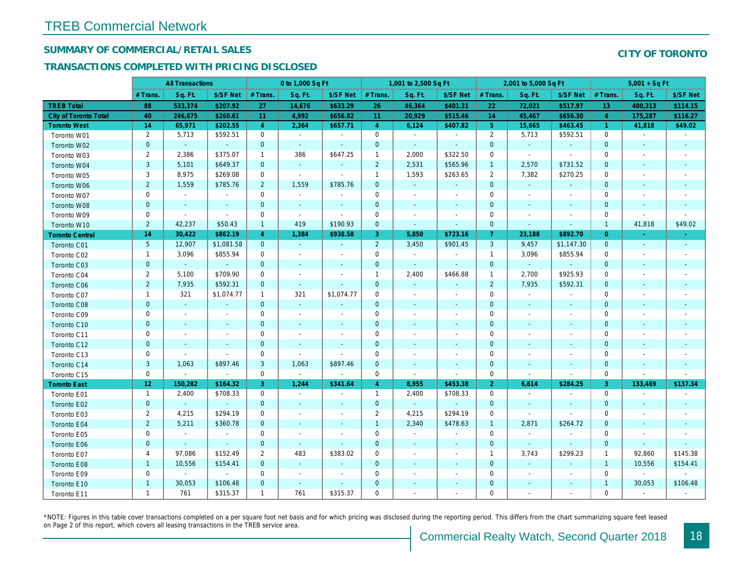# TREB Commercial Network

## SUMMARY OF COMMERCIAL/RETAIL SALES

## TRANSACTIONS COMPLETED WITH PRICING DISCLOSED

**CITY OF TORONTO**

| | All Transactions | | | 0 to 1,000 Sq Ft | | | 1,001 to 2,500 Sq Ft | | | 2,001 to 5,000 Sq Ft | | | 5,001 + Sq Ft | | |
|---|---|---|---|---|---|---|---|---|---|---|---|---|---|---|---|
| | # Trans. | Sq. Ft. | $/SF Net | # Trans. | Sq. Ft. | $/SF Net | # Trans. | Sq. Ft. | $/SF Net | # Trans. | Sq. Ft. | $/SF Net | # Trans. | Sq. Ft. | $/SF Net |
| **TREB Total** | **88** | **533,374** | **$207.92** | **27** | **14,676** | **$633.29** | **26** | **46,364** | **$401.31** | **22** | **72,021** | **$517.97** | **13** | **400,313** | **$114.15** |
| **City of Toronto Total** | **40** | **246,675** | **$260.61** | **11** | **4,992** | **$656.82** | **11** | **20,929** | **$515.46** | **14** | **45,467** | **$656.30** | **4** | **175,287** | **$116.27** |
| **Toronto West** | **14** | **65,971** | **$202.55** | **4** | **2,364** | **$657.71** | **4** | **6,124** | **$407.82** | **5** | **15,665** | **$463.45** | **1** | **41,818** | **$49.02** |
| Toronto W01 | 2 | 5,713 | $592.51 | 0 | - | - | 0 | - | - | 2 | 5,713 | $592.51 | 0 | - | - |
| Toronto W02 | 0 | - | - | 0 | - | - | 0 | - | - | 0 | - | - | 0 | - | - |
| Toronto W03 | 2 | 2,386 | $375.07 | 1 | 386 | $647.25 | 1 | 2,000 | $322.50 | 0 | - | - | 0 | - | - |
| Toronto W04 | 3 | 5,101 | $649.37 | 0 | - | - | 2 | 2,531 | $565.96 | 1 | 2,570 | $731.52 | 0 | - | - |
| Toronto W05 | 3 | 8,975 | $269.08 | 0 | - | - | 1 | 1,593 | $263.65 | 2 | 7,382 | $270.25 | 0 | - | - |
| Toronto W06 | 2 | 1,559 | $785.76 | 2 | 1,559 | $785.76 | 0 | - | - | 0 | - | - | 0 | - | - |
| Toronto W07 | 0 | - | - | 0 | - | - | 0 | - | - | 0 | - | - | 0 | - | - |
| Toronto W08 | 0 | - | - | 0 | - | - | 0 | - | - | 0 | - | - | 0 | - | - |
| Toronto W09 | 0 | - | - | 0 | - | - | 0 | - | - | 0 | - | - | 0 | - | - |
| Toronto W10 | 2 | 42,237 | $50.43 | 1 | 419 | $190.93 | 0 | - | - | 0 | - | - | 1 | 41,818 | $49.02 |
| **Toronto Central** | **14** | **30,422** | **$862.19** | **4** | **1,384** | **$938.58** | **3** | **5,850** | **$723.16** | **7** | **23,188** | **$892.70** | **0** | **-** | **-** |
| Toronto C01 | 5 | 12,907 | $1,081.58 | 0 | - | - | 2 | 3,450 | $901.45 | 3 | 9,457 | $1,147.30 | 0 | - | - |
| Toronto C02 | 1 | 3,096 | $855.94 | 0 | - | - | 0 | - | - | 1 | 3,096 | $855.94 | 0 | - | - |
| Toronto C03 | 0 | - | - | 0 | - | - | 0 | - | - | 0 | - | - | 0 | - | - |
| Toronto C04 | 2 | 5,100 | $709.90 | 0 | - | - | 1 | 2,400 | $466.88 | 1 | 2,700 | $925.93 | 0 | - | - |
| Toronto C06 | 2 | 7,935 | $592.31 | 0 | - | - | 0 | - | - | 2 | 7,935 | $592.31 | 0 | - | - |
| Toronto C07 | 1 | 321 | $1,074.77 | 1 | 321 | $1,074.77 | 0 | - | - | 0 | - | - | 0 | - | - |
| Toronto C08 | 0 | - | - | 0 | - | - | 0 | - | - | 0 | - | - | 0 | - | - |
| Toronto C09 | 0 | - | - | 0 | - | - | 0 | - | - | 0 | - | - | 0 | - | - |
| Toronto C10 | 0 | - | - | 0 | - | - | 0 | - | - | 0 | - | - | 0 | - | - |
| Toronto C11 | 0 | - | - | 0 | - | - | 0 | - | - | 0 | - | - | 0 | - | - |
| Toronto C12 | 0 | - | - | 0 | - | - | 0 | - | - | 0 | - | - | 0 | - | - |
| Toronto C13 | 0 | - | - | 0 | - | - | 0 | - | - | 0 | - | - | 0 | - | - |
| Toronto C14 | 3 | 1,063 | $897.46 | 3 | 1,063 | $897.46 | 0 | - | - | 0 | - | - | 0 | - | - |
| Toronto C15 | 0 | - | - | 0 | - | - | 0 | - | - | 0 | - | - | 0 | - | - |
| **Toronto East** | **12** | **150,282** | **$164.32** | **3** | **1,244** | **$341.64** | **4** | **8,955** | **$453.38** | **2** | **6,614** | **$284.25** | **3** | **133,469** | **$137.34** |
| Toronto E01 | 1 | 2,400 | $708.33 | 0 | - | - | 1 | 2,400 | $708.33 | 0 | - | - | 0 | - | - |
| Toronto E02 | 0 | - | - | 0 | - | - | 0 | - | - | 0 | - | - | 0 | - | - |
| Toronto E03 | 2 | 4,215 | $294.19 | 0 | - | - | 2 | 4,215 | $294.19 | 0 | - | - | 0 | - | - |
| Toronto E04 | 2 | 5,211 | $360.78 | 0 | - | - | 1 | 2,340 | $478.63 | 1 | 2,871 | $264.72 | 0 | - | - |
| Toronto E05 | 0 | - | - | 0 | - | - | 0 | - | - | 0 | - | - | 0 | - | - |
| Toronto E06 | 0 | - | - | 0 | - | - | 0 | - | - | 0 | - | - | 0 | - | - |
| Toronto E07 | 4 | 97,086 | $152.49 | 2 | 483 | $383.02 | 0 | - | - | 1 | 3,743 | $299.23 | 1 | 92,860 | $145.38 |
| Toronto E08 | 1 | 10,556 | $154.41 | 0 | - | - | 0 | - | - | 0 | - | - | 1 | 10,556 | $154.41 |
| Toronto E09 | 0 | - | - | 0 | - | - | 0 | - | - | 0 | - | - | 0 | - | - |
| Toronto E10 | 1 | 30,053 | $106.48 | 0 | - | - | 0 | - | - | 0 | - | - | 1 | 30,053 | $106.48 |
| Toronto E11 | 1 | 761 | $315.37 | 1 | 761 | $315.37 | 0 | - | - | 0 | - | - | 0 | - | - |

*NOTE: Figures in this table cover transactions completed on a per square foot net basis and for which pricing was disclosed during the reporting period. This differs from the chart summarizing square feet leased on Page 2 of this report, which covers all leasing transactions in the TREB service area.

Commercial Realty Watch, Second Quarter 2018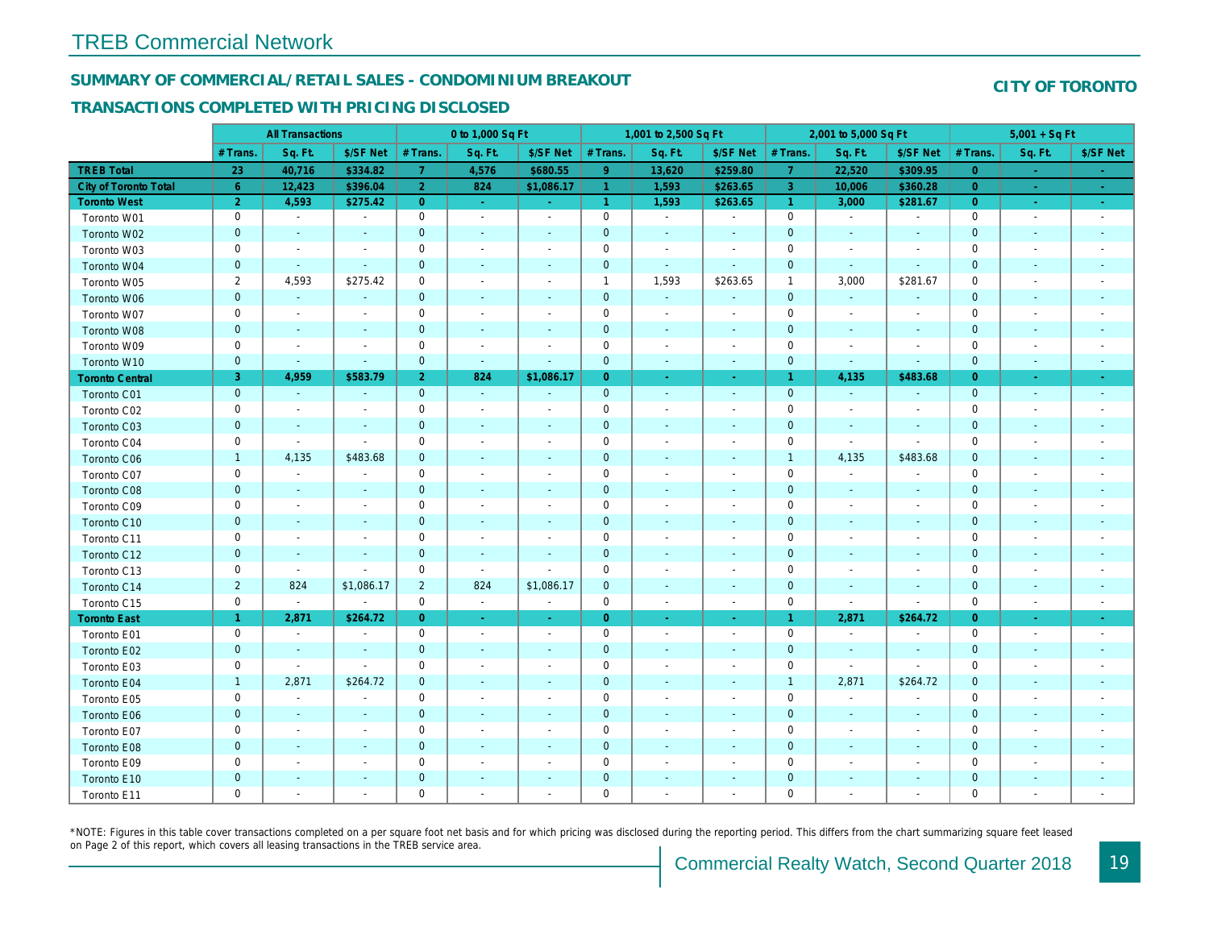# TREB Commercial Network

## SUMMARY OF COMMERCIAL/RETAIL SALES - CONDOMINIUM BREAKOUT

## TRANSACTIONS COMPLETED WITH PRICING DISCLOSED

## CITY OF TORONTO

| | All Transactions | | | 0 to 1,000 Sq Ft | | | 1,001 to 2,500 Sq Ft | | | 2,001 to 5,000 Sq Ft | | | 5,001 + Sq Ft | | |
|---|---|---|---|---|---|---|---|---|---|---|---|---|---|---|---|
| | # Trans. | Sq. Ft. | $/SF Net | # Trans. | Sq. Ft. | $/SF Net | # Trans. | Sq. Ft. | $/SF Net | # Trans. | Sq. Ft. | $/SF Net | # Trans. | Sq. Ft. | $/SF Net |
| **TREB Total** | **23** | **40,716** | **$334.82** | **7** | **4,576** | **$680.55** | **9** | **13,620** | **$259.80** | **7** | **22,520** | **$309.95** | **0** | **-** | **-** |
| **City of Toronto Total** | **6** | **12,423** | **$396.04** | **2** | **824** | **$1,086.17** | **1** | **1,593** | **$263.65** | **3** | **10,006** | **$360.28** | **0** | **-** | **-** |
| **Toronto West** | **2** | **4,593** | **$275.42** | **0** | **-** | **-** | **1** | **1,593** | **$263.65** | **1** | **3,000** | **$281.67** | **0** | **-** | **-** |
| Toronto W01 | 0 | - | - | 0 | - | - | 0 | - | - | 0 | - | - | 0 | - | - |
| Toronto W02 | 0 | - | - | 0 | - | - | 0 | - | - | 0 | - | - | 0 | - | - |
| Toronto W03 | 0 | - | - | 0 | - | - | 0 | - | - | 0 | - | - | 0 | - | - |
| Toronto W04 | 0 | - | - | 0 | - | - | 0 | - | - | 0 | - | - | 0 | - | - |
| Toronto W05 | 2 | 4,593 | $275.42 | 0 | - | - | 1 | 1,593 | $263.65 | 1 | 3,000 | $281.67 | 0 | - | - |
| Toronto W06 | 0 | - | - | 0 | - | - | 0 | - | - | 0 | - | - | 0 | - | - |
| Toronto W07 | 0 | - | - | 0 | - | - | 0 | - | - | 0 | - | - | 0 | - | - |
| Toronto W08 | 0 | - | - | 0 | - | - | 0 | - | - | 0 | - | - | 0 | - | - |
| Toronto W09 | 0 | - | - | 0 | - | - | 0 | - | - | 0 | - | - | 0 | - | - |
| Toronto W10 | 0 | - | - | 0 | - | - | 0 | - | - | 0 | - | - | 0 | - | - |
| **Toronto Central** | **3** | **4,959** | **$583.79** | **2** | **824** | **$1,086.17** | **0** | **-** | **-** | **1** | **4,135** | **$483.68** | **0** | **-** | **-** |
| Toronto C01 | 0 | - | - | 0 | - | - | 0 | - | - | 0 | - | - | 0 | - | - |
| Toronto C02 | 0 | - | - | 0 | - | - | 0 | - | - | 0 | - | - | 0 | - | - |
| Toronto C03 | 0 | - | - | 0 | - | - | 0 | - | - | 0 | - | - | 0 | - | - |
| Toronto C04 | 0 | - | - | 0 | - | - | 0 | - | - | 0 | - | - | 0 | - | - |
| Toronto C06 | 1 | 4,135 | $483.68 | 0 | - | - | 0 | - | - | 1 | 4,135 | $483.68 | 0 | - | - |
| Toronto C07 | 0 | - | - | 0 | - | - | 0 | - | - | 0 | - | - | 0 | - | - |
| Toronto C08 | 0 | - | - | 0 | - | - | 0 | - | - | 0 | - | - | 0 | - | - |
| Toronto C09 | 0 | - | - | 0 | - | - | 0 | - | - | 0 | - | - | 0 | - | - |
| Toronto C10 | 0 | - | - | 0 | - | - | 0 | - | - | 0 | - | - | 0 | - | - |
| Toronto C11 | 0 | - | - | 0 | - | - | 0 | - | - | 0 | - | - | 0 | - | - |
| Toronto C12 | 0 | - | - | 0 | - | - | 0 | - | - | 0 | - | - | 0 | - | - |
| Toronto C13 | 0 | - | - | 0 | - | - | 0 | - | - | 0 | - | - | 0 | - | - |
| Toronto C14 | 2 | 824 | $1,086.17 | 2 | 824 | $1,086.17 | 0 | - | - | 0 | - | - | 0 | - | - |
| Toronto C15 | 0 | - | - | 0 | - | - | 0 | - | - | 0 | - | - | 0 | - | - |
| **Toronto East** | **1** | **2,871** | **$264.72** | **0** | **-** | **-** | **0** | **-** | **-** | **1** | **2,871** | **$264.72** | **0** | **-** | **-** |
| Toronto E01 | 0 | - | - | 0 | - | - | 0 | - | - | 0 | - | - | 0 | - | - |
| Toronto E02 | 0 | - | - | 0 | - | - | 0 | - | - | 0 | - | - | 0 | - | - |
| Toronto E03 | 0 | - | - | 0 | - | - | 0 | - | - | 0 | - | - | 0 | - | - |
| Toronto E04 | 1 | 2,871 | $264.72 | 0 | - | - | 0 | - | - | 1 | 2,871 | $264.72 | 0 | - | - |
| Toronto E05 | 0 | - | - | 0 | - | - | 0 | - | - | 0 | - | - | 0 | - | - |
| Toronto E06 | 0 | - | - | 0 | - | - | 0 | - | - | 0 | - | - | 0 | - | - |
| Toronto E07 | 0 | - | - | 0 | - | - | 0 | - | - | 0 | - | - | 0 | - | - |
| Toronto E08 | 0 | - | - | 0 | - | - | 0 | - | - | 0 | - | - | 0 | - | - |
| Toronto E09 | 0 | - | - | 0 | - | - | 0 | - | - | 0 | - | - | 0 | - | - |
| Toronto E10 | 0 | - | - | 0 | - | - | 0 | - | - | 0 | - | - | 0 | - | - |
| Toronto E11 | 0 | - | - | 0 | - | - | 0 | - | - | 0 | - | - | 0 | - | - |

*NOTE: Figures in this table cover transactions completed on a per square foot net basis and for which pricing was disclosed during the reporting period. This differs from the chart summarizing square feet leased on Page 2 of this report, which covers all leasing transactions in the TREB service area.

Commercial Realty Watch, Second Quarter 2018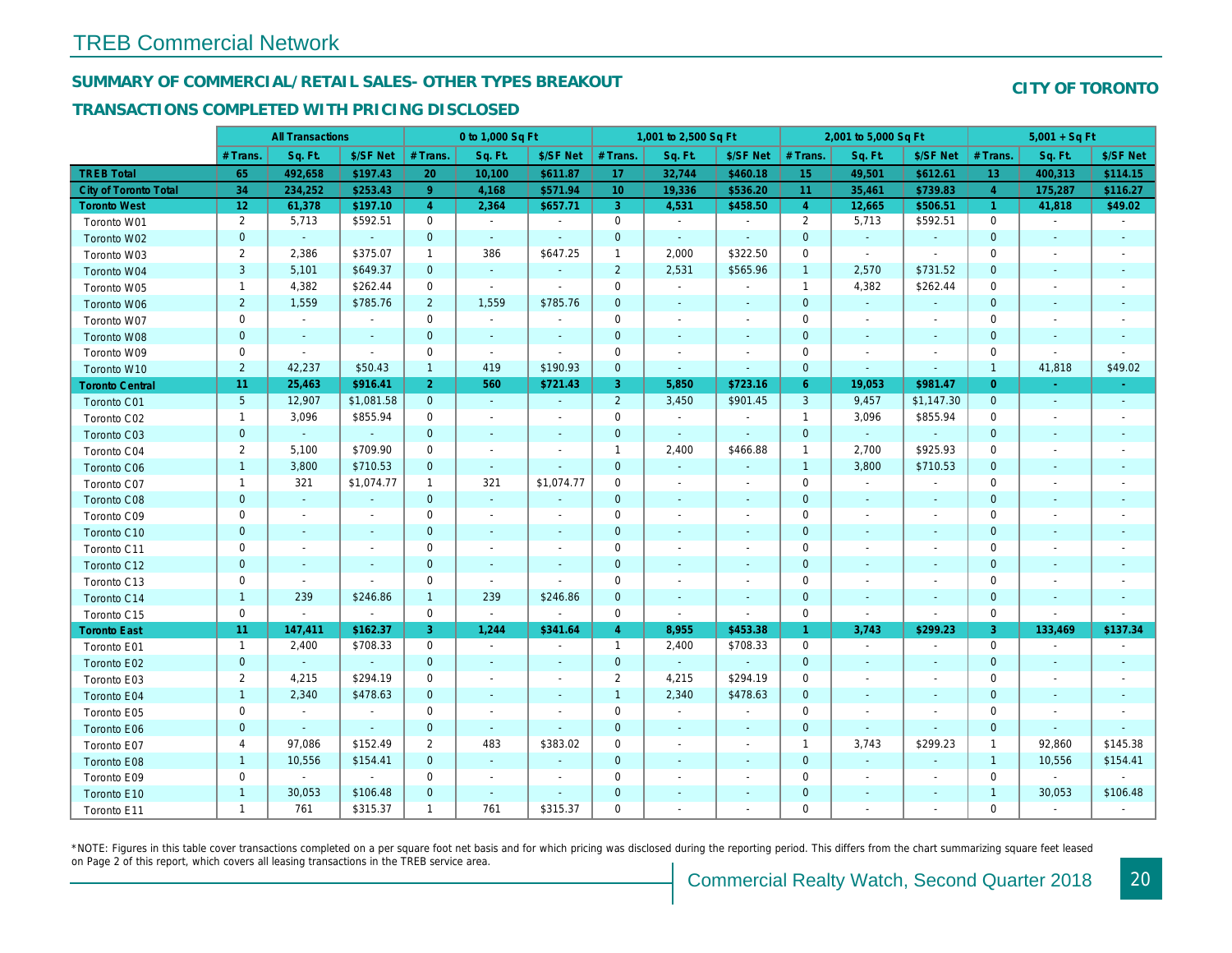# TREB Commercial Network

## SUMMARY OF COMMERCIAL/RETAIL SALES- OTHER TYPES BREAKOUT

## TRANSACTIONS COMPLETED WITH PRICING DISCLOSED

**CITY OF TORONTO**

| | All Transactions | | | 0 to 1,000 Sq Ft | | | 1,001 to 2,500 Sq Ft | | | 2,001 to 5,000 Sq Ft | | | 5,001 + Sq Ft | | |
|---|---|---|---|---|---|---|---|---|---|---|---|---|---|---|---|
| | # Trans. | Sq. Ft. | $/SF Net | # Trans. | Sq. Ft. | $/SF Net | # Trans. | Sq. Ft. | $/SF Net | # Trans. | Sq. Ft. | $/SF Net | # Trans. | Sq. Ft. | $/SF Net |
| **TREB Total** | **65** | **492,658** | **$197.43** | **20** | **10,100** | **$611.87** | **17** | **32,744** | **$460.18** | **15** | **49,501** | **$612.61** | **13** | **400,313** | **$114.15** |
| **City of Toronto Total** | **34** | **234,252** | **$253.43** | **9** | **4,168** | **$571.94** | **10** | **19,336** | **$536.20** | **11** | **35,461** | **$739.83** | **4** | **175,287** | **$116.27** |
| **Toronto West** | **12** | **61,378** | **$197.10** | **4** | **2,364** | **$657.71** | **3** | **4,531** | **$458.50** | **4** | **12,665** | **$506.51** | **1** | **41,818** | **$49.02** |
| Toronto W01 | 2 | 5,713 | $592.51 | 0 | - | - | 0 | - | - | 2 | 5,713 | $592.51 | 0 | - | - |
| Toronto W02 | 0 | - | - | 0 | - | - | 0 | - | - | 0 | - | - | 0 | - | - |
| Toronto W03 | 2 | 2,386 | $375.07 | 1 | 386 | $647.25 | 1 | 2,000 | $322.50 | 0 | - | - | 0 | - | - |
| Toronto W04 | 3 | 5,101 | $649.37 | 0 | - | - | 2 | 2,531 | $565.96 | 1 | 2,570 | $731.52 | 0 | - | - |
| Toronto W05 | 1 | 4,382 | $262.44 | 0 | - | - | 0 | - | - | 1 | 4,382 | $262.44 | 0 | - | - |
| Toronto W06 | 2 | 1,559 | $785.76 | 2 | 1,559 | $785.76 | 0 | - | - | 0 | - | - | 0 | - | - |
| Toronto W07 | 0 | - | - | 0 | - | - | 0 | - | - | 0 | - | - | 0 | - | - |
| Toronto W08 | 0 | - | - | 0 | - | - | 0 | - | - | 0 | - | - | 0 | - | - |
| Toronto W09 | 0 | - | - | 0 | - | - | 0 | - | - | 0 | - | - | 0 | - | - |
| Toronto W10 | 2 | 42,237 | $50.43 | 1 | 419 | $190.93 | 0 | - | - | 0 | - | - | 1 | 41,818 | $49.02 |
| **Toronto Central** | **11** | **25,463** | **$916.41** | **2** | **560** | **$721.43** | **3** | **5,850** | **$723.16** | **6** | **19,053** | **$981.47** | **0** | **-** | **-** |
| Toronto C01 | 5 | 12,907 | $1,081.58 | 0 | - | - | 2 | 3,450 | $901.45 | 3 | 9,457 | $1,147.30 | 0 | - | - |
| Toronto C02 | 1 | 3,096 | $855.94 | 0 | - | - | 0 | - | - | 1 | 3,096 | $855.94 | 0 | - | - |
| Toronto C03 | 0 | - | - | 0 | - | - | 0 | - | - | 0 | - | - | 0 | - | - |
| Toronto C04 | 2 | 5,100 | $709.90 | 0 | - | - | 1 | 2,400 | $466.88 | 1 | 2,700 | $925.93 | 0 | - | - |
| Toronto C06 | 1 | 3,800 | $710.53 | 0 | - | - | 0 | - | - | 1 | 3,800 | $710.53 | 0 | - | - |
| Toronto C07 | 1 | 321 | $1,074.77 | 1 | 321 | $1,074.77 | 0 | - | - | 0 | - | - | 0 | - | - |
| Toronto C08 | 0 | - | - | 0 | - | - | 0 | - | - | 0 | - | - | 0 | - | - |
| Toronto C09 | 0 | - | - | 0 | - | - | 0 | - | - | 0 | - | - | 0 | - | - |
| Toronto C10 | 0 | - | - | 0 | - | - | 0 | - | - | 0 | - | - | 0 | - | - |
| Toronto C11 | 0 | - | - | 0 | - | - | 0 | - | - | 0 | - | - | 0 | - | - |
| Toronto C12 | 0 | - | - | 0 | - | - | 0 | - | - | 0 | - | - | 0 | - | - |
| Toronto C13 | 0 | - | - | 0 | - | - | 0 | - | - | 0 | - | - | 0 | - | - |
| Toronto C14 | 1 | 239 | $246.86 | 1 | 239 | $246.86 | 0 | - | - | 0 | - | - | 0 | - | - |
| Toronto C15 | 0 | - | - | 0 | - | - | 0 | - | - | 0 | - | - | 0 | - | - |
| **Toronto East** | **11** | **147,411** | **$162.37** | **3** | **1,244** | **$341.64** | **4** | **8,955** | **$453.38** | **1** | **3,743** | **$299.23** | **3** | **133,469** | **$137.34** |
| Toronto E01 | 1 | 2,400 | $708.33 | 0 | - | - | 1 | 2,400 | $708.33 | 0 | - | - | 0 | - | - |
| Toronto E02 | 0 | - | - | 0 | - | - | 0 | - | - | 0 | - | - | 0 | - | - |
| Toronto E03 | 2 | 4,215 | $294.19 | 0 | - | - | 2 | 4,215 | $294.19 | 0 | - | - | 0 | - | - |
| Toronto E04 | 1 | 2,340 | $478.63 | 0 | - | - | 1 | 2,340 | $478.63 | 0 | - | - | 0 | - | - |
| Toronto E05 | 0 | - | - | 0 | - | - | 0 | - | - | 0 | - | - | 0 | - | - |
| Toronto E06 | 0 | - | - | 0 | - | - | 0 | - | - | 0 | - | - | 0 | - | - |
| Toronto E07 | 4 | 97,086 | $152.49 | 2 | 483 | $383.02 | 0 | - | - | 1 | 3,743 | $299.23 | 1 | 92,860 | $145.38 |
| Toronto E08 | 1 | 10,556 | $154.41 | 0 | - | - | 0 | - | - | 0 | - | - | 1 | 10,556 | $154.41 |
| Toronto E09 | 0 | - | - | 0 | - | - | 0 | - | - | 0 | - | - | 0 | - | - |
| Toronto E10 | 1 | 30,053 | $106.48 | 0 | - | - | 0 | - | - | 0 | - | - | 1 | 30,053 | $106.48 |
| Toronto E11 | 1 | 761 | $315.37 | 1 | 761 | $315.37 | 0 | - | - | 0 | - | - | 0 | - | - |

*NOTE: Figures in this table cover transactions completed on a per square foot net basis and for which pricing was disclosed during the reporting period. This differs from the chart summarizing square feet leased on Page 2 of this report, which covers all leasing transactions in the TREB service area.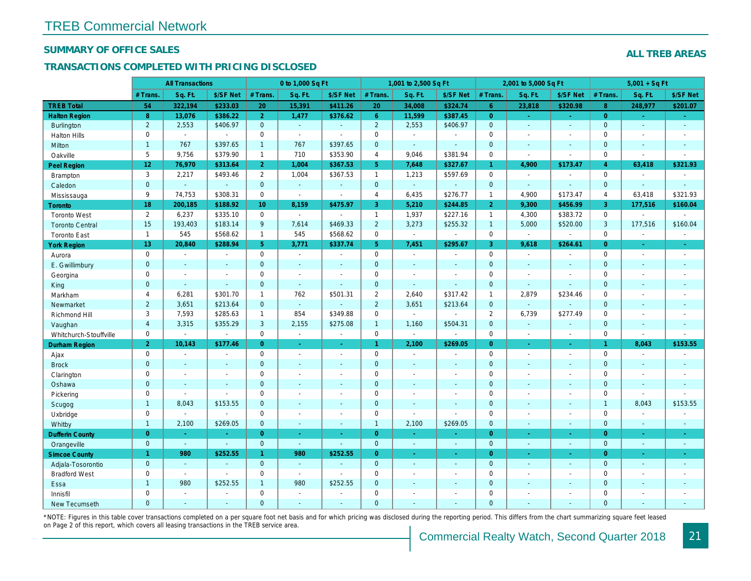# TREB Commercial Network

## SUMMARY OF OFFICE SALES

## TRANSACTIONS COMPLETED WITH PRICING DISCLOSED

**ALL TREB AREAS**

| | All Transactions | | | 0 to 1,000 Sq Ft | | | 1,001 to 2,500 Sq Ft | | | 2,001 to 5,000 Sq Ft | | | 5,001 + Sq Ft | | |
|---|---|---|---|---|---|---|---|---|---|---|---|---|---|---|---|
| | # Trans. | Sq. Ft. | $/SF Net | # Trans. | Sq. Ft. | $/SF Net | # Trans. | Sq. Ft. | $/SF Net | # Trans. | Sq. Ft. | $/SF Net | # Trans. | Sq. Ft. | $/SF Net |
| **TREB Total** | **54** | **322,194** | **$233.03** | **20** | **15,391** | **$411.26** | **20** | **34,008** | **$324.74** | **6** | **23,818** | **$320.98** | **8** | **248,977** | **$201.07** |
| **Halton Region** | **8** | **13,076** | **$386.22** | **2** | **1,477** | **$376.62** | **6** | **11,599** | **$387.45** | **0** | **-** | **-** | **0** | **-** | **-** |
| Burlington | 2 | 2,553 | $406.97 | 0 | - | - | 2 | 2,553 | $406.97 | 0 | - | - | 0 | - | - |
| Halton Hills | 0 | - | - | 0 | - | - | 0 | - | - | 0 | - | - | 0 | - | - |
| Milton | 1 | 767 | $397.65 | 1 | 767 | $397.65 | 0 | - | - | 0 | - | - | 0 | - | - |
| Oakville | 5 | 9,756 | $379.90 | 1 | 710 | $353.90 | 4 | 9,046 | $381.94 | 0 | - | - | 0 | - | - |
| **Peel Region** | **12** | **76,970** | **$313.64** | **2** | **1,004** | **$367.53** | **5** | **7,648** | **$327.67** | **1** | **4,900** | **$173.47** | **4** | **63,418** | **$321.93** |
| Brampton | 3 | 2,217 | $493.46 | 2 | 1,004 | $367.53 | 1 | 1,213 | $597.69 | 0 | - | - | 0 | - | - |
| Caledon | 0 | - | - | 0 | - | - | 0 | - | - | 0 | - | - | 0 | - | - |
| Mississauga | 9 | 74,753 | $308.31 | 0 | - | - | 4 | 6,435 | $276.77 | 1 | 4,900 | $173.47 | 4 | 63,418 | $321.93 |
| **Toronto** | **18** | **200,185** | **$188.92** | **10** | **8,159** | **$475.97** | **3** | **5,210** | **$244.85** | **2** | **9,300** | **$456.99** | **3** | **177,516** | **$160.04** |
| Toronto West | 2 | 6,237 | $335.10 | 0 | - | - | 1 | 1,937 | $227.16 | 1 | 4,300 | $383.72 | 0 | - | - |
| Toronto Central | 15 | 193,403 | $183.14 | 9 | 7,614 | $469.33 | 2 | 3,273 | $255.32 | 1 | 5,000 | $520.00 | 3 | 177,516 | $160.04 |
| Toronto East | 1 | 545 | $568.62 | 1 | 545 | $568.62 | 0 | - | - | 0 | - | - | 0 | - | - |
| **York Region** | **13** | **20,840** | **$288.94** | **5** | **3,771** | **$337.74** | **5** | **7,451** | **$295.67** | **3** | **9,618** | **$264.61** | **0** | **-** | **-** |
| Aurora | 0 | - | - | 0 | - | - | 0 | - | - | 0 | - | - | 0 | - | - |
| E. Gwillimbury | 0 | - | - | 0 | - | - | 0 | - | - | 0 | - | - | 0 | - | - |
| Georgina | 0 | - | - | 0 | - | - | 0 | - | - | 0 | - | - | 0 | - | - |
| King | 0 | - | - | 0 | - | - | 0 | - | - | 0 | - | - | 0 | - | - |
| Markham | 4 | 6,281 | $301.70 | 1 | 762 | $501.31 | 2 | 2,640 | $317.42 | 1 | 2,879 | $234.46 | 0 | - | - |
| Newmarket | 2 | 3,651 | $213.64 | 0 | - | - | 2 | 3,651 | $213.64 | 0 | - | - | 0 | - | - |
| Richmond Hill | 3 | 7,593 | $285.63 | 1 | 854 | $349.88 | 0 | - | - | 2 | 6,739 | $277.49 | 0 | - | - |
| Vaughan | 4 | 3,315 | $355.29 | 3 | 2,155 | $275.08 | 1 | 1,160 | $504.31 | 0 | - | - | 0 | - | - |
| Whitchurch-Stouffville | 0 | - | - | 0 | - | - | 0 | - | - | 0 | - | - | 0 | - | - |
| **Durham Region** | **2** | **10,143** | **$177.46** | **0** | **-** | **-** | **1** | **2,100** | **$269.05** | **0** | **-** | **-** | **1** | **8,043** | **$153.55** |
| Ajax | 0 | - | - | 0 | - | - | 0 | - | - | 0 | - | - | 0 | - | - |
| Brock | 0 | - | - | 0 | - | - | 0 | - | - | 0 | - | - | 0 | - | - |
| Clarington | 0 | - | - | 0 | - | - | 0 | - | - | 0 | - | - | 0 | - | - |
| Oshawa | 0 | - | - | 0 | - | - | 0 | - | - | 0 | - | - | 0 | - | - |
| Pickering | 0 | - | - | 0 | - | - | 0 | - | - | 0 | - | - | 0 | - | - |
| Scugog | 1 | 8,043 | $153.55 | 0 | - | - | 0 | - | - | 0 | - | - | 1 | 8,043 | $153.55 |
| Uxbridge | 0 | - | - | 0 | - | - | 0 | - | - | 0 | - | - | 0 | - | - |
| Whitby | 1 | 2,100 | $269.05 | 0 | - | - | 1 | 2,100 | $269.05 | 0 | - | - | 0 | - | - |
| **Dufferin County** | **0** | **-** | **-** | **0** | **-** | **-** | **0** | **-** | **-** | **0** | **-** | **-** | **0** | **-** | **-** |
| Orangeville | 0 | - | - | 0 | - | - | 0 | - | - | 0 | - | - | 0 | - | - |
| **Simcoe County** | **1** | **980** | **$252.55** | **1** | **980** | **$252.55** | **0** | **-** | **-** | **0** | **-** | **-** | **0** | **-** | **-** |
| Adjala-Tosorontio | 0 | - | - | 0 | - | - | 0 | - | - | 0 | - | - | 0 | - | - |
| Bradford West | 0 | - | - | 0 | - | - | 0 | - | - | 0 | - | - | 0 | - | - |
| Essa | 1 | 980 | $252.55 | 1 | 980 | $252.55 | 0 | - | - | 0 | - | - | 0 | - | - |
| Innisfil | 0 | - | - | 0 | - | - | 0 | - | - | 0 | - | - | 0 | - | - |
| New Tecumseth | 0 | - | - | 0 | - | - | 0 | - | - | 0 | - | - | 0 | - | - |

*NOTE: Figures in this table cover transactions completed on a per square foot net basis and for which pricing was disclosed during the reporting period. This differs from the chart summarizing square feet leased on Page 2 of this report, which covers all leasing transactions in the TREB service area.

Commercial Realty Watch, Second Quarter 2018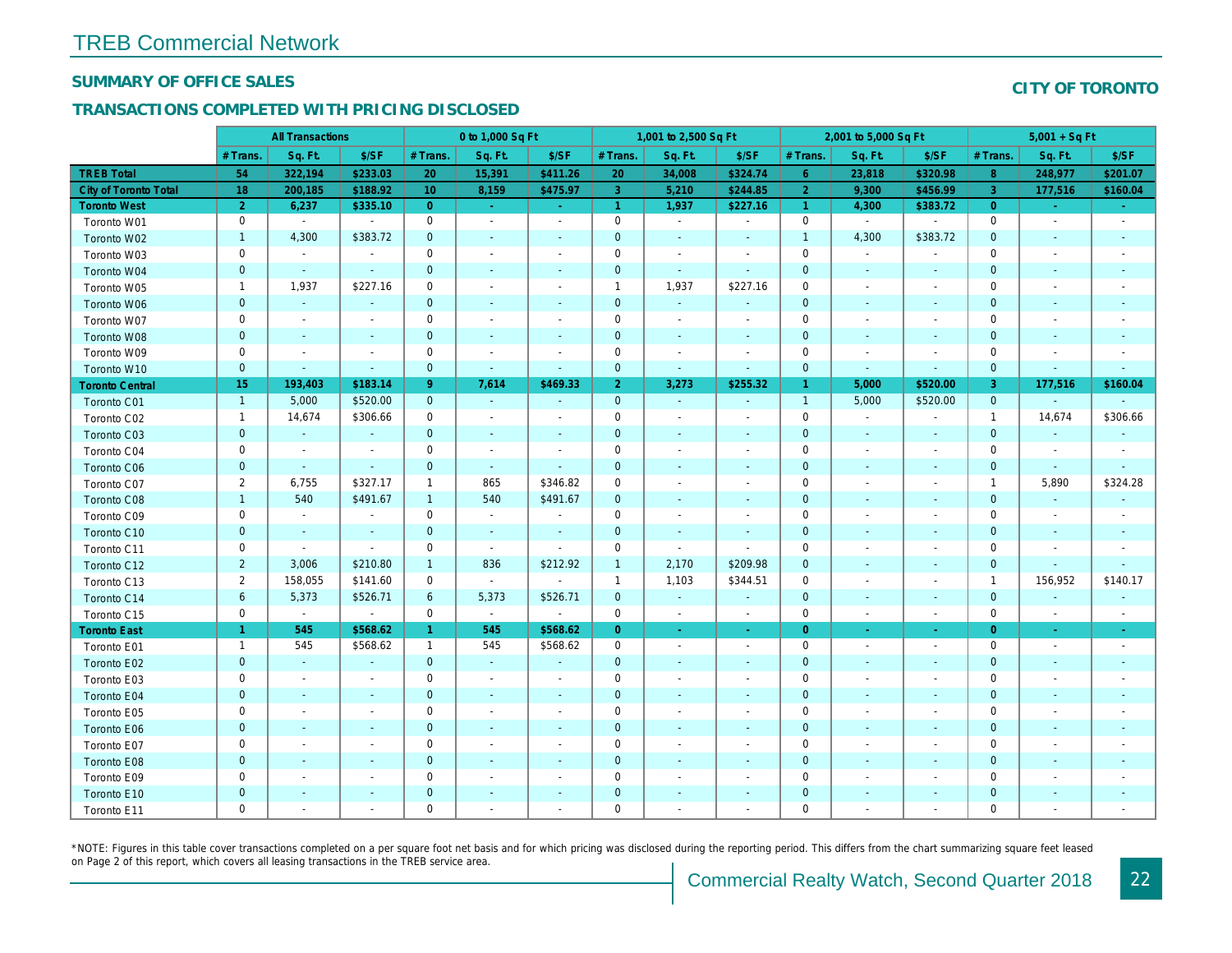## TREB Commercial Network

### SUMMARY OF OFFICE SALES

### TRANSACTIONS COMPLETED WITH PRICING DISCLOSED

**CITY OF TORONTO**

| | All Transactions | | | 0 to 1,000 Sq Ft | | | 1,001 to 2,500 Sq Ft | | | 2,001 to 5,000 Sq Ft | | | 5,001 + Sq Ft | | |
|---|---|---|---|---|---|---|---|---|---|---|---|---|---|---|---|
| | # Trans. | Sq. Ft. | $/SF | # Trans. | Sq. Ft. | $/SF | # Trans. | Sq. Ft. | $/SF | # Trans. | Sq. Ft. | $/SF | # Trans. | Sq. Ft. | $/SF |
| **TREB Total** | 54 | 322,194 | $233.03 | 20 | 15,391 | $411.26 | 20 | 34,008 | $324.74 | 6 | 23,818 | $320.98 | 8 | 248,977 | $201.07 |
| **City of Toronto Total** | 18 | 200,185 | $188.92 | 10 | 8,159 | $475.97 | 3 | 5,210 | $244.85 | 2 | 9,300 | $456.99 | 3 | 177,516 | $160.04 |
| **Toronto West** | 2 | 6,237 | $335.10 | 0 | - | - | 1 | 1,937 | $227.16 | 1 | 4,300 | $383.72 | 0 | - | - |
| Toronto W01 | 0 | - | - | 0 | - | - | 0 | - | - | 0 | - | - | 0 | - | - |
| Toronto W02 | 1 | 4,300 | $383.72 | 0 | - | - | 0 | - | - | 1 | 4,300 | $383.72 | 0 | - | - |
| Toronto W03 | 0 | - | - | 0 | - | - | 0 | - | - | 0 | - | - | 0 | - | - |
| Toronto W04 | 0 | - | - | 0 | - | - | 0 | - | - | 0 | - | - | 0 | - | - |
| Toronto W05 | 1 | 1,937 | $227.16 | 0 | - | - | 1 | 1,937 | $227.16 | 0 | - | - | 0 | - | - |
| Toronto W06 | 0 | - | - | 0 | - | - | 0 | - | - | 0 | - | - | 0 | - | - |
| Toronto W07 | 0 | - | - | 0 | - | - | 0 | - | - | 0 | - | - | 0 | - | - |
| Toronto W08 | 0 | - | - | 0 | - | - | 0 | - | - | 0 | - | - | 0 | - | - |
| Toronto W09 | 0 | - | - | 0 | - | - | 0 | - | - | 0 | - | - | 0 | - | - |
| Toronto W10 | 0 | - | - | 0 | - | - | 0 | - | - | 0 | - | - | 0 | - | - |
| **Toronto Central** | 15 | 193,403 | $183.14 | 9 | 7,614 | $469.33 | 2 | 3,273 | $255.32 | 1 | 5,000 | $520.00 | 3 | 177,516 | $160.04 |
| Toronto C01 | 1 | 5,000 | $520.00 | 0 | - | - | 0 | - | - | 1 | 5,000 | $520.00 | 0 | - | - |
| Toronto C02 | 1 | 14,674 | $306.66 | 0 | - | - | 0 | - | - | 0 | - | - | 1 | 14,674 | $306.66 |
| Toronto C03 | 0 | - | - | 0 | - | - | 0 | - | - | 0 | - | - | 0 | - | - |
| Toronto C04 | 0 | - | - | 0 | - | - | 0 | - | - | 0 | - | - | 0 | - | - |
| Toronto C06 | 0 | - | - | 0 | - | - | 0 | - | - | 0 | - | - | 0 | - | - |
| Toronto C07 | 2 | 6,755 | $327.17 | 1 | 865 | $346.82 | 0 | - | - | 0 | - | - | 1 | 5,890 | $324.28 |
| Toronto C08 | 1 | 540 | $491.67 | 1 | 540 | $491.67 | 0 | - | - | 0 | - | - | 0 | - | - |
| Toronto C09 | 0 | - | - | 0 | - | - | 0 | - | - | 0 | - | - | 0 | - | - |
| Toronto C10 | 0 | - | - | 0 | - | - | 0 | - | - | 0 | - | - | 0 | - | - |
| Toronto C11 | 0 | - | - | 0 | - | - | 0 | - | - | 0 | - | - | 0 | - | - |
| Toronto C12 | 2 | 3,006 | $210.80 | 1 | 836 | $212.92 | 1 | 2,170 | $209.98 | 0 | - | - | 0 | - | - |
| Toronto C13 | 2 | 158,055 | $141.60 | 0 | - | - | 1 | 1,103 | $344.51 | 0 | - | - | 1 | 156,952 | $140.17 |
| Toronto C14 | 6 | 5,373 | $526.71 | 6 | 5,373 | $526.71 | 0 | - | - | 0 | - | - | 0 | - | - |
| Toronto C15 | 0 | - | - | 0 | - | - | 0 | - | - | 0 | - | - | 0 | - | - |
| **Toronto East** | 1 | 545 | $568.62 | 1 | 545 | $568.62 | 0 | - | - | 0 | - | - | 0 | - | - |
| Toronto E01 | 1 | 545 | $568.62 | 1 | 545 | $568.62 | 0 | - | - | 0 | - | - | 0 | - | - |
| Toronto E02 | 0 | - | - | 0 | - | - | 0 | - | - | 0 | - | - | 0 | - | - |
| Toronto E03 | 0 | - | - | 0 | - | - | 0 | - | - | 0 | - | - | 0 | - | - |
| Toronto E04 | 0 | - | - | 0 | - | - | 0 | - | - | 0 | - | - | 0 | - | - |
| Toronto E05 | 0 | - | - | 0 | - | - | 0 | - | - | 0 | - | - | 0 | - | - |
| Toronto E06 | 0 | - | - | 0 | - | - | 0 | - | - | 0 | - | - | 0 | - | - |
| Toronto E07 | 0 | - | - | 0 | - | - | 0 | - | - | 0 | - | - | 0 | - | - |
| Toronto E08 | 0 | - | - | 0 | - | - | 0 | - | - | 0 | - | - | 0 | - | - |
| Toronto E09 | 0 | - | - | 0 | - | - | 0 | - | - | 0 | - | - | 0 | - | - |
| Toronto E10 | 0 | - | - | 0 | - | - | 0 | - | - | 0 | - | - | 0 | - | - |
| Toronto E11 | 0 | - | - | 0 | - | - | 0 | - | - | 0 | - | - | 0 | - | - |

*NOTE: Figures in this table cover transactions completed on a per square foot net basis and for which pricing was disclosed during the reporting period. This differs from the chart summarizing square feet leased on Page 2 of this report, which covers all leasing transactions in the TREB service area.

Commercial Realty Watch, Second Quarter 2018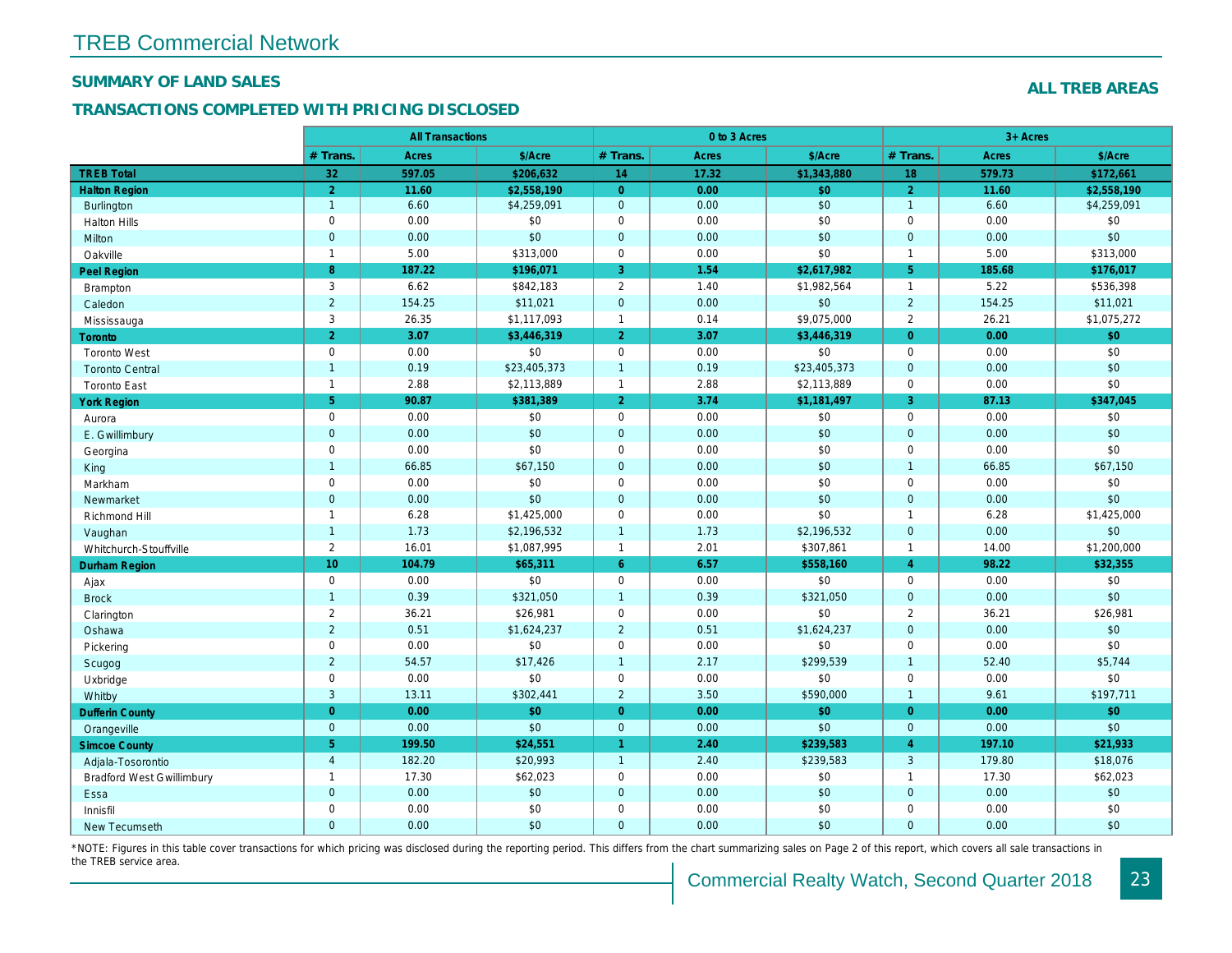# TREB Commercial Network

## SUMMARY OF LAND SALES

## TRANSACTIONS COMPLETED WITH PRICING DISCLOSED

**ALL TREB AREAS**

| | All Transactions | | | 0 to 3 Acres | | | 3+ Acres | | |
|---|---|---|---|---|---|---|---|---|---|
| | # Trans. | Acres | $/Acre | # Trans. | Acres | $/Acre | # Trans. | Acres | $/Acre |
| **TREB Total** | **32** | **597.05** | **$206,632** | **14** | **17.32** | **$1,343,880** | **18** | **579.73** | **$172,661** |
| **Halton Region** | **2** | **11.60** | **$2,558,190** | **0** | **0.00** | **$0** | **2** | **11.60** | **$2,558,190** |
| Burlington | 1 | 6.60 | $4,259,091 | 0 | 0.00 | $0 | 1 | 6.60 | $4,259,091 |
| Halton Hills | 0 | 0.00 | $0 | 0 | 0.00 | $0 | 0 | 0.00 | $0 |
| Milton | 0 | 0.00 | $0 | 0 | 0.00 | $0 | 0 | 0.00 | $0 |
| Oakville | 1 | 5.00 | $313,000 | 0 | 0.00 | $0 | 1 | 5.00 | $313,000 |
| **Peel Region** | **8** | **187.22** | **$196,071** | **3** | **1.54** | **$2,617,982** | **5** | **185.68** | **$176,017** |
| Brampton | 3 | 6.62 | $842,183 | 2 | 1.40 | $1,982,564 | 1 | 5.22 | $536,398 |
| Caledon | 2 | 154.25 | $11,021 | 0 | 0.00 | $0 | 2 | 154.25 | $11,021 |
| Mississauga | 3 | 26.35 | $1,117,093 | 1 | 0.14 | $9,075,000 | 2 | 26.21 | $1,075,272 |
| **Toronto** | **2** | **3.07** | **$3,446,319** | **2** | **3.07** | **$3,446,319** | **0** | **0.00** | **$0** |
| Toronto West | 0 | 0.00 | $0 | 0 | 0.00 | $0 | 0 | 0.00 | $0 |
| Toronto Central | 1 | 0.19 | $23,405,373 | 1 | 0.19 | $23,405,373 | 0 | 0.00 | $0 |
| Toronto East | 1 | 2.88 | $2,113,889 | 1 | 2.88 | $2,113,889 | 0 | 0.00 | $0 |
| **York Region** | **5** | **90.87** | **$381,389** | **2** | **3.74** | **$1,181,497** | **3** | **87.13** | **$347,045** |
| Aurora | 0 | 0.00 | $0 | 0 | 0.00 | $0 | 0 | 0.00 | $0 |
| E. Gwillimbury | 0 | 0.00 | $0 | 0 | 0.00 | $0 | 0 | 0.00 | $0 |
| Georgina | 0 | 0.00 | $0 | 0 | 0.00 | $0 | 0 | 0.00 | $0 |
| King | 1 | 66.85 | $67,150 | 0 | 0.00 | $0 | 1 | 66.85 | $67,150 |
| Markham | 0 | 0.00 | $0 | 0 | 0.00 | $0 | 0 | 0.00 | $0 |
| Newmarket | 0 | 0.00 | $0 | 0 | 0.00 | $0 | 0 | 0.00 | $0 |
| Richmond Hill | 1 | 6.28 | $1,425,000 | 0 | 0.00 | $0 | 1 | 6.28 | $1,425,000 |
| Vaughan | 1 | 1.73 | $2,196,532 | 1 | 1.73 | $2,196,532 | 0 | 0.00 | $0 |
| Whitchurch-Stouffville | 2 | 16.01 | $1,087,995 | 1 | 2.01 | $307,861 | 1 | 14.00 | $1,200,000 |
| **Durham Region** | **10** | **104.79** | **$65,311** | **6** | **6.57** | **$558,160** | **4** | **98.22** | **$32,355** |
| Ajax | 0 | 0.00 | $0 | 0 | 0.00 | $0 | 0 | 0.00 | $0 |
| Brock | 1 | 0.39 | $321,050 | 1 | 0.39 | $321,050 | 0 | 0.00 | $0 |
| Clarington | 2 | 36.21 | $26,981 | 0 | 0.00 | $0 | 2 | 36.21 | $26,981 |
| Oshawa | 2 | 0.51 | $1,624,237 | 2 | 0.51 | $1,624,237 | 0 | 0.00 | $0 |
| Pickering | 0 | 0.00 | $0 | 0 | 0.00 | $0 | 0 | 0.00 | $0 |
| Scugog | 2 | 54.57 | $17,426 | 1 | 2.17 | $299,539 | 1 | 52.40 | $5,744 |
| Uxbridge | 0 | 0.00 | $0 | 0 | 0.00 | $0 | 0 | 0.00 | $0 |
| Whitby | 3 | 13.11 | $302,441 | 2 | 3.50 | $590,000 | 1 | 9.61 | $197,711 |
| **Dufferin County** | **0** | **0.00** | **$0** | **0** | **0.00** | **$0** | **0** | **0.00** | **$0** |
| Orangeville | 0 | 0.00 | $0 | 0 | 0.00 | $0 | 0 | 0.00 | $0 |
| **Simcoe County** | **5** | **199.50** | **$24,551** | **1** | **2.40** | **$239,583** | **4** | **197.10** | **$21,933** |
| Adjala-Tosorontio | 4 | 182.20 | $20,993 | 1 | 2.40 | $239,583 | 3 | 179.80 | $18,076 |
| Bradford West Gwillimbury | 1 | 17.30 | $62,023 | 0 | 0.00 | $0 | 1 | 17.30 | $62,023 |
| Essa | 0 | 0.00 | $0 | 0 | 0.00 | $0 | 0 | 0.00 | $0 |
| Innisfil | 0 | 0.00 | $0 | 0 | 0.00 | $0 | 0 | 0.00 | $0 |
| New Tecumseth | 0 | 0.00 | $0 | 0 | 0.00 | $0 | 0 | 0.00 | $0 |

*NOTE: Figures in this table cover transactions for which pricing was disclosed during the reporting period. This differs from the chart summarizing sales on Page 2 of this report, which covers all sale transactions in the TREB service area.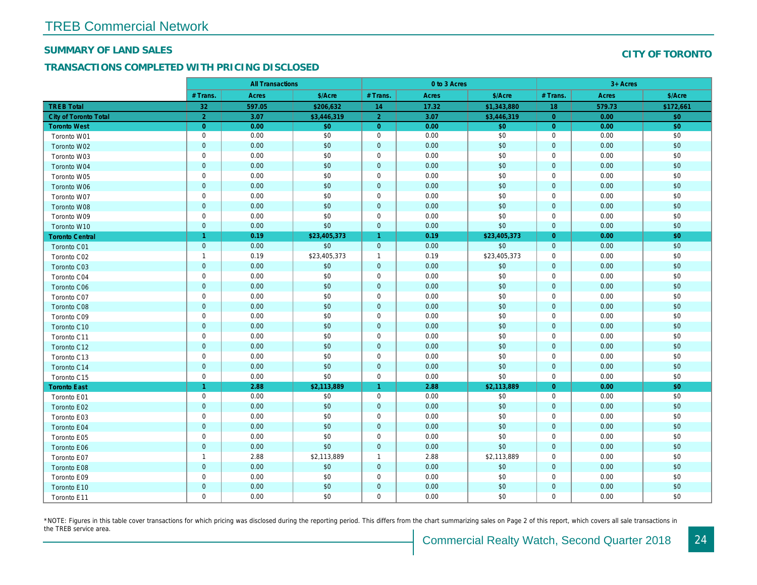# TREB Commercial Network

## SUMMARY OF LAND SALES

## CITY OF TORONTO

## TRANSACTIONS COMPLETED WITH PRICING DISCLOSED

| | All Transactions | | | 0 to 3 Acres | | | 3+ Acres | | |
|---|---|---|---|---|---|---|---|---|---|
| | # Trans. | Acres | $/Acre | # Trans. | Acres | $/Acre | # Trans. | Acres | $/Acre |
| **TREB Total** | **32** | **597.05** | **$206,632** | **14** | **17.32** | **$1,343,880** | **18** | **579.73** | **$172,661** |
| **City of Toronto Total** | **2** | **3.07** | **$3,446,319** | **2** | **3.07** | **$3,446,319** | **0** | **0.00** | **$0** |
| **Toronto West** | **0** | **0.00** | **$0** | **0** | **0.00** | **$0** | **0** | **0.00** | **$0** |
| Toronto W01 | 0 | 0.00 | $0 | 0 | 0.00 | $0 | 0 | 0.00 | $0 |
| Toronto W02 | 0 | 0.00 | $0 | 0 | 0.00 | $0 | 0 | 0.00 | $0 |
| Toronto W03 | 0 | 0.00 | $0 | 0 | 0.00 | $0 | 0 | 0.00 | $0 |
| Toronto W04 | 0 | 0.00 | $0 | 0 | 0.00 | $0 | 0 | 0.00 | $0 |
| Toronto W05 | 0 | 0.00 | $0 | 0 | 0.00 | $0 | 0 | 0.00 | $0 |
| Toronto W06 | 0 | 0.00 | $0 | 0 | 0.00 | $0 | 0 | 0.00 | $0 |
| Toronto W07 | 0 | 0.00 | $0 | 0 | 0.00 | $0 | 0 | 0.00 | $0 |
| Toronto W08 | 0 | 0.00 | $0 | 0 | 0.00 | $0 | 0 | 0.00 | $0 |
| Toronto W09 | 0 | 0.00 | $0 | 0 | 0.00 | $0 | 0 | 0.00 | $0 |
| Toronto W10 | 0 | 0.00 | $0 | 0 | 0.00 | $0 | 0 | 0.00 | $0 |
| **Toronto Central** | **1** | **0.19** | **$23,405,373** | **1** | **0.19** | **$23,405,373** | **0** | **0.00** | **$0** |
| Toronto C01 | 0 | 0.00 | $0 | 0 | 0.00 | $0 | 0 | 0.00 | $0 |
| Toronto C02 | 1 | 0.19 | $23,405,373 | 1 | 0.19 | $23,405,373 | 0 | 0.00 | $0 |
| Toronto C03 | 0 | 0.00 | $0 | 0 | 0.00 | $0 | 0 | 0.00 | $0 |
| Toronto C04 | 0 | 0.00 | $0 | 0 | 0.00 | $0 | 0 | 0.00 | $0 |
| Toronto C06 | 0 | 0.00 | $0 | 0 | 0.00 | $0 | 0 | 0.00 | $0 |
| Toronto C07 | 0 | 0.00 | $0 | 0 | 0.00 | $0 | 0 | 0.00 | $0 |
| Toronto C08 | 0 | 0.00 | $0 | 0 | 0.00 | $0 | 0 | 0.00 | $0 |
| Toronto C09 | 0 | 0.00 | $0 | 0 | 0.00 | $0 | 0 | 0.00 | $0 |
| Toronto C10 | 0 | 0.00 | $0 | 0 | 0.00 | $0 | 0 | 0.00 | $0 |
| Toronto C11 | 0 | 0.00 | $0 | 0 | 0.00 | $0 | 0 | 0.00 | $0 |
| Toronto C12 | 0 | 0.00 | $0 | 0 | 0.00 | $0 | 0 | 0.00 | $0 |
| Toronto C13 | 0 | 0.00 | $0 | 0 | 0.00 | $0 | 0 | 0.00 | $0 |
| Toronto C14 | 0 | 0.00 | $0 | 0 | 0.00 | $0 | 0 | 0.00 | $0 |
| Toronto C15 | 0 | 0.00 | $0 | 0 | 0.00 | $0 | 0 | 0.00 | $0 |
| **Toronto East** | **1** | **2.88** | **$2,113,889** | **1** | **2.88** | **$2,113,889** | **0** | **0.00** | **$0** |
| Toronto E01 | 0 | 0.00 | $0 | 0 | 0.00 | $0 | 0 | 0.00 | $0 |
| Toronto E02 | 0 | 0.00 | $0 | 0 | 0.00 | $0 | 0 | 0.00 | $0 |
| Toronto E03 | 0 | 0.00 | $0 | 0 | 0.00 | $0 | 0 | 0.00 | $0 |
| Toronto E04 | 0 | 0.00 | $0 | 0 | 0.00 | $0 | 0 | 0.00 | $0 |
| Toronto E05 | 0 | 0.00 | $0 | 0 | 0.00 | $0 | 0 | 0.00 | $0 |
| Toronto E06 | 0 | 0.00 | $0 | 0 | 0.00 | $0 | 0 | 0.00 | $0 |
| Toronto E07 | 1 | 2.88 | $2,113,889 | 1 | 2.88 | $2,113,889 | 0 | 0.00 | $0 |
| Toronto E08 | 0 | 0.00 | $0 | 0 | 0.00 | $0 | 0 | 0.00 | $0 |
| Toronto E09 | 0 | 0.00 | $0 | 0 | 0.00 | $0 | 0 | 0.00 | $0 |
| Toronto E10 | 0 | 0.00 | $0 | 0 | 0.00 | $0 | 0 | 0.00 | $0 |
| Toronto E11 | 0 | 0.00 | $0 | 0 | 0.00 | $0 | 0 | 0.00 | $0 |

*NOTE: Figures in this table cover transactions for which pricing was disclosed during the reporting period. This differs from the chart summarizing sales on Page 2 of this report, which covers all sale transactions in the TREB service area.

Commercial Realty Watch, Second Quarter 2018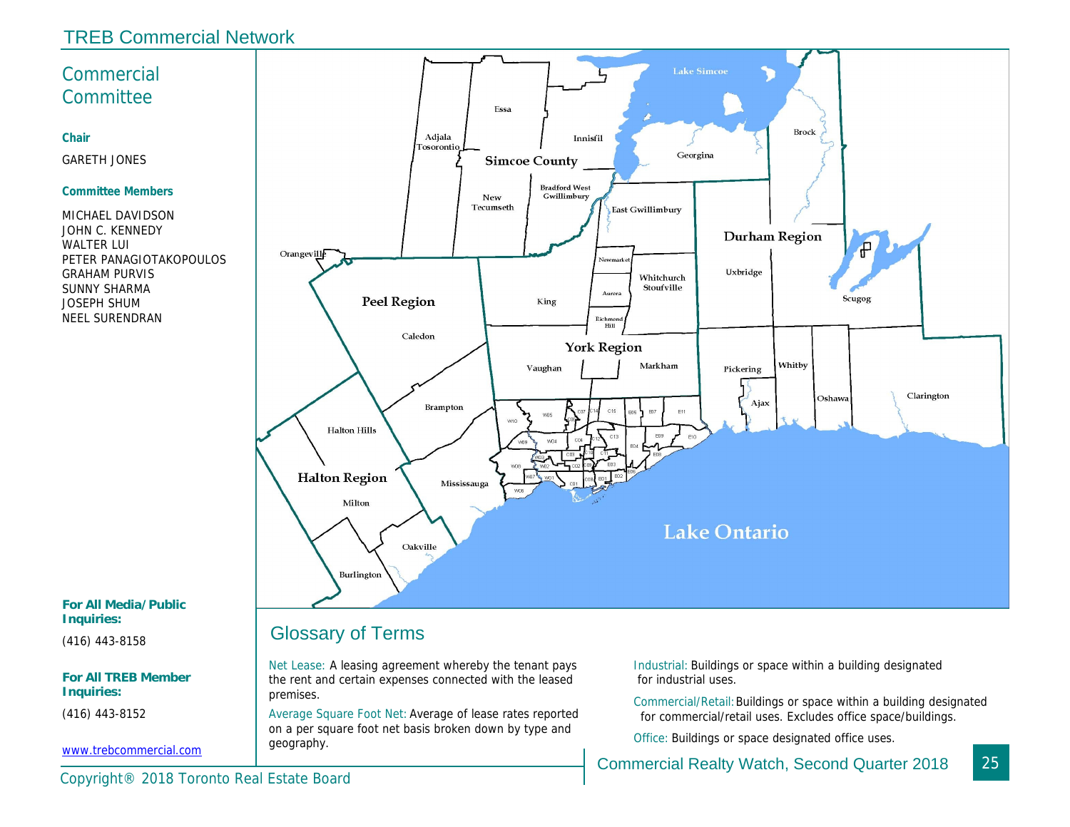# TREB Commercial Network

## Commercial Committee

**Chair**

GARETH JONES

**Committee Members**

MICHAEL DAVIDSON
JOHN C. KENNEDY
WALTER LUI
PETER PANAGIOTAKOPOULOS
GRAHAM PURVIS
SUNNY SHARMA
JOSEPH SHUM
NEEL SURENDRAN

**For All Media/Public Inquiries:**

(416) 443-8158

**For All TREB Member Inquiries:**

(416) 443-8152

www.trebcommercial.com

Lake Simcoe
Essa
Adjala Tosorontio
Innisfil
Brock
Simcoe County
Georgina
Bradford West Gwillimbury
New Tecumseth
East Gwillimbury
Durham Region
Orangeville
Newmarket
Uxbridge
Whitchurch Stoufville
Aurora
Scugog
Peel Region
King
Richmond Hill
Caledon
York Region
Vaughan
Markham
Pickering
Whitby
Oshawa
Clarington
Ajax
Brampton
Halton Hills
Halton Region
Mississauga
Milton
Oakville
Burlington
Lake Ontario

## Glossary of Terms

Net Lease: A leasing agreement whereby the tenant pays the rent and certain expenses connected with the leased premises.

Average Square Foot Net: Average of lease rates reported on a per square foot net basis broken down by type and geography.

Industrial: Buildings or space within a building designated for industrial uses.

Commercial/Retail: Buildings or space within a building designated for commercial/retail uses. Excludes office space/buildings.

Office: Buildings or space designated office uses.

Copyright® 2018 Toronto Real Estate Board